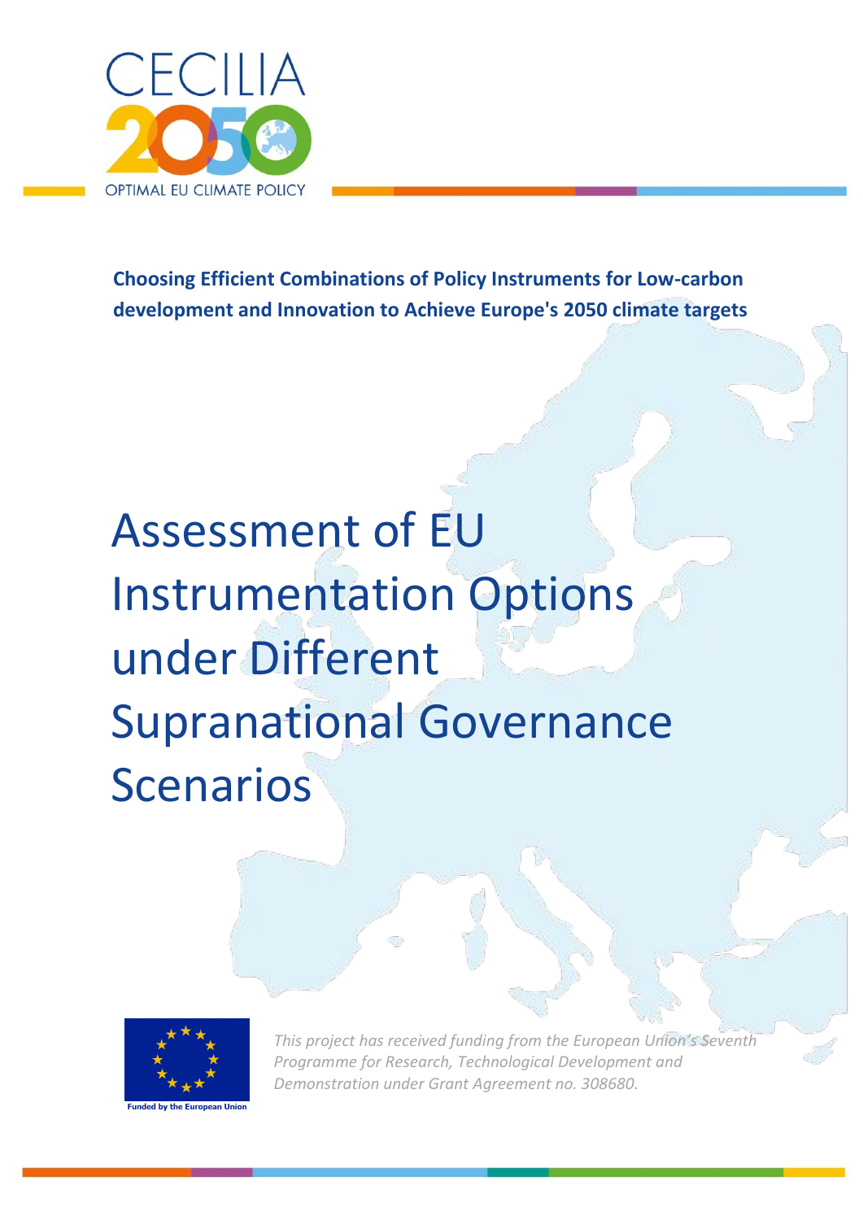CECILIA 2050

OPTIMAL EU CLIMATE POLICY

**Choosing Efficient Combinations of Policy Instruments for Low-carbon development and Innovation to Achieve Europe's 2050 climate targets**

# Assessment of EU Instrumentation Options under Different Supranational Governance Scenarios

Funded by the European Union

*This project has received funding from the European Union's Seventh Programme for Research, Technological Development and Demonstration under Grant Agreement no. 308680.*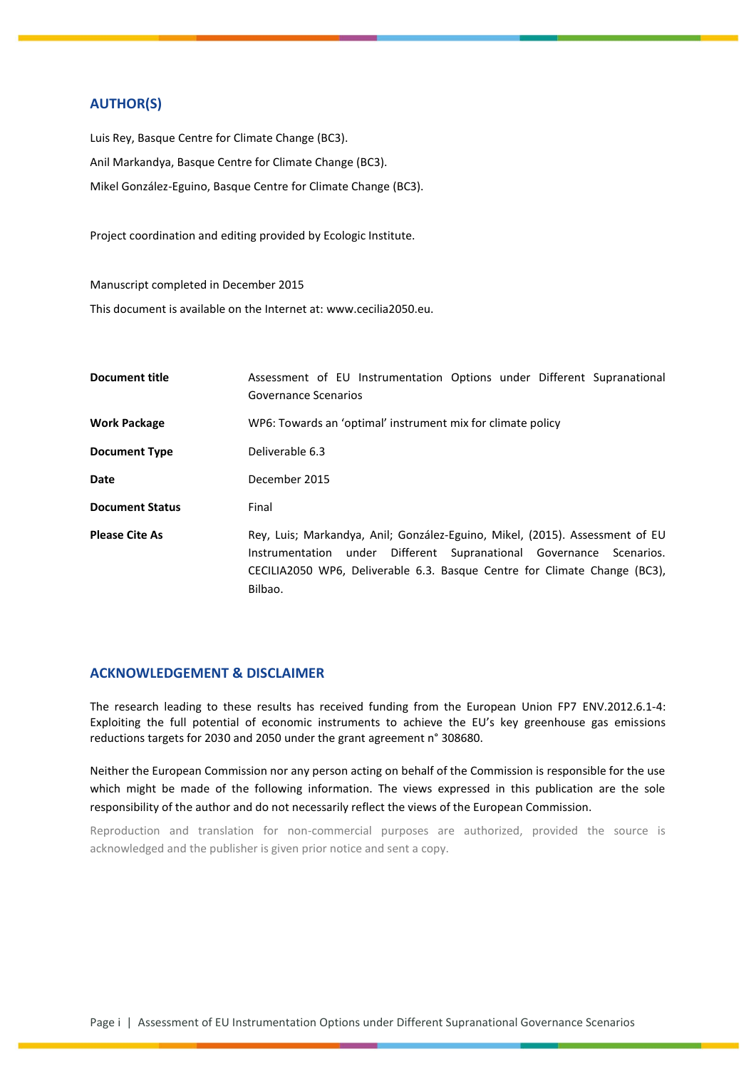## AUTHOR(S)

Luis Rey, Basque Centre for Climate Change (BC3).

Anil Markandya, Basque Centre for Climate Change (BC3).

Mikel González-Eguino, Basque Centre for Climate Change (BC3).

Project coordination and editing provided by Ecologic Institute.

Manuscript completed in December 2015

This document is available on the Internet at: www.cecilia2050.eu.

| | |
|---|---|
| **Document title** | Assessment of EU Instrumentation Options under Different Supranational Governance Scenarios |
| **Work Package** | WP6: Towards an 'optimal' instrument mix for climate policy |
| **Document Type** | Deliverable 6.3 |
| **Date** | December 2015 |
| **Document Status** | Final |
| **Please Cite As** | Rey, Luis; Markandya, Anil; González-Eguino, Mikel, (2015). Assessment of EU Instrumentation under Different Supranational Governance Scenarios. CECILIA2050 WP6, Deliverable 6.3. Basque Centre for Climate Change (BC3), Bilbao. |

## ACKNOWLEDGEMENT & DISCLAIMER

The research leading to these results has received funding from the European Union FP7 ENV.2012.6.1-4: Exploiting the full potential of economic instruments to achieve the EU's key greenhouse gas emissions reductions targets for 2030 and 2050 under the grant agreement n° 308680.

Neither the European Commission nor any person acting on behalf of the Commission is responsible for the use which might be made of the following information. The views expressed in this publication are the sole responsibility of the author and do not necessarily reflect the views of the European Commission.

Reproduction and translation for non-commercial purposes are authorized, provided the source is acknowledged and the publisher is given prior notice and sent a copy.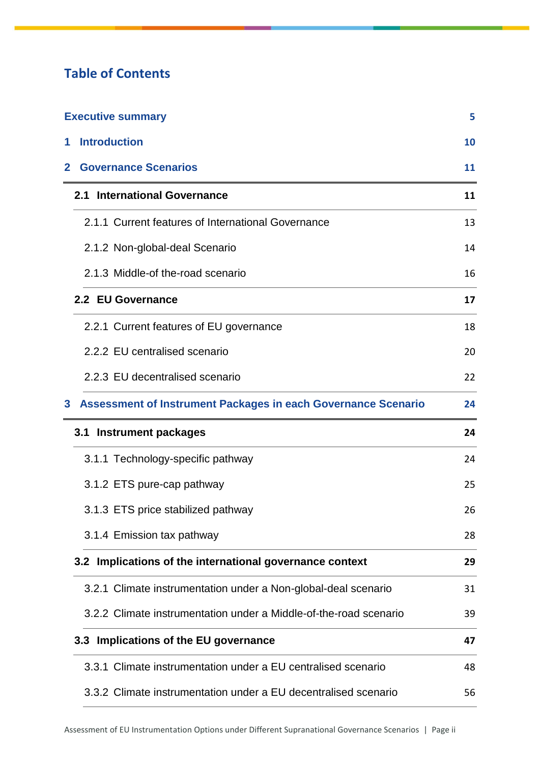## Table of Contents

**Executive summary** 5

**1 Introduction** 10

**2 Governance Scenarios** 11

- **2.1 International Governance** 11
  - 2.1.1 Current features of International Governance 13
  - 2.1.2 Non-global-deal Scenario 14
  - 2.1.3 Middle-of the-road scenario 16
- **2.2 EU Governance** 17
  - 2.2.1 Current features of EU governance 18
  - 2.2.2 EU centralised scenario 20
  - 2.2.3 EU decentralised scenario 22

**3 Assessment of Instrument Packages in each Governance Scenario** 24

- **3.1 Instrument packages** 24
  - 3.1.1 Technology-specific pathway 24
  - 3.1.2 ETS pure-cap pathway 25
  - 3.1.3 ETS price stabilized pathway 26
  - 3.1.4 Emission tax pathway 28
- **3.2 Implications of the international governance context** 29
  - 3.2.1 Climate instrumentation under a Non-global-deal scenario 31
  - 3.2.2 Climate instrumentation under a Middle-of-the-road scenario 39
- **3.3 Implications of the EU governance** 47
  - 3.3.1 Climate instrumentation under a EU centralised scenario 48
  - 3.3.2 Climate instrumentation under a EU decentralised scenario 56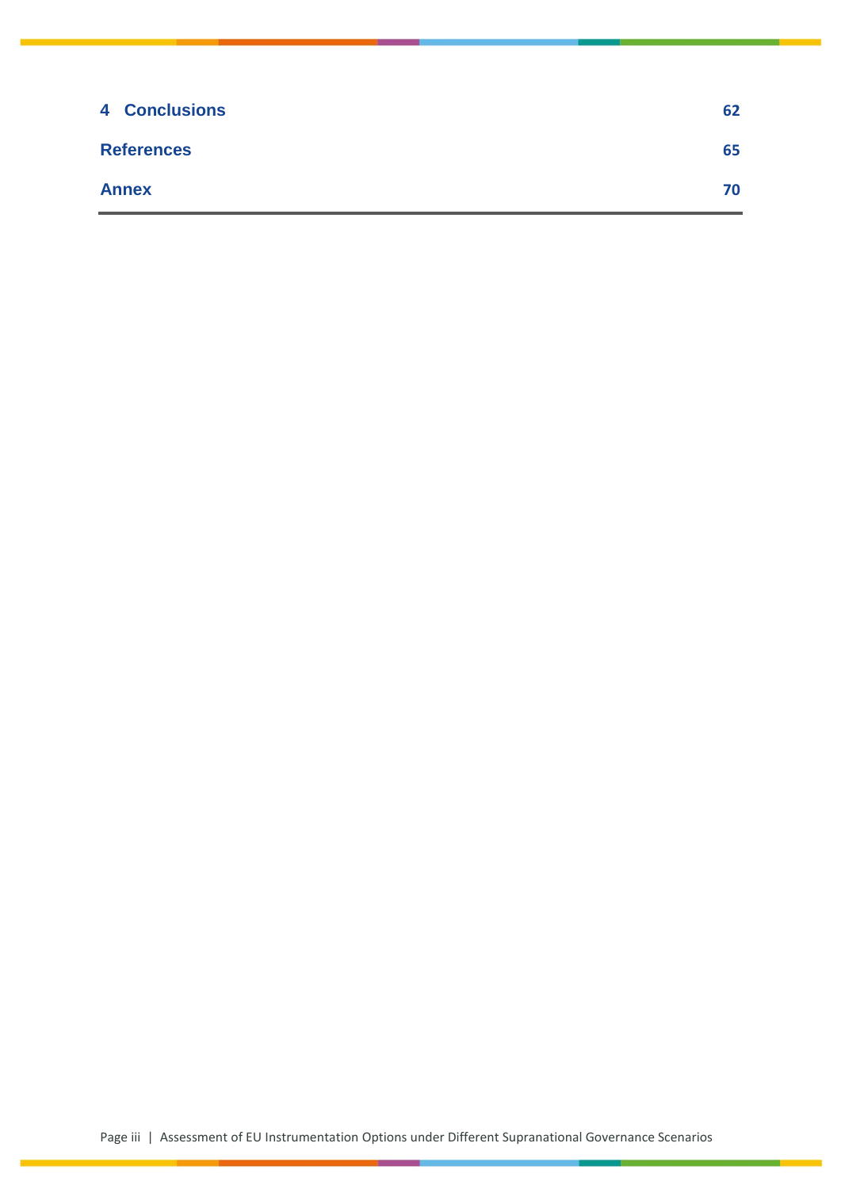| | |
|---|---|
| **4 Conclusions** | **62** |
| **References** | **65** |
| **Annex** | **70** |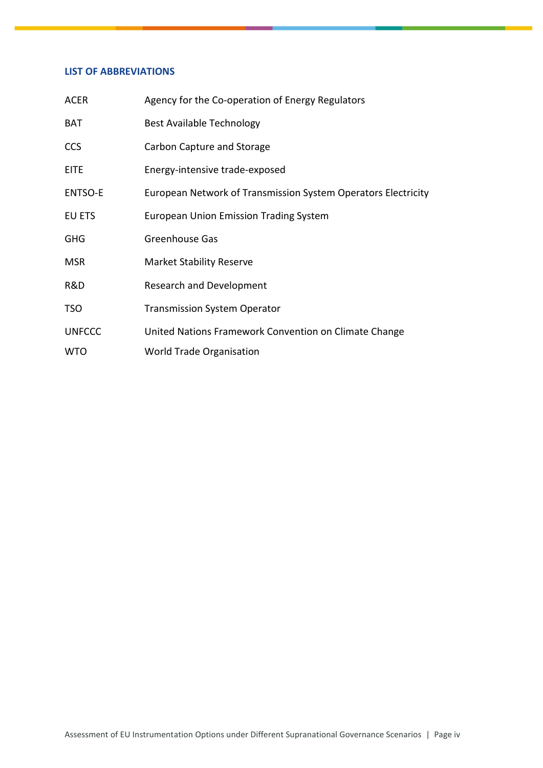## LIST OF ABBREVIATIONS

| | |
|---|---|
| ACER | Agency for the Co-operation of Energy Regulators |
| BAT | Best Available Technology |
| CCS | Carbon Capture and Storage |
| EITE | Energy-intensive trade-exposed |
| ENTSO-E | European Network of Transmission System Operators Electricity |
| EU ETS | European Union Emission Trading System |
| GHG | Greenhouse Gas |
| MSR | Market Stability Reserve |
| R&D | Research and Development |
| TSO | Transmission System Operator |
| UNFCCC | United Nations Framework Convention on Climate Change |
| WTO | World Trade Organisation |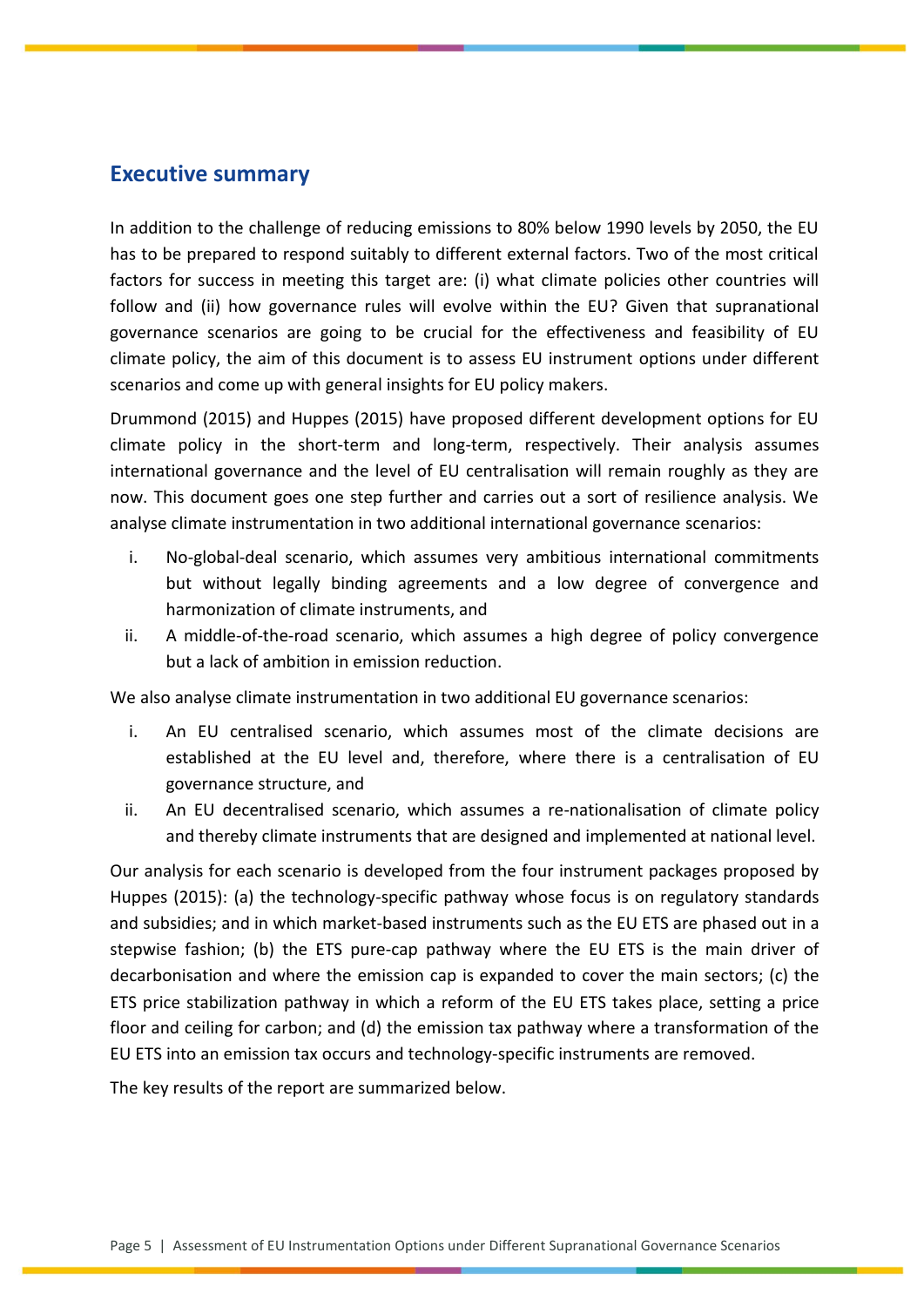## Executive summary

In addition to the challenge of reducing emissions to 80% below 1990 levels by 2050, the EU has to be prepared to respond suitably to different external factors. Two of the most critical factors for success in meeting this target are: (i) what climate policies other countries will follow and (ii) how governance rules will evolve within the EU? Given that supranational governance scenarios are going to be crucial for the effectiveness and feasibility of EU climate policy, the aim of this document is to assess EU instrument options under different scenarios and come up with general insights for EU policy makers.

Drummond (2015) and Huppes (2015) have proposed different development options for EU climate policy in the short-term and long-term, respectively. Their analysis assumes international governance and the level of EU centralisation will remain roughly as they are now. This document goes one step further and carries out a sort of resilience analysis. We analyse climate instrumentation in two additional international governance scenarios:

i. No-global-deal scenario, which assumes very ambitious international commitments but without legally binding agreements and a low degree of convergence and harmonization of climate instruments, and
ii. A middle-of-the-road scenario, which assumes a high degree of policy convergence but a lack of ambition in emission reduction.

We also analyse climate instrumentation in two additional EU governance scenarios:

i. An EU centralised scenario, which assumes most of the climate decisions are established at the EU level and, therefore, where there is a centralisation of EU governance structure, and
ii. An EU decentralised scenario, which assumes a re-nationalisation of climate policy and thereby climate instruments that are designed and implemented at national level.

Our analysis for each scenario is developed from the four instrument packages proposed by Huppes (2015): (a) the technology-specific pathway whose focus is on regulatory standards and subsidies; and in which market-based instruments such as the EU ETS are phased out in a stepwise fashion; (b) the ETS pure-cap pathway where the EU ETS is the main driver of decarbonisation and where the emission cap is expanded to cover the main sectors; (c) the ETS price stabilization pathway in which a reform of the EU ETS takes place, setting a price floor and ceiling for carbon; and (d) the emission tax pathway where a transformation of the EU ETS into an emission tax occurs and technology-specific instruments are removed.

The key results of the report are summarized below.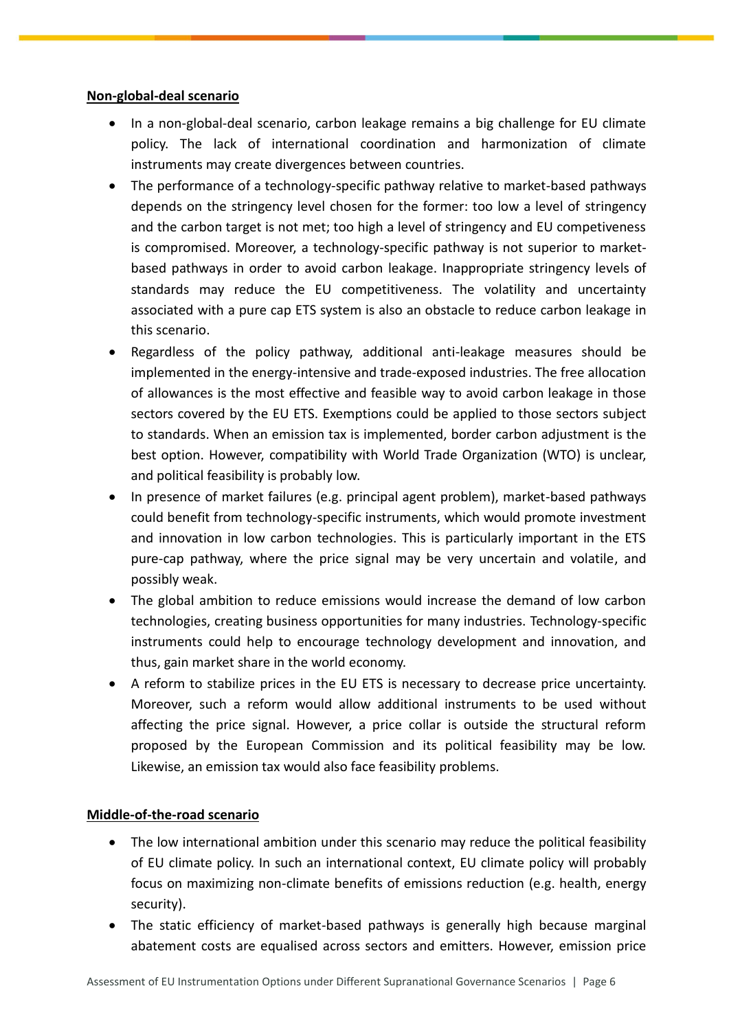**Non-global-deal scenario**

- In a non-global-deal scenario, carbon leakage remains a big challenge for EU climate policy. The lack of international coordination and harmonization of climate instruments may create divergences between countries.
- The performance of a technology-specific pathway relative to market-based pathways depends on the stringency level chosen for the former: too low a level of stringency and the carbon target is not met; too high a level of stringency and EU competiveness is compromised. Moreover, a technology-specific pathway is not superior to market-based pathways in order to avoid carbon leakage. Inappropriate stringency levels of standards may reduce the EU competitiveness. The volatility and uncertainty associated with a pure cap ETS system is also an obstacle to reduce carbon leakage in this scenario.
- Regardless of the policy pathway, additional anti-leakage measures should be implemented in the energy-intensive and trade-exposed industries. The free allocation of allowances is the most effective and feasible way to avoid carbon leakage in those sectors covered by the EU ETS. Exemptions could be applied to those sectors subject to standards. When an emission tax is implemented, border carbon adjustment is the best option. However, compatibility with World Trade Organization (WTO) is unclear, and political feasibility is probably low.
- In presence of market failures (e.g. principal agent problem), market-based pathways could benefit from technology-specific instruments, which would promote investment and innovation in low carbon technologies. This is particularly important in the ETS pure-cap pathway, where the price signal may be very uncertain and volatile, and possibly weak.
- The global ambition to reduce emissions would increase the demand of low carbon technologies, creating business opportunities for many industries. Technology-specific instruments could help to encourage technology development and innovation, and thus, gain market share in the world economy.
- A reform to stabilize prices in the EU ETS is necessary to decrease price uncertainty. Moreover, such a reform would allow additional instruments to be used without affecting the price signal. However, a price collar is outside the structural reform proposed by the European Commission and its political feasibility may be low. Likewise, an emission tax would also face feasibility problems.

**Middle-of-the-road scenario**

- The low international ambition under this scenario may reduce the political feasibility of EU climate policy. In such an international context, EU climate policy will probably focus on maximizing non-climate benefits of emissions reduction (e.g. health, energy security).
- The static efficiency of market-based pathways is generally high because marginal abatement costs are equalised across sectors and emitters. However, emission price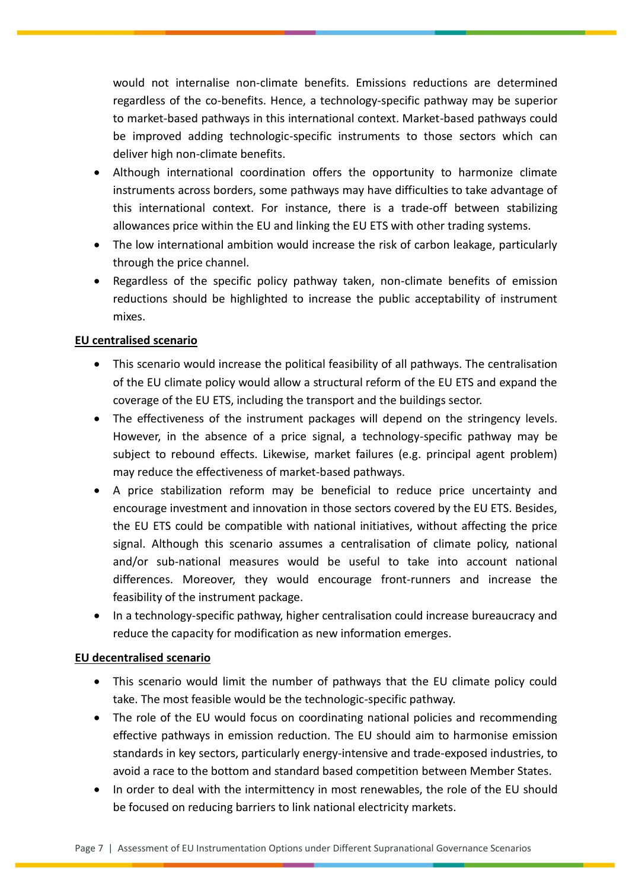would not internalise non-climate benefits. Emissions reductions are determined regardless of the co-benefits. Hence, a technology-specific pathway may be superior to market-based pathways in this international context. Market-based pathways could be improved adding technologic-specific instruments to those sectors which can deliver high non-climate benefits.

- Although international coordination offers the opportunity to harmonize climate instruments across borders, some pathways may have difficulties to take advantage of this international context. For instance, there is a trade-off between stabilizing allowances price within the EU and linking the EU ETS with other trading systems.
- The low international ambition would increase the risk of carbon leakage, particularly through the price channel.
- Regardless of the specific policy pathway taken, non-climate benefits of emission reductions should be highlighted to increase the public acceptability of instrument mixes.

**EU centralised scenario**

- This scenario would increase the political feasibility of all pathways. The centralisation of the EU climate policy would allow a structural reform of the EU ETS and expand the coverage of the EU ETS, including the transport and the buildings sector.
- The effectiveness of the instrument packages will depend on the stringency levels. However, in the absence of a price signal, a technology-specific pathway may be subject to rebound effects. Likewise, market failures (e.g. principal agent problem) may reduce the effectiveness of market-based pathways.
- A price stabilization reform may be beneficial to reduce price uncertainty and encourage investment and innovation in those sectors covered by the EU ETS. Besides, the EU ETS could be compatible with national initiatives, without affecting the price signal. Although this scenario assumes a centralisation of climate policy, national and/or sub-national measures would be useful to take into account national differences. Moreover, they would encourage front-runners and increase the feasibility of the instrument package.
- In a technology-specific pathway, higher centralisation could increase bureaucracy and reduce the capacity for modification as new information emerges.

**EU decentralised scenario**

- This scenario would limit the number of pathways that the EU climate policy could take. The most feasible would be the technologic-specific pathway.
- The role of the EU would focus on coordinating national policies and recommending effective pathways in emission reduction. The EU should aim to harmonise emission standards in key sectors, particularly energy-intensive and trade-exposed industries, to avoid a race to the bottom and standard based competition between Member States.
- In order to deal with the intermittency in most renewables, the role of the EU should be focused on reducing barriers to link national electricity markets.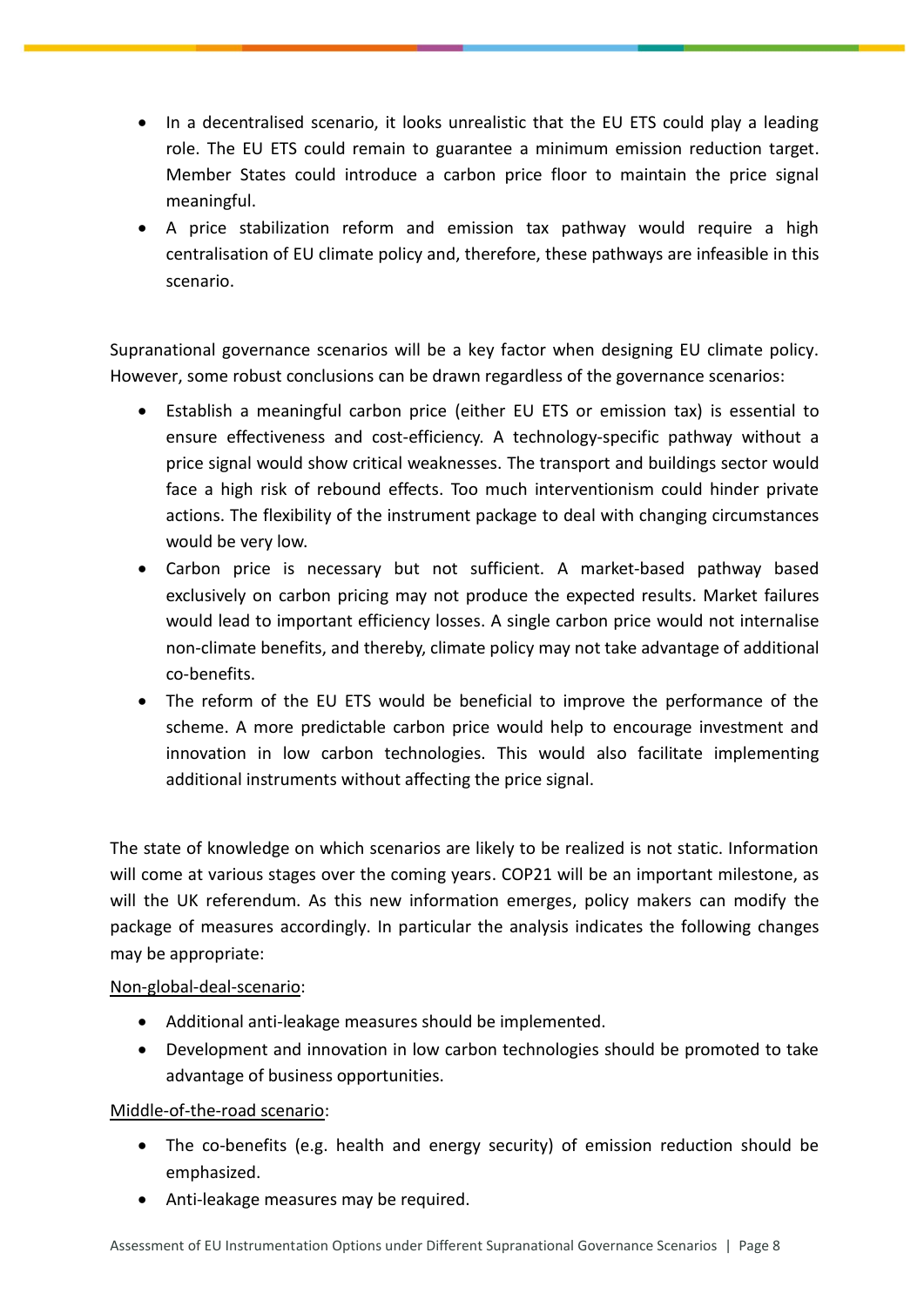- In a decentralised scenario, it looks unrealistic that the EU ETS could play a leading role. The EU ETS could remain to guarantee a minimum emission reduction target. Member States could introduce a carbon price floor to maintain the price signal meaningful.
- A price stabilization reform and emission tax pathway would require a high centralisation of EU climate policy and, therefore, these pathways are infeasible in this scenario.

Supranational governance scenarios will be a key factor when designing EU climate policy. However, some robust conclusions can be drawn regardless of the governance scenarios:

- Establish a meaningful carbon price (either EU ETS or emission tax) is essential to ensure effectiveness and cost-efficiency. A technology-specific pathway without a price signal would show critical weaknesses. The transport and buildings sector would face a high risk of rebound effects. Too much interventionism could hinder private actions. The flexibility of the instrument package to deal with changing circumstances would be very low.
- Carbon price is necessary but not sufficient. A market-based pathway based exclusively on carbon pricing may not produce the expected results. Market failures would lead to important efficiency losses. A single carbon price would not internalise non-climate benefits, and thereby, climate policy may not take advantage of additional co-benefits.
- The reform of the EU ETS would be beneficial to improve the performance of the scheme. A more predictable carbon price would help to encourage investment and innovation in low carbon technologies. This would also facilitate implementing additional instruments without affecting the price signal.

The state of knowledge on which scenarios are likely to be realized is not static. Information will come at various stages over the coming years. COP21 will be an important milestone, as will the UK referendum. As this new information emerges, policy makers can modify the package of measures accordingly. In particular the analysis indicates the following changes may be appropriate:

Non-global-deal-scenario:

- Additional anti-leakage measures should be implemented.
- Development and innovation in low carbon technologies should be promoted to take advantage of business opportunities.

Middle-of-the-road scenario:

- The co-benefits (e.g. health and energy security) of emission reduction should be emphasized.
- Anti-leakage measures may be required.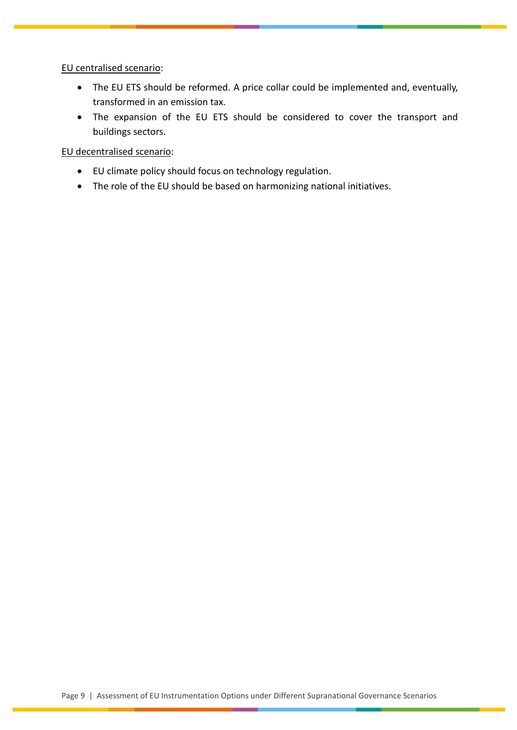<u>EU centralised scenario</u>:

- The EU ETS should be reformed. A price collar could be implemented and, eventually, transformed in an emission tax.
- The expansion of the EU ETS should be considered to cover the transport and buildings sectors.

<u>EU decentralised scenario</u>:

- EU climate policy should focus on technology regulation.
- The role of the EU should be based on harmonizing national initiatives.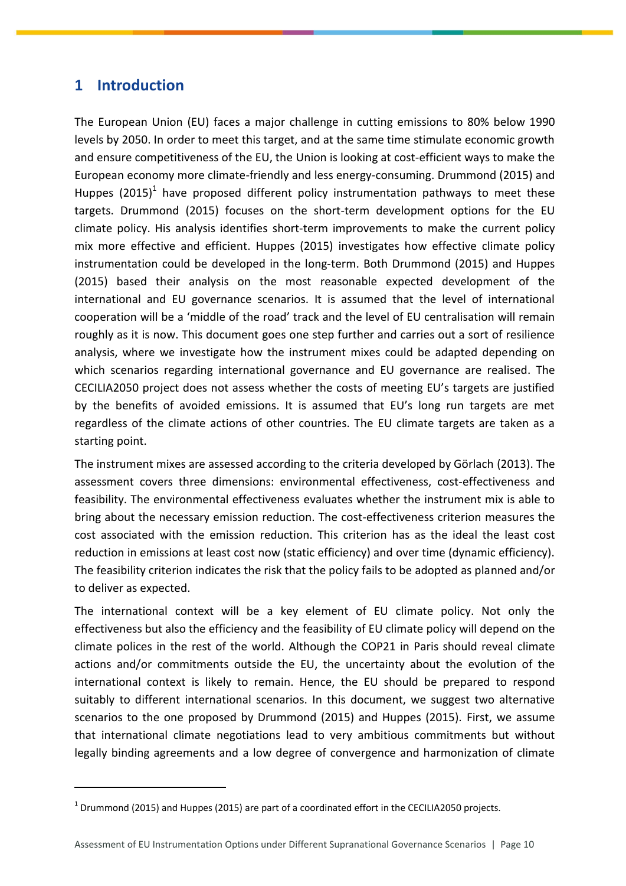# 1 Introduction

The European Union (EU) faces a major challenge in cutting emissions to 80% below 1990 levels by 2050. In order to meet this target, and at the same time stimulate economic growth and ensure competitiveness of the EU, the Union is looking at cost-efficient ways to make the European economy more climate-friendly and less energy-consuming. Drummond (2015) and Huppes (2015)[1] have proposed different policy instrumentation pathways to meet these targets. Drummond (2015) focuses on the short-term development options for the EU climate policy. His analysis identifies short-term improvements to make the current policy mix more effective and efficient. Huppes (2015) investigates how effective climate policy instrumentation could be developed in the long-term. Both Drummond (2015) and Huppes (2015) based their analysis on the most reasonable expected development of the international and EU governance scenarios. It is assumed that the level of international cooperation will be a 'middle of the road' track and the level of EU centralisation will remain roughly as it is now. This document goes one step further and carries out a sort of resilience analysis, where we investigate how the instrument mixes could be adapted depending on which scenarios regarding international governance and EU governance are realised. The CECILIA2050 project does not assess whether the costs of meeting EU's targets are justified by the benefits of avoided emissions. It is assumed that EU's long run targets are met regardless of the climate actions of other countries. The EU climate targets are taken as a starting point.

The instrument mixes are assessed according to the criteria developed by Görlach (2013). The assessment covers three dimensions: environmental effectiveness, cost-effectiveness and feasibility. The environmental effectiveness evaluates whether the instrument mix is able to bring about the necessary emission reduction. The cost-effectiveness criterion measures the cost associated with the emission reduction. This criterion has as the ideal the least cost reduction in emissions at least cost now (static efficiency) and over time (dynamic efficiency). The feasibility criterion indicates the risk that the policy fails to be adopted as planned and/or to deliver as expected.

The international context will be a key element of EU climate policy. Not only the effectiveness but also the efficiency and the feasibility of EU climate policy will depend on the climate polices in the rest of the world. Although the COP21 in Paris should reveal climate actions and/or commitments outside the EU, the uncertainty about the evolution of the international context is likely to remain. Hence, the EU should be prepared to respond suitably to different international scenarios. In this document, we suggest two alternative scenarios to the one proposed by Drummond (2015) and Huppes (2015). First, we assume that international climate negotiations lead to very ambitious commitments but without legally binding agreements and a low degree of convergence and harmonization of climate

[1] Drummond (2015) and Huppes (2015) are part of a coordinated effort in the CECILIA2050 projects.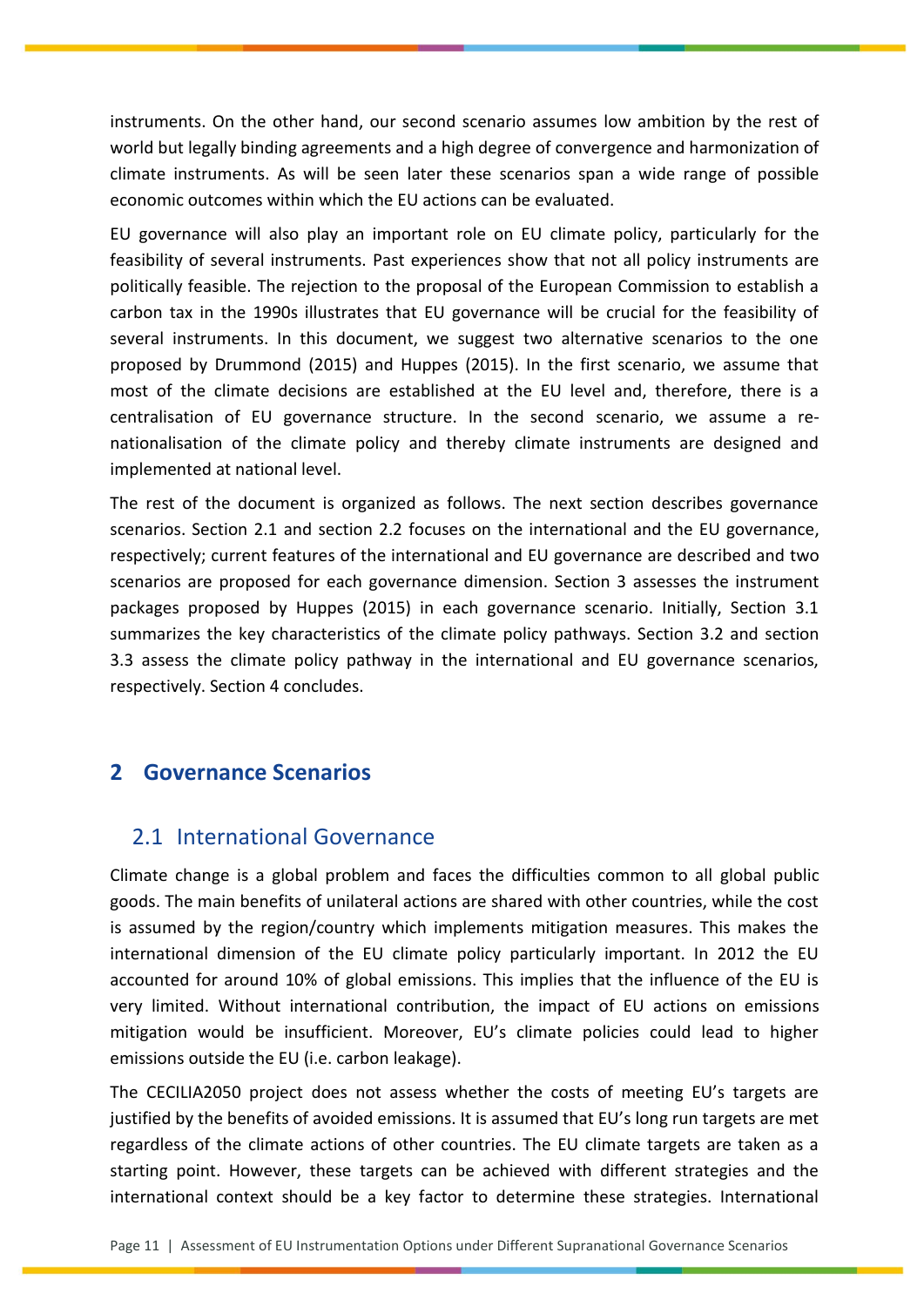instruments. On the other hand, our second scenario assumes low ambition by the rest of world but legally binding agreements and a high degree of convergence and harmonization of climate instruments. As will be seen later these scenarios span a wide range of possible economic outcomes within which the EU actions can be evaluated.

EU governance will also play an important role on EU climate policy, particularly for the feasibility of several instruments. Past experiences show that not all policy instruments are politically feasible. The rejection to the proposal of the European Commission to establish a carbon tax in the 1990s illustrates that EU governance will be crucial for the feasibility of several instruments. In this document, we suggest two alternative scenarios to the one proposed by Drummond (2015) and Huppes (2015). In the first scenario, we assume that most of the climate decisions are established at the EU level and, therefore, there is a centralisation of EU governance structure. In the second scenario, we assume a re-nationalisation of the climate policy and thereby climate instruments are designed and implemented at national level.

The rest of the document is organized as follows. The next section describes governance scenarios. Section 2.1 and section 2.2 focuses on the international and the EU governance, respectively; current features of the international and EU governance are described and two scenarios are proposed for each governance dimension. Section 3 assesses the instrument packages proposed by Huppes (2015) in each governance scenario. Initially, Section 3.1 summarizes the key characteristics of the climate policy pathways. Section 3.2 and section 3.3 assess the climate policy pathway in the international and EU governance scenarios, respectively. Section 4 concludes.

# 2 Governance Scenarios

## 2.1 International Governance

Climate change is a global problem and faces the difficulties common to all global public goods. The main benefits of unilateral actions are shared with other countries, while the cost is assumed by the region/country which implements mitigation measures. This makes the international dimension of the EU climate policy particularly important. In 2012 the EU accounted for around 10% of global emissions. This implies that the influence of the EU is very limited. Without international contribution, the impact of EU actions on emissions mitigation would be insufficient. Moreover, EU's climate policies could lead to higher emissions outside the EU (i.e. carbon leakage).

The CECILIA2050 project does not assess whether the costs of meeting EU's targets are justified by the benefits of avoided emissions. It is assumed that EU's long run targets are met regardless of the climate actions of other countries. The EU climate targets are taken as a starting point. However, these targets can be achieved with different strategies and the international context should be a key factor to determine these strategies. International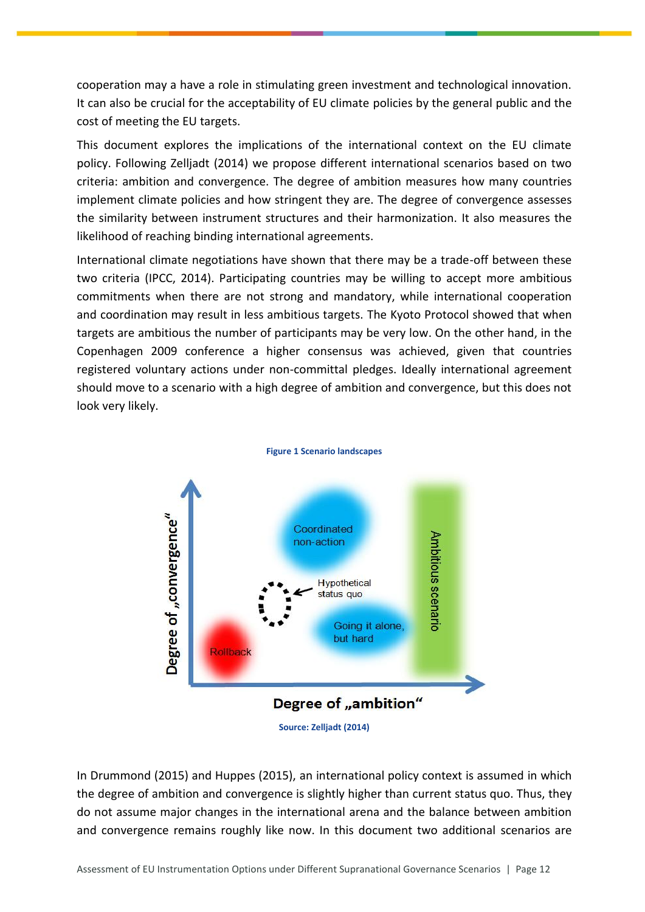cooperation may a have a role in stimulating green investment and technological innovation. It can also be crucial for the acceptability of EU climate policies by the general public and the cost of meeting the EU targets.

This document explores the implications of the international context on the EU climate policy. Following Zelljadt (2014) we propose different international scenarios based on two criteria: ambition and convergence. The degree of ambition measures how many countries implement climate policies and how stringent they are. The degree of convergence assesses the similarity between instrument structures and their harmonization. It also measures the likelihood of reaching binding international agreements.

International climate negotiations have shown that there may be a trade-off between these two criteria (IPCC, 2014). Participating countries may be willing to accept more ambitious commitments when there are not strong and mandatory, while international cooperation and coordination may result in less ambitious targets. The Kyoto Protocol showed that when targets are ambitious the number of participants may be very low. On the other hand, in the Copenhagen 2009 conference a higher consensus was achieved, given that countries registered voluntary actions under non-committal pledges. Ideally international agreement should move to a scenario with a high degree of ambition and convergence, but this does not look very likely.

**Figure 1 Scenario landscapes**

Degree of „convergence"

Coordinated non-action

Hypothetical status quo

Going it alone, but hard

Rollback

Ambitious scenario

Degree of „ambition"

**Source: Zelljadt (2014)**

In Drummond (2015) and Huppes (2015), an international policy context is assumed in which the degree of ambition and convergence is slightly higher than current status quo. Thus, they do not assume major changes in the international arena and the balance between ambition and convergence remains roughly like now. In this document two additional scenarios are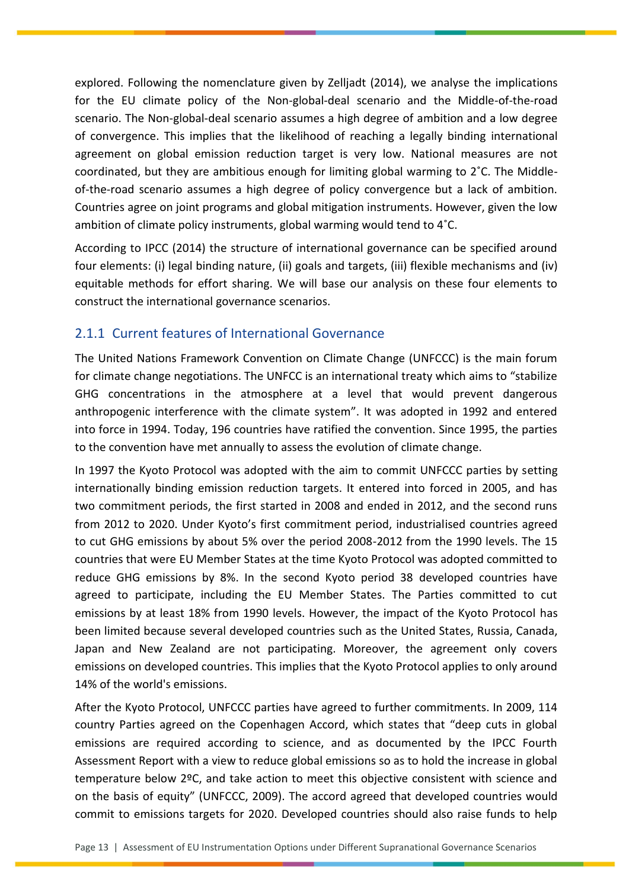explored. Following the nomenclature given by Zelljadt (2014), we analyse the implications for the EU climate policy of the Non-global-deal scenario and the Middle-of-the-road scenario. The Non-global-deal scenario assumes a high degree of ambition and a low degree of convergence. This implies that the likelihood of reaching a legally binding international agreement on global emission reduction target is very low. National measures are not coordinated, but they are ambitious enough for limiting global warming to 2˚C. The Middle-of-the-road scenario assumes a high degree of policy convergence but a lack of ambition. Countries agree on joint programs and global mitigation instruments. However, given the low ambition of climate policy instruments, global warming would tend to 4˚C.

According to IPCC (2014) the structure of international governance can be specified around four elements: (i) legal binding nature, (ii) goals and targets, (iii) flexible mechanisms and (iv) equitable methods for effort sharing. We will base our analysis on these four elements to construct the international governance scenarios.

### 2.1.1 Current features of International Governance

The United Nations Framework Convention on Climate Change (UNFCCC) is the main forum for climate change negotiations. The UNFCC is an international treaty which aims to "stabilize GHG concentrations in the atmosphere at a level that would prevent dangerous anthropogenic interference with the climate system". It was adopted in 1992 and entered into force in 1994. Today, 196 countries have ratified the convention. Since 1995, the parties to the convention have met annually to assess the evolution of climate change.

In 1997 the Kyoto Protocol was adopted with the aim to commit UNFCCC parties by setting internationally binding emission reduction targets. It entered into forced in 2005, and has two commitment periods, the first started in 2008 and ended in 2012, and the second runs from 2012 to 2020. Under Kyoto's first commitment period, industrialised countries agreed to cut GHG emissions by about 5% over the period 2008-2012 from the 1990 levels. The 15 countries that were EU Member States at the time Kyoto Protocol was adopted committed to reduce GHG emissions by 8%. In the second Kyoto period 38 developed countries have agreed to participate, including the EU Member States. The Parties committed to cut emissions by at least 18% from 1990 levels. However, the impact of the Kyoto Protocol has been limited because several developed countries such as the United States, Russia, Canada, Japan and New Zealand are not participating. Moreover, the agreement only covers emissions on developed countries. This implies that the Kyoto Protocol applies to only around 14% of the world's emissions.

After the Kyoto Protocol, UNFCCC parties have agreed to further commitments. In 2009, 114 country Parties agreed on the Copenhagen Accord, which states that "deep cuts in global emissions are required according to science, and as documented by the IPCC Fourth Assessment Report with a view to reduce global emissions so as to hold the increase in global temperature below 2ºC, and take action to meet this objective consistent with science and on the basis of equity" (UNFCCC, 2009). The accord agreed that developed countries would commit to emissions targets for 2020. Developed countries should also raise funds to help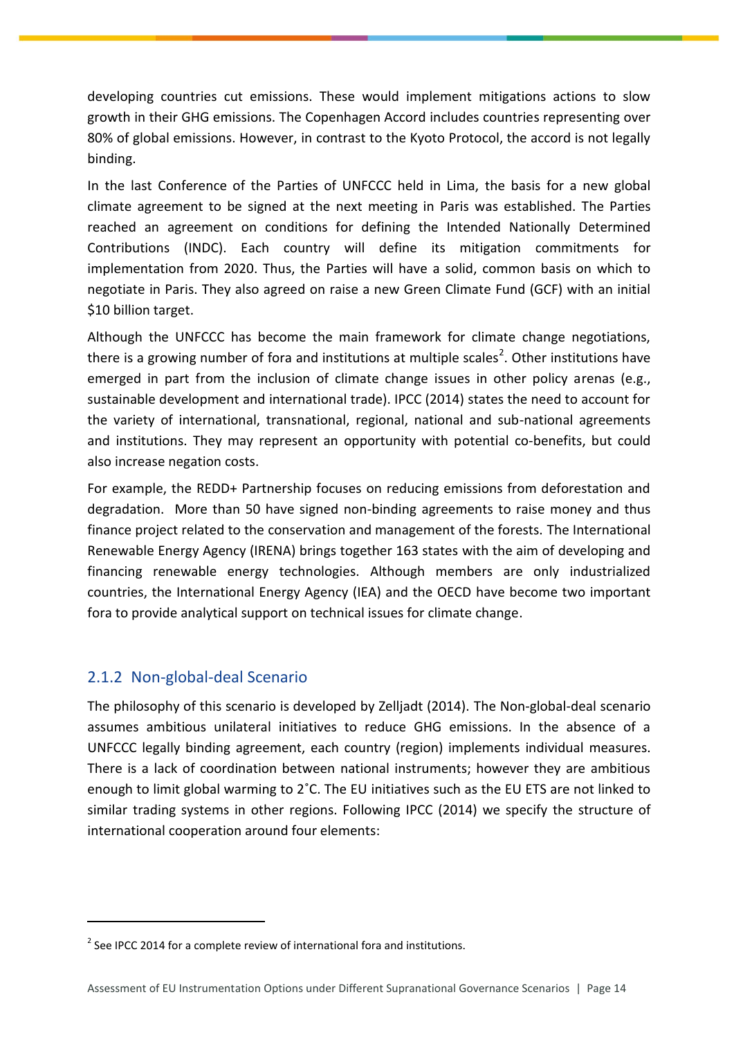developing countries cut emissions. These would implement mitigations actions to slow growth in their GHG emissions. The Copenhagen Accord includes countries representing over 80% of global emissions. However, in contrast to the Kyoto Protocol, the accord is not legally binding.

In the last Conference of the Parties of UNFCCC held in Lima, the basis for a new global climate agreement to be signed at the next meeting in Paris was established. The Parties reached an agreement on conditions for defining the Intended Nationally Determined Contributions (INDC). Each country will define its mitigation commitments for implementation from 2020. Thus, the Parties will have a solid, common basis on which to negotiate in Paris. They also agreed on raise a new Green Climate Fund (GCF) with an initial $10 billion target.

Although the UNFCCC has become the main framework for climate change negotiations, there is a growing number of fora and institutions at multiple scales[2]. Other institutions have emerged in part from the inclusion of climate change issues in other policy arenas (e.g., sustainable development and international trade). IPCC (2014) states the need to account for the variety of international, transnational, regional, national and sub-national agreements and institutions. They may represent an opportunity with potential co-benefits, but could also increase negation costs.

For example, the REDD+ Partnership focuses on reducing emissions from deforestation and degradation. More than 50 have signed non-binding agreements to raise money and thus finance project related to the conservation and management of the forests. The International Renewable Energy Agency (IRENA) brings together 163 states with the aim of developing and financing renewable energy technologies. Although members are only industrialized countries, the International Energy Agency (IEA) and the OECD have become two important fora to provide analytical support on technical issues for climate change.

### 2.1.2 Non-global-deal Scenario

The philosophy of this scenario is developed by Zelljadt (2014). The Non-global-deal scenario assumes ambitious unilateral initiatives to reduce GHG emissions. In the absence of a UNFCCC legally binding agreement, each country (region) implements individual measures. There is a lack of coordination between national instruments; however they are ambitious enough to limit global warming to 2˚C. The EU initiatives such as the EU ETS are not linked to similar trading systems in other regions. Following IPCC (2014) we specify the structure of international cooperation around four elements:

---

[2] See IPCC 2014 for a complete review of international fora and institutions.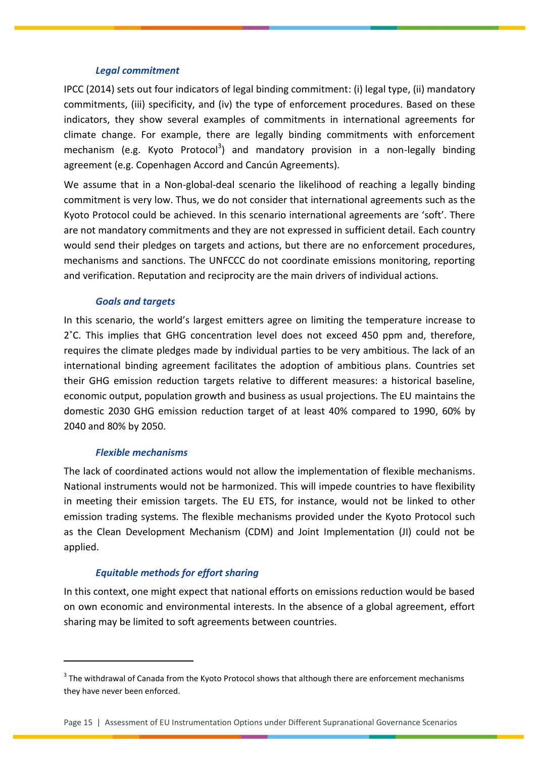#### *Legal commitment*

IPCC (2014) sets out four indicators of legal binding commitment: (i) legal type, (ii) mandatory commitments, (iii) specificity, and (iv) the type of enforcement procedures. Based on these indicators, they show several examples of commitments in international agreements for climate change. For example, there are legally binding commitments with enforcement mechanism (e.g. Kyoto Protocol[3]) and mandatory provision in a non-legally binding agreement (e.g. Copenhagen Accord and Cancún Agreements).

We assume that in a Non-global-deal scenario the likelihood of reaching a legally binding commitment is very low. Thus, we do not consider that international agreements such as the Kyoto Protocol could be achieved. In this scenario international agreements are 'soft'. There are not mandatory commitments and they are not expressed in sufficient detail. Each country would send their pledges on targets and actions, but there are no enforcement procedures, mechanisms and sanctions. The UNFCCC do not coordinate emissions monitoring, reporting and verification. Reputation and reciprocity are the main drivers of individual actions.

#### *Goals and targets*

In this scenario, the world's largest emitters agree on limiting the temperature increase to 2˚C. This implies that GHG concentration level does not exceed 450 ppm and, therefore, requires the climate pledges made by individual parties to be very ambitious. The lack of an international binding agreement facilitates the adoption of ambitious plans. Countries set their GHG emission reduction targets relative to different measures: a historical baseline, economic output, population growth and business as usual projections. The EU maintains the domestic 2030 GHG emission reduction target of at least 40% compared to 1990, 60% by 2040 and 80% by 2050.

#### *Flexible mechanisms*

The lack of coordinated actions would not allow the implementation of flexible mechanisms. National instruments would not be harmonized. This will impede countries to have flexibility in meeting their emission targets. The EU ETS, for instance, would not be linked to other emission trading systems. The flexible mechanisms provided under the Kyoto Protocol such as the Clean Development Mechanism (CDM) and Joint Implementation (JI) could not be applied.

#### *Equitable methods for effort sharing*

In this context, one might expect that national efforts on emissions reduction would be based on own economic and environmental interests. In the absence of a global agreement, effort sharing may be limited to soft agreements between countries.

---

[3] The withdrawal of Canada from the Kyoto Protocol shows that although there are enforcement mechanisms they have never been enforced.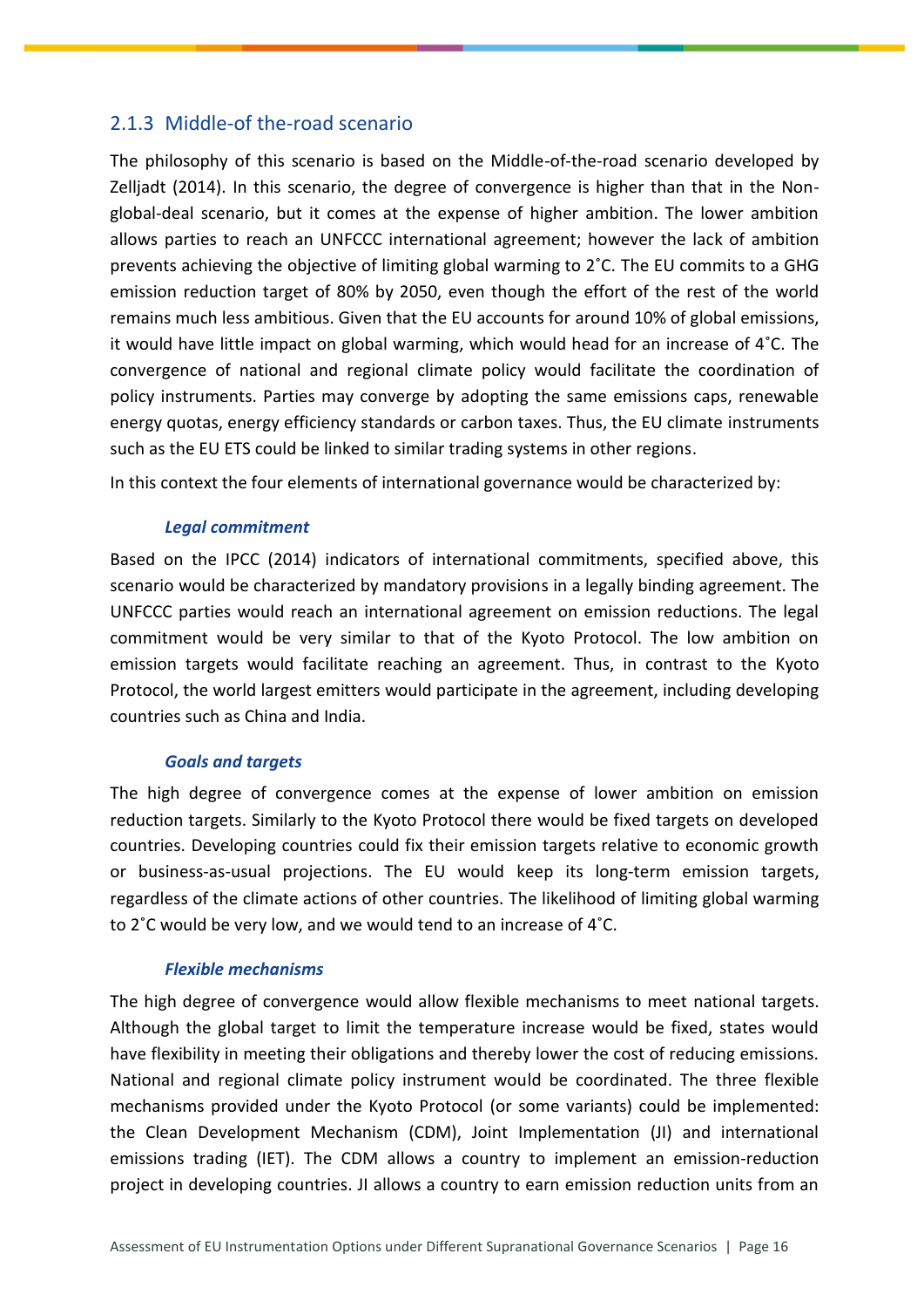### 2.1.3 Middle-of the-road scenario

The philosophy of this scenario is based on the Middle-of-the-road scenario developed by Zelljadt (2014). In this scenario, the degree of convergence is higher than that in the Non-global-deal scenario, but it comes at the expense of higher ambition. The lower ambition allows parties to reach an UNFCCC international agreement; however the lack of ambition prevents achieving the objective of limiting global warming to 2˚C. The EU commits to a GHG emission reduction target of 80% by 2050, even though the effort of the rest of the world remains much less ambitious. Given that the EU accounts for around 10% of global emissions, it would have little impact on global warming, which would head for an increase of 4˚C. The convergence of national and regional climate policy would facilitate the coordination of policy instruments. Parties may converge by adopting the same emissions caps, renewable energy quotas, energy efficiency standards or carbon taxes. Thus, the EU climate instruments such as the EU ETS could be linked to similar trading systems in other regions.

In this context the four elements of international governance would be characterized by:

***Legal commitment***

Based on the IPCC (2014) indicators of international commitments, specified above, this scenario would be characterized by mandatory provisions in a legally binding agreement. The UNFCCC parties would reach an international agreement on emission reductions. The legal commitment would be very similar to that of the Kyoto Protocol. The low ambition on emission targets would facilitate reaching an agreement. Thus, in contrast to the Kyoto Protocol, the world largest emitters would participate in the agreement, including developing countries such as China and India.

***Goals and targets***

The high degree of convergence comes at the expense of lower ambition on emission reduction targets. Similarly to the Kyoto Protocol there would be fixed targets on developed countries. Developing countries could fix their emission targets relative to economic growth or business-as-usual projections. The EU would keep its long-term emission targets, regardless of the climate actions of other countries. The likelihood of limiting global warming to 2˚C would be very low, and we would tend to an increase of 4˚C.

***Flexible mechanisms***

The high degree of convergence would allow flexible mechanisms to meet national targets. Although the global target to limit the temperature increase would be fixed, states would have flexibility in meeting their obligations and thereby lower the cost of reducing emissions. National and regional climate policy instrument would be coordinated. The three flexible mechanisms provided under the Kyoto Protocol (or some variants) could be implemented: the Clean Development Mechanism (CDM), Joint Implementation (JI) and international emissions trading (IET). The CDM allows a country to implement an emission-reduction project in developing countries. JI allows a country to earn emission reduction units from an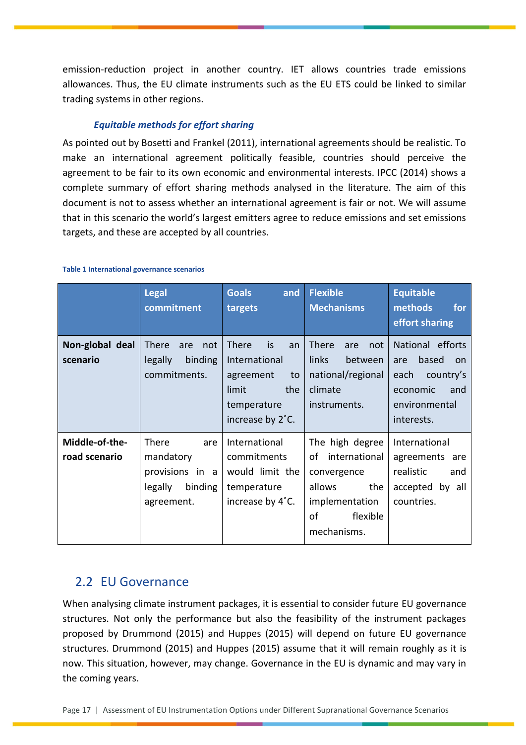emission-reduction project in another country. IET allows countries trade emissions allowances. Thus, the EU climate instruments such as the EU ETS could be linked to similar trading systems in other regions.

***Equitable methods for effort sharing***

As pointed out by Bosetti and Frankel (2011), international agreements should be realistic. To make an international agreement politically feasible, countries should perceive the agreement to be fair to its own economic and environmental interests. IPCC (2014) shows a complete summary of effort sharing methods analysed in the literature. The aim of this document is not to assess whether an international agreement is fair or not. We will assume that in this scenario the world's largest emitters agree to reduce emissions and set emissions targets, and these are accepted by all countries.

**Table 1 International governance scenarios**

| | Legal commitment | Goals and targets | Flexible Mechanisms | Equitable methods for effort sharing |
|---|---|---|---|---|
| **Non-global deal scenario** | There are not legally binding commitments. | There is an International agreement to limit the temperature increase by 2˚C. | There are not links between national/regional climate instruments. | National efforts are based on each country's economic and environmental interests. |
| **Middle-of-the-road scenario** | There are mandatory provisions in a legally binding agreement. | International commitments would limit the temperature increase by 4˚C. | The high degree of international convergence allows the implementation of flexible mechanisms. | International agreements are realistic and accepted by all countries. |

## 2.2 EU Governance

When analysing climate instrument packages, it is essential to consider future EU governance structures. Not only the performance but also the feasibility of the instrument packages proposed by Drummond (2015) and Huppes (2015) will depend on future EU governance structures. Drummond (2015) and Huppes (2015) assume that it will remain roughly as it is now. This situation, however, may change. Governance in the EU is dynamic and may vary in the coming years.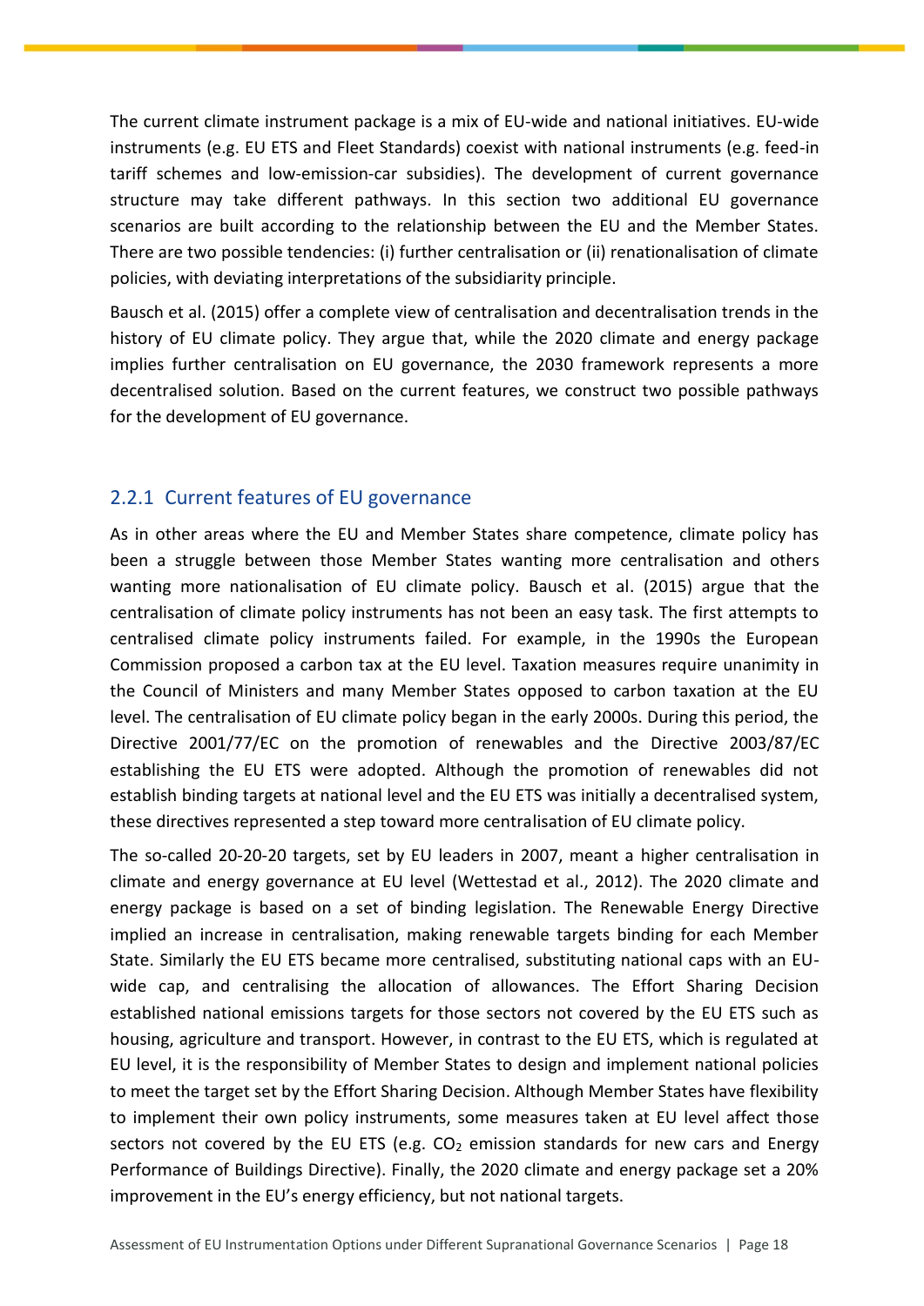The current climate instrument package is a mix of EU-wide and national initiatives. EU-wide instruments (e.g. EU ETS and Fleet Standards) coexist with national instruments (e.g. feed-in tariff schemes and low-emission-car subsidies). The development of current governance structure may take different pathways. In this section two additional EU governance scenarios are built according to the relationship between the EU and the Member States. There are two possible tendencies: (i) further centralisation or (ii) renationalisation of climate policies, with deviating interpretations of the subsidiarity principle.

Bausch et al. (2015) offer a complete view of centralisation and decentralisation trends in the history of EU climate policy. They argue that, while the 2020 climate and energy package implies further centralisation on EU governance, the 2030 framework represents a more decentralised solution. Based on the current features, we construct two possible pathways for the development of EU governance.

### 2.2.1 Current features of EU governance

As in other areas where the EU and Member States share competence, climate policy has been a struggle between those Member States wanting more centralisation and others wanting more nationalisation of EU climate policy. Bausch et al. (2015) argue that the centralisation of climate policy instruments has not been an easy task. The first attempts to centralised climate policy instruments failed. For example, in the 1990s the European Commission proposed a carbon tax at the EU level. Taxation measures require unanimity in the Council of Ministers and many Member States opposed to carbon taxation at the EU level. The centralisation of EU climate policy began in the early 2000s. During this period, the Directive 2001/77/EC on the promotion of renewables and the Directive 2003/87/EC establishing the EU ETS were adopted. Although the promotion of renewables did not establish binding targets at national level and the EU ETS was initially a decentralised system, these directives represented a step toward more centralisation of EU climate policy.

The so-called 20-20-20 targets, set by EU leaders in 2007, meant a higher centralisation in climate and energy governance at EU level (Wettestad et al., 2012). The 2020 climate and energy package is based on a set of binding legislation. The Renewable Energy Directive implied an increase in centralisation, making renewable targets binding for each Member State. Similarly the EU ETS became more centralised, substituting national caps with an EU-wide cap, and centralising the allocation of allowances. The Effort Sharing Decision established national emissions targets for those sectors not covered by the EU ETS such as housing, agriculture and transport. However, in contrast to the EU ETS, which is regulated at EU level, it is the responsibility of Member States to design and implement national policies to meet the target set by the Effort Sharing Decision. Although Member States have flexibility to implement their own policy instruments, some measures taken at EU level affect those sectors not covered by the EU ETS (e.g. $CO_2$ emission standards for new cars and Energy Performance of Buildings Directive). Finally, the 2020 climate and energy package set a 20% improvement in the EU's energy efficiency, but not national targets.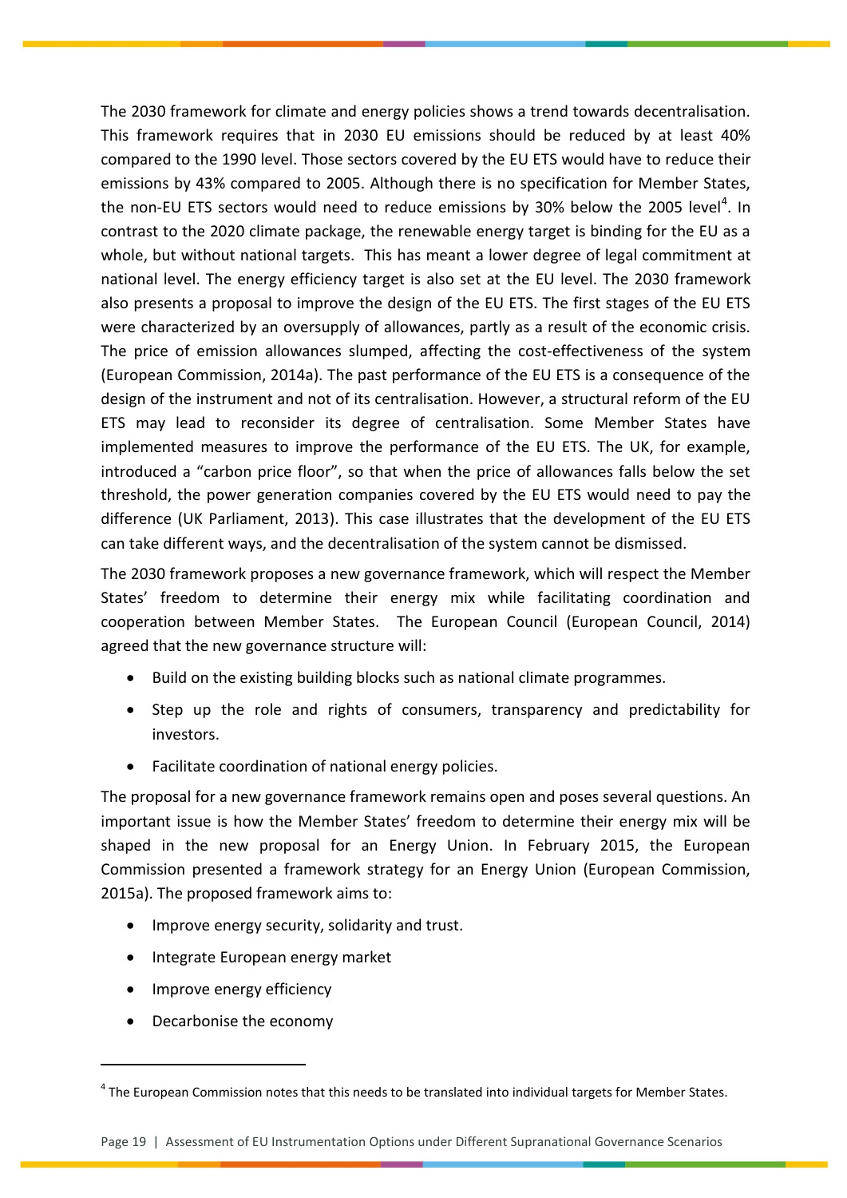The 2030 framework for climate and energy policies shows a trend towards decentralisation. This framework requires that in 2030 EU emissions should be reduced by at least 40% compared to the 1990 level. Those sectors covered by the EU ETS would have to reduce their emissions by 43% compared to 2005. Although there is no specification for Member States, the non-EU ETS sectors would need to reduce emissions by 30% below the 2005 level[4]. In contrast to the 2020 climate package, the renewable energy target is binding for the EU as a whole, but without national targets. This has meant a lower degree of legal commitment at national level. The energy efficiency target is also set at the EU level. The 2030 framework also presents a proposal to improve the design of the EU ETS. The first stages of the EU ETS were characterized by an oversupply of allowances, partly as a result of the economic crisis. The price of emission allowances slumped, affecting the cost-effectiveness of the system (European Commission, 2014a). The past performance of the EU ETS is a consequence of the design of the instrument and not of its centralisation. However, a structural reform of the EU ETS may lead to reconsider its degree of centralisation. Some Member States have implemented measures to improve the performance of the EU ETS. The UK, for example, introduced a "carbon price floor", so that when the price of allowances falls below the set threshold, the power generation companies covered by the EU ETS would need to pay the difference (UK Parliament, 2013). This case illustrates that the development of the EU ETS can take different ways, and the decentralisation of the system cannot be dismissed.

The 2030 framework proposes a new governance framework, which will respect the Member States' freedom to determine their energy mix while facilitating coordination and cooperation between Member States. The European Council (European Council, 2014) agreed that the new governance structure will:

- Build on the existing building blocks such as national climate programmes.
- Step up the role and rights of consumers, transparency and predictability for investors.
- Facilitate coordination of national energy policies.

The proposal for a new governance framework remains open and poses several questions. An important issue is how the Member States' freedom to determine their energy mix will be shaped in the new proposal for an Energy Union. In February 2015, the European Commission presented a framework strategy for an Energy Union (European Commission, 2015a). The proposed framework aims to:

- Improve energy security, solidarity and trust.
- Integrate European energy market
- Improve energy efficiency
- Decarbonise the economy

[4] The European Commission notes that this needs to be translated into individual targets for Member States.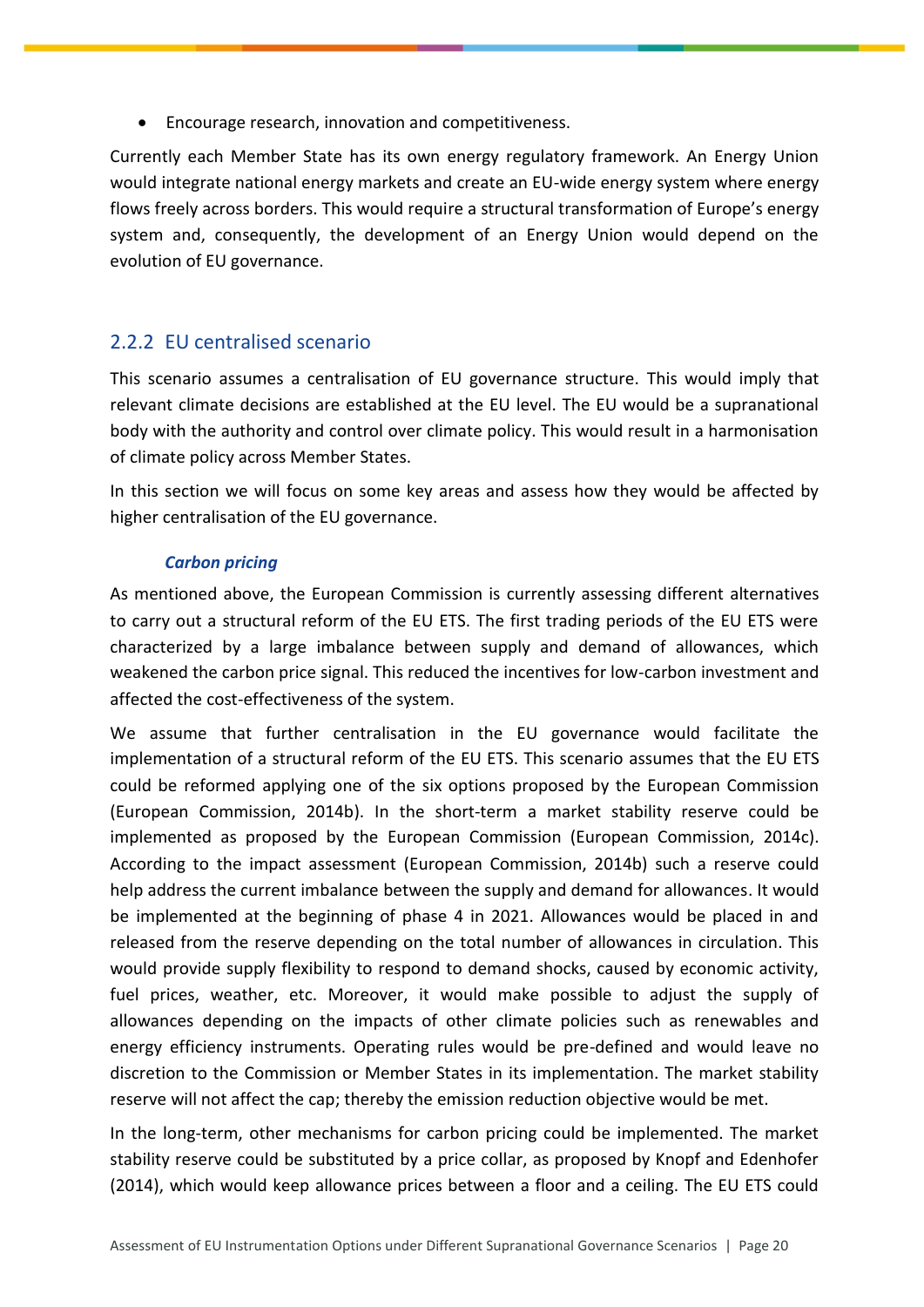- Encourage research, innovation and competitiveness.

Currently each Member State has its own energy regulatory framework. An Energy Union would integrate national energy markets and create an EU-wide energy system where energy flows freely across borders. This would require a structural transformation of Europe's energy system and, consequently, the development of an Energy Union would depend on the evolution of EU governance.

### 2.2.2 EU centralised scenario

This scenario assumes a centralisation of EU governance structure. This would imply that relevant climate decisions are established at the EU level. The EU would be a supranational body with the authority and control over climate policy. This would result in a harmonisation of climate policy across Member States.

In this section we will focus on some key areas and assess how they would be affected by higher centralisation of the EU governance.

#### ***Carbon pricing***

As mentioned above, the European Commission is currently assessing different alternatives to carry out a structural reform of the EU ETS. The first trading periods of the EU ETS were characterized by a large imbalance between supply and demand of allowances, which weakened the carbon price signal. This reduced the incentives for low-carbon investment and affected the cost-effectiveness of the system.

We assume that further centralisation in the EU governance would facilitate the implementation of a structural reform of the EU ETS. This scenario assumes that the EU ETS could be reformed applying one of the six options proposed by the European Commission (European Commission, 2014b). In the short-term a market stability reserve could be implemented as proposed by the European Commission (European Commission, 2014c). According to the impact assessment (European Commission, 2014b) such a reserve could help address the current imbalance between the supply and demand for allowances. It would be implemented at the beginning of phase 4 in 2021. Allowances would be placed in and released from the reserve depending on the total number of allowances in circulation. This would provide supply flexibility to respond to demand shocks, caused by economic activity, fuel prices, weather, etc. Moreover, it would make possible to adjust the supply of allowances depending on the impacts of other climate policies such as renewables and energy efficiency instruments. Operating rules would be pre-defined and would leave no discretion to the Commission or Member States in its implementation. The market stability reserve will not affect the cap; thereby the emission reduction objective would be met.

In the long-term, other mechanisms for carbon pricing could be implemented. The market stability reserve could be substituted by a price collar, as proposed by Knopf and Edenhofer (2014), which would keep allowance prices between a floor and a ceiling. The EU ETS could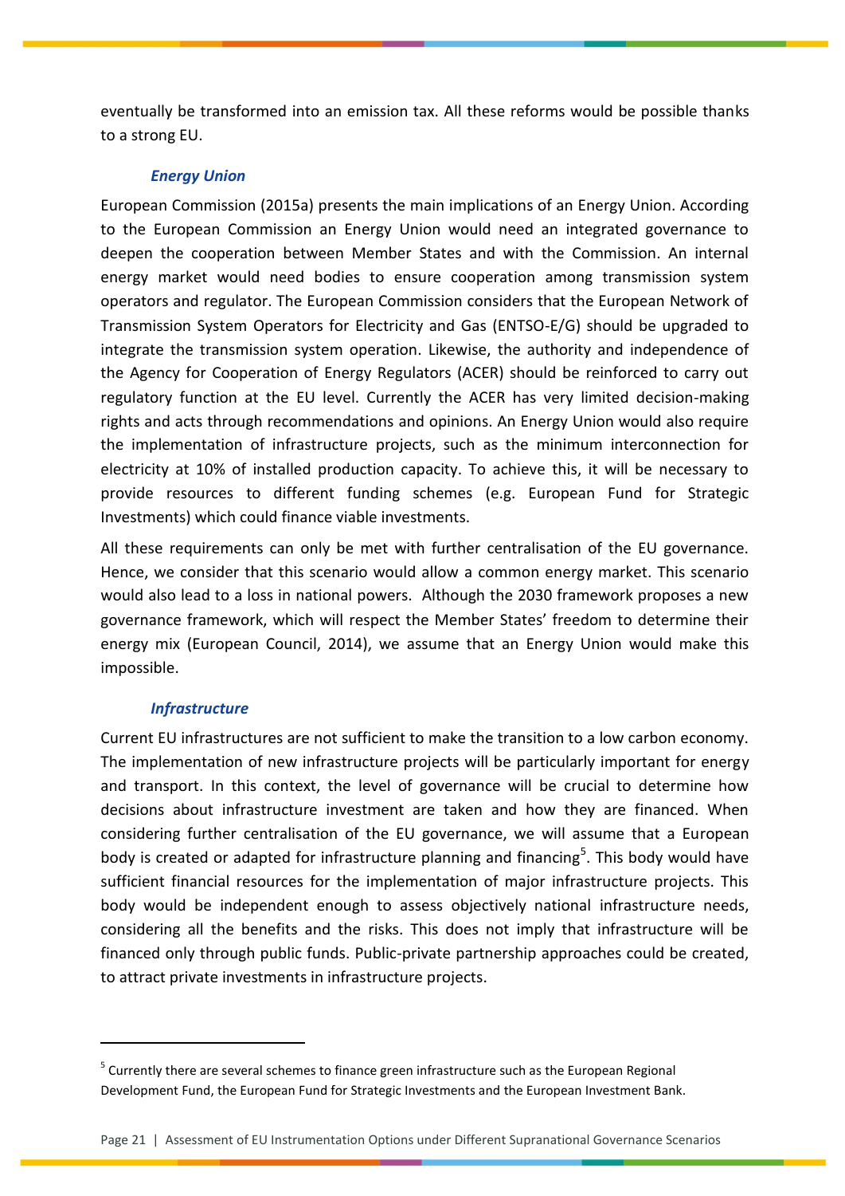eventually be transformed into an emission tax. All these reforms would be possible thanks to a strong EU.

### *Energy Union*

European Commission (2015a) presents the main implications of an Energy Union. According to the European Commission an Energy Union would need an integrated governance to deepen the cooperation between Member States and with the Commission. An internal energy market would need bodies to ensure cooperation among transmission system operators and regulator. The European Commission considers that the European Network of Transmission System Operators for Electricity and Gas (ENTSO-E/G) should be upgraded to integrate the transmission system operation. Likewise, the authority and independence of the Agency for Cooperation of Energy Regulators (ACER) should be reinforced to carry out regulatory function at the EU level. Currently the ACER has very limited decision-making rights and acts through recommendations and opinions. An Energy Union would also require the implementation of infrastructure projects, such as the minimum interconnection for electricity at 10% of installed production capacity. To achieve this, it will be necessary to provide resources to different funding schemes (e.g. European Fund for Strategic Investments) which could finance viable investments.

All these requirements can only be met with further centralisation of the EU governance. Hence, we consider that this scenario would allow a common energy market. This scenario would also lead to a loss in national powers. Although the 2030 framework proposes a new governance framework, which will respect the Member States' freedom to determine their energy mix (European Council, 2014), we assume that an Energy Union would make this impossible.

### *Infrastructure*

Current EU infrastructures are not sufficient to make the transition to a low carbon economy. The implementation of new infrastructure projects will be particularly important for energy and transport. In this context, the level of governance will be crucial to determine how decisions about infrastructure investment are taken and how they are financed. When considering further centralisation of the EU governance, we will assume that a European body is created or adapted for infrastructure planning and financing[5]. This body would have sufficient financial resources for the implementation of major infrastructure projects. This body would be independent enough to assess objectively national infrastructure needs, considering all the benefits and the risks. This does not imply that infrastructure will be financed only through public funds. Public-private partnership approaches could be created, to attract private investments in infrastructure projects.

---

[5] Currently there are several schemes to finance green infrastructure such as the European Regional Development Fund, the European Fund for Strategic Investments and the European Investment Bank.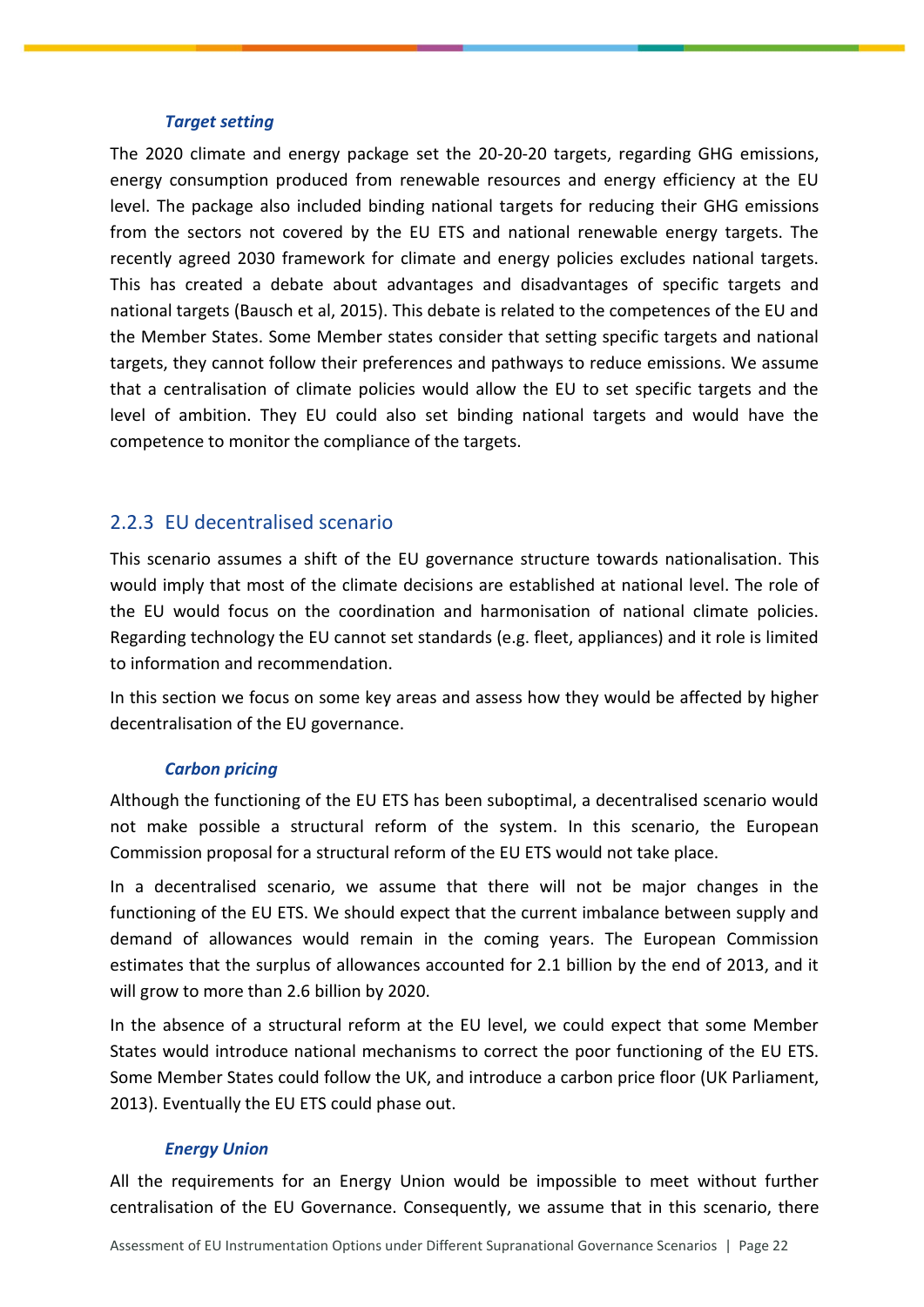#### *Target setting*

The 2020 climate and energy package set the 20-20-20 targets, regarding GHG emissions, energy consumption produced from renewable resources and energy efficiency at the EU level. The package also included binding national targets for reducing their GHG emissions from the sectors not covered by the EU ETS and national renewable energy targets. The recently agreed 2030 framework for climate and energy policies excludes national targets. This has created a debate about advantages and disadvantages of specific targets and national targets (Bausch et al, 2015). This debate is related to the competences of the EU and the Member States. Some Member states consider that setting specific targets and national targets, they cannot follow their preferences and pathways to reduce emissions. We assume that a centralisation of climate policies would allow the EU to set specific targets and the level of ambition. They EU could also set binding national targets and would have the competence to monitor the compliance of the targets.

### 2.2.3 EU decentralised scenario

This scenario assumes a shift of the EU governance structure towards nationalisation. This would imply that most of the climate decisions are established at national level. The role of the EU would focus on the coordination and harmonisation of national climate policies. Regarding technology the EU cannot set standards (e.g. fleet, appliances) and it role is limited to information and recommendation.

In this section we focus on some key areas and assess how they would be affected by higher decentralisation of the EU governance.

#### *Carbon pricing*

Although the functioning of the EU ETS has been suboptimal, a decentralised scenario would not make possible a structural reform of the system. In this scenario, the European Commission proposal for a structural reform of the EU ETS would not take place.

In a decentralised scenario, we assume that there will not be major changes in the functioning of the EU ETS. We should expect that the current imbalance between supply and demand of allowances would remain in the coming years. The European Commission estimates that the surplus of allowances accounted for 2.1 billion by the end of 2013, and it will grow to more than 2.6 billion by 2020.

In the absence of a structural reform at the EU level, we could expect that some Member States would introduce national mechanisms to correct the poor functioning of the EU ETS. Some Member States could follow the UK, and introduce a carbon price floor (UK Parliament, 2013). Eventually the EU ETS could phase out.

#### *Energy Union*

All the requirements for an Energy Union would be impossible to meet without further centralisation of the EU Governance. Consequently, we assume that in this scenario, there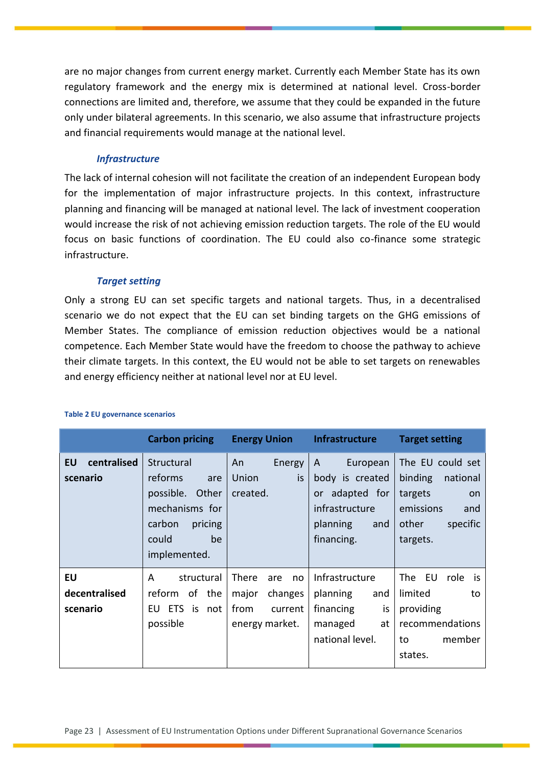are no major changes from current energy market. Currently each Member State has its own regulatory framework and the energy mix is determined at national level. Cross-border connections are limited and, therefore, we assume that they could be expanded in the future only under bilateral agreements. In this scenario, we also assume that infrastructure projects and financial requirements would manage at the national level.

#### *Infrastructure*

The lack of internal cohesion will not facilitate the creation of an independent European body for the implementation of major infrastructure projects. In this context, infrastructure planning and financing will be managed at national level. The lack of investment cooperation would increase the risk of not achieving emission reduction targets. The role of the EU would focus on basic functions of coordination. The EU could also co-finance some strategic infrastructure.

#### *Target setting*

Only a strong EU can set specific targets and national targets. Thus, in a decentralised scenario we do not expect that the EU can set binding targets on the GHG emissions of Member States. The compliance of emission reduction objectives would be a national competence. Each Member State would have the freedom to choose the pathway to achieve their climate targets. In this context, the EU would not be able to set targets on renewables and energy efficiency neither at national level nor at EU level.

**Table 2 EU governance scenarios**

| | Carbon pricing | Energy Union | Infrastructure | Target setting |
|---|---|---|---|---|
| **EU centralised scenario** | Structural reforms are possible. Other mechanisms for carbon pricing could be implemented. | An Energy Union is created. | A European body is created or adapted for infrastructure planning and financing. | The EU could set binding national targets on emissions and other specific targets. |
| **EU decentralised scenario** | A structural reform of the EU ETS is not possible | There are no major changes from current energy market. | Infrastructure planning and financing is managed at national level. | The EU role is limited to providing recommendations to member states. |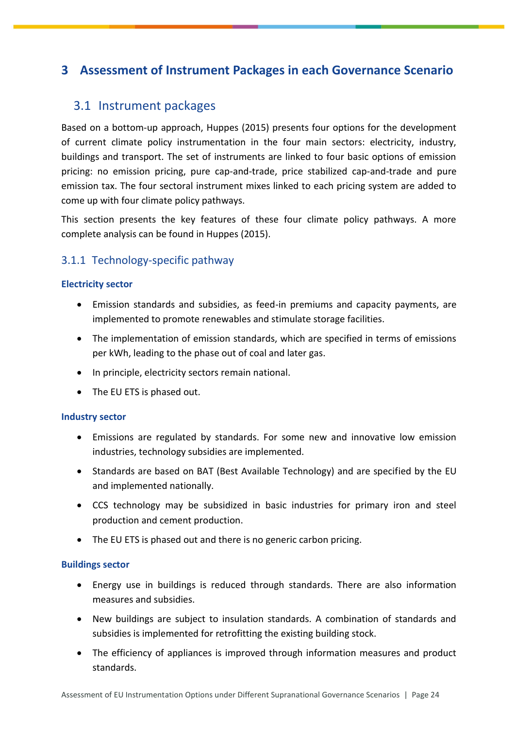# 3 Assessment of Instrument Packages in each Governance Scenario

## 3.1 Instrument packages

Based on a bottom-up approach, Huppes (2015) presents four options for the development of current climate policy instrumentation in the four main sectors: electricity, industry, buildings and transport. The set of instruments are linked to four basic options of emission pricing: no emission pricing, pure cap-and-trade, price stabilized cap-and-trade and pure emission tax. The four sectoral instrument mixes linked to each pricing system are added to come up with four climate policy pathways.

This section presents the key features of these four climate policy pathways. A more complete analysis can be found in Huppes (2015).

### 3.1.1 Technology-specific pathway

**Electricity sector**

- Emission standards and subsidies, as feed-in premiums and capacity payments, are implemented to promote renewables and stimulate storage facilities.
- The implementation of emission standards, which are specified in terms of emissions per kWh, leading to the phase out of coal and later gas.
- In principle, electricity sectors remain national.
- The EU ETS is phased out.

**Industry sector**

- Emissions are regulated by standards. For some new and innovative low emission industries, technology subsidies are implemented.
- Standards are based on BAT (Best Available Technology) and are specified by the EU and implemented nationally.
- CCS technology may be subsidized in basic industries for primary iron and steel production and cement production.
- The EU ETS is phased out and there is no generic carbon pricing.

**Buildings sector**

- Energy use in buildings is reduced through standards. There are also information measures and subsidies.
- New buildings are subject to insulation standards. A combination of standards and subsidies is implemented for retrofitting the existing building stock.
- The efficiency of appliances is improved through information measures and product standards.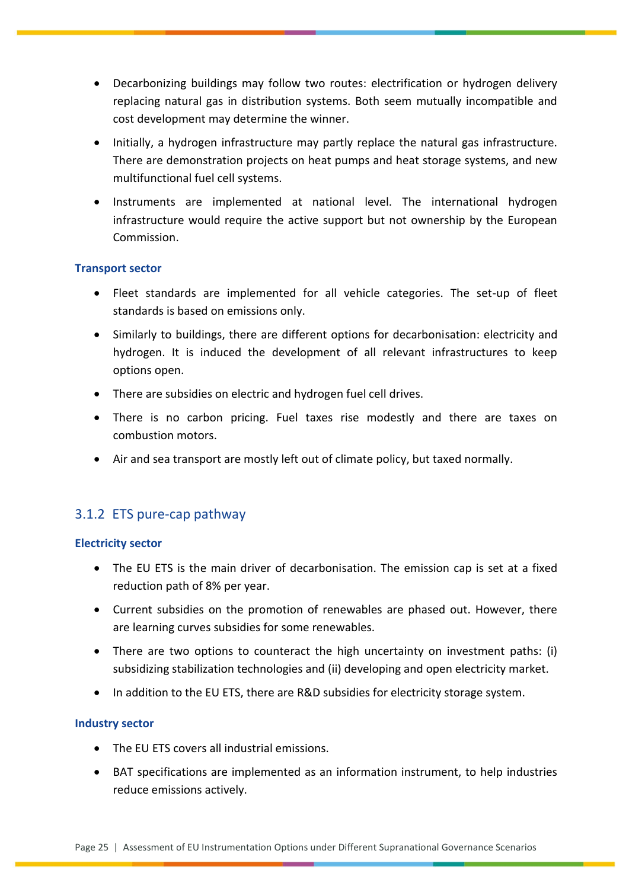- Decarbonizing buildings may follow two routes: electrification or hydrogen delivery replacing natural gas in distribution systems. Both seem mutually incompatible and cost development may determine the winner.
- Initially, a hydrogen infrastructure may partly replace the natural gas infrastructure. There are demonstration projects on heat pumps and heat storage systems, and new multifunctional fuel cell systems.
- Instruments are implemented at national level. The international hydrogen infrastructure would require the active support but not ownership by the European Commission.

#### Transport sector

- Fleet standards are implemented for all vehicle categories. The set-up of fleet standards is based on emissions only.
- Similarly to buildings, there are different options for decarbonisation: electricity and hydrogen. It is induced the development of all relevant infrastructures to keep options open.
- There are subsidies on electric and hydrogen fuel cell drives.
- There is no carbon pricing. Fuel taxes rise modestly and there are taxes on combustion motors.
- Air and sea transport are mostly left out of climate policy, but taxed normally.

### 3.1.2 ETS pure-cap pathway

#### Electricity sector

- The EU ETS is the main driver of decarbonisation. The emission cap is set at a fixed reduction path of 8% per year.
- Current subsidies on the promotion of renewables are phased out. However, there are learning curves subsidies for some renewables.
- There are two options to counteract the high uncertainty on investment paths: (i) subsidizing stabilization technologies and (ii) developing and open electricity market.
- In addition to the EU ETS, there are R&D subsidies for electricity storage system.

#### Industry sector

- The EU ETS covers all industrial emissions.
- BAT specifications are implemented as an information instrument, to help industries reduce emissions actively.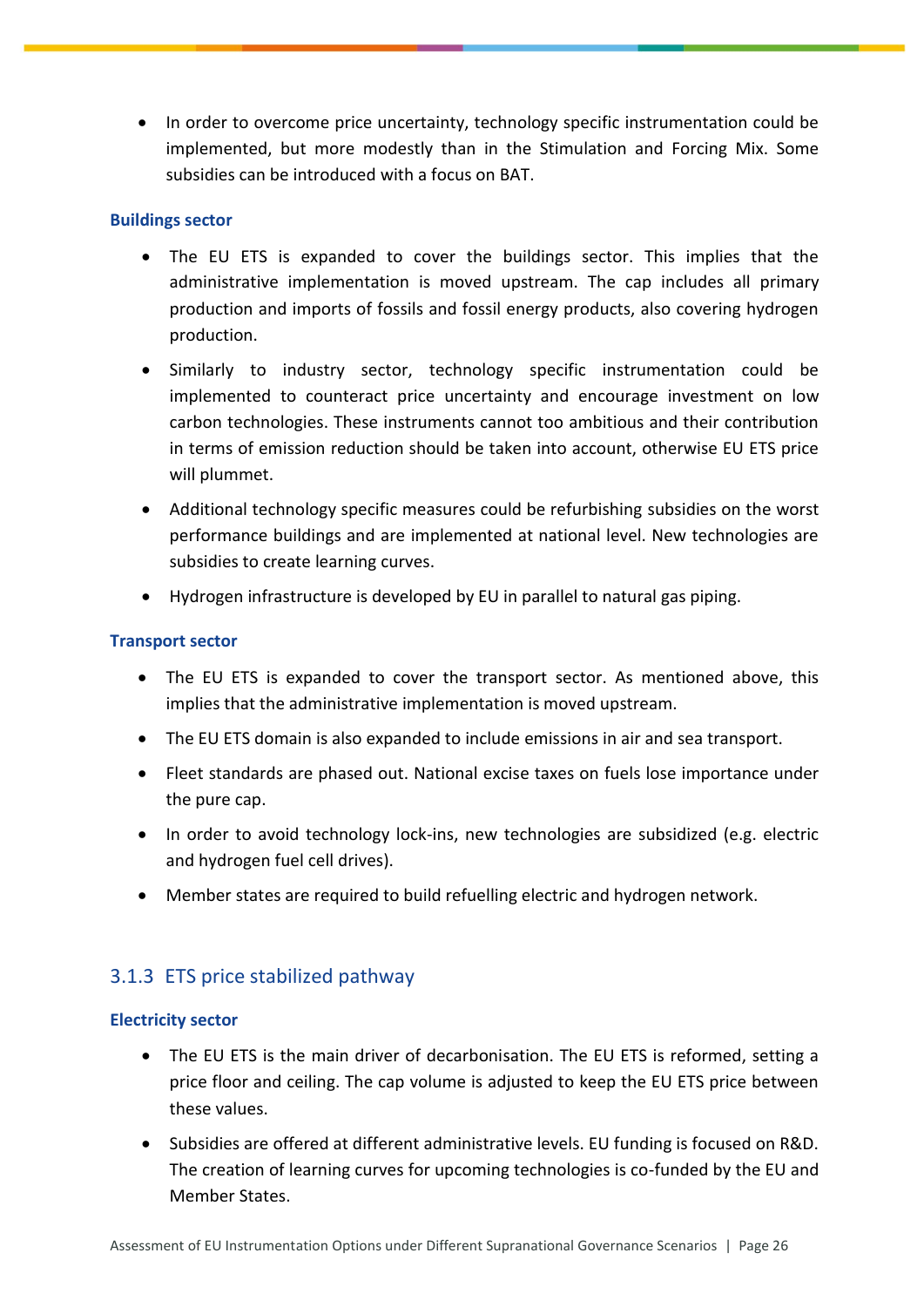- In order to overcome price uncertainty, technology specific instrumentation could be implemented, but more modestly than in the Stimulation and Forcing Mix. Some subsidies can be introduced with a focus on BAT.

**Buildings sector**

- The EU ETS is expanded to cover the buildings sector. This implies that the administrative implementation is moved upstream. The cap includes all primary production and imports of fossils and fossil energy products, also covering hydrogen production.
- Similarly to industry sector, technology specific instrumentation could be implemented to counteract price uncertainty and encourage investment on low carbon technologies. These instruments cannot too ambitious and their contribution in terms of emission reduction should be taken into account, otherwise EU ETS price will plummet.
- Additional technology specific measures could be refurbishing subsidies on the worst performance buildings and are implemented at national level. New technologies are subsidies to create learning curves.
- Hydrogen infrastructure is developed by EU in parallel to natural gas piping.

**Transport sector**

- The EU ETS is expanded to cover the transport sector. As mentioned above, this implies that the administrative implementation is moved upstream.
- The EU ETS domain is also expanded to include emissions in air and sea transport.
- Fleet standards are phased out. National excise taxes on fuels lose importance under the pure cap.
- In order to avoid technology lock-ins, new technologies are subsidized (e.g. electric and hydrogen fuel cell drives).
- Member states are required to build refuelling electric and hydrogen network.

### 3.1.3 ETS price stabilized pathway

**Electricity sector**

- The EU ETS is the main driver of decarbonisation. The EU ETS is reformed, setting a price floor and ceiling. The cap volume is adjusted to keep the EU ETS price between these values.
- Subsidies are offered at different administrative levels. EU funding is focused on R&D. The creation of learning curves for upcoming technologies is co-funded by the EU and Member States.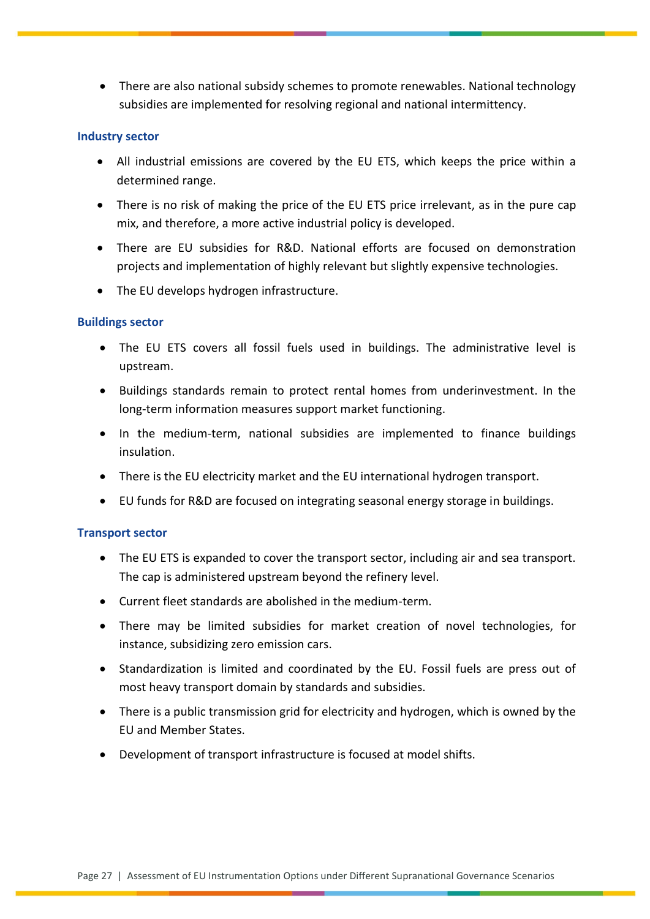- There are also national subsidy schemes to promote renewables. National technology subsidies are implemented for resolving regional and national intermittency.

### Industry sector

- All industrial emissions are covered by the EU ETS, which keeps the price within a determined range.
- There is no risk of making the price of the EU ETS price irrelevant, as in the pure cap mix, and therefore, a more active industrial policy is developed.
- There are EU subsidies for R&D. National efforts are focused on demonstration projects and implementation of highly relevant but slightly expensive technologies.
- The EU develops hydrogen infrastructure.

### Buildings sector

- The EU ETS covers all fossil fuels used in buildings. The administrative level is upstream.
- Buildings standards remain to protect rental homes from underinvestment. In the long-term information measures support market functioning.
- In the medium-term, national subsidies are implemented to finance buildings insulation.
- There is the EU electricity market and the EU international hydrogen transport.
- EU funds for R&D are focused on integrating seasonal energy storage in buildings.

### Transport sector

- The EU ETS is expanded to cover the transport sector, including air and sea transport. The cap is administered upstream beyond the refinery level.
- Current fleet standards are abolished in the medium-term.
- There may be limited subsidies for market creation of novel technologies, for instance, subsidizing zero emission cars.
- Standardization is limited and coordinated by the EU. Fossil fuels are press out of most heavy transport domain by standards and subsidies.
- There is a public transmission grid for electricity and hydrogen, which is owned by the EU and Member States.
- Development of transport infrastructure is focused at model shifts.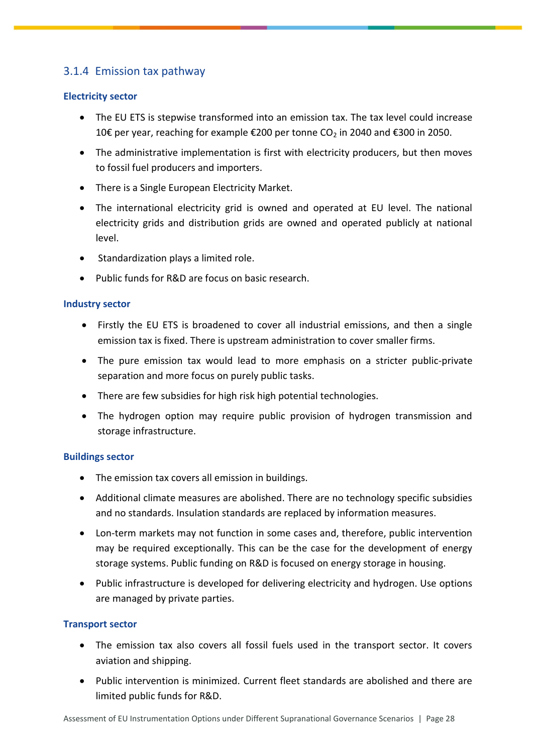### 3.1.4 Emission tax pathway

**Electricity sector**

- The EU ETS is stepwise transformed into an emission tax. The tax level could increase 10€ per year, reaching for example €200 per tonne $CO_2$ in 2040 and €300 in 2050.
- The administrative implementation is first with electricity producers, but then moves to fossil fuel producers and importers.
- There is a Single European Electricity Market.
- The international electricity grid is owned and operated at EU level. The national electricity grids and distribution grids are owned and operated publicly at national level.
- Standardization plays a limited role.
- Public funds for R&D are focus on basic research.

**Industry sector**

- Firstly the EU ETS is broadened to cover all industrial emissions, and then a single emission tax is fixed. There is upstream administration to cover smaller firms.
- The pure emission tax would lead to more emphasis on a stricter public-private separation and more focus on purely public tasks.
- There are few subsidies for high risk high potential technologies.
- The hydrogen option may require public provision of hydrogen transmission and storage infrastructure.

**Buildings sector**

- The emission tax covers all emission in buildings.
- Additional climate measures are abolished. There are no technology specific subsidies and no standards. Insulation standards are replaced by information measures.
- Lon-term markets may not function in some cases and, therefore, public intervention may be required exceptionally. This can be the case for the development of energy storage systems. Public funding on R&D is focused on energy storage in housing.
- Public infrastructure is developed for delivering electricity and hydrogen. Use options are managed by private parties.

**Transport sector**

- The emission tax also covers all fossil fuels used in the transport sector. It covers aviation and shipping.
- Public intervention is minimized. Current fleet standards are abolished and there are limited public funds for R&D.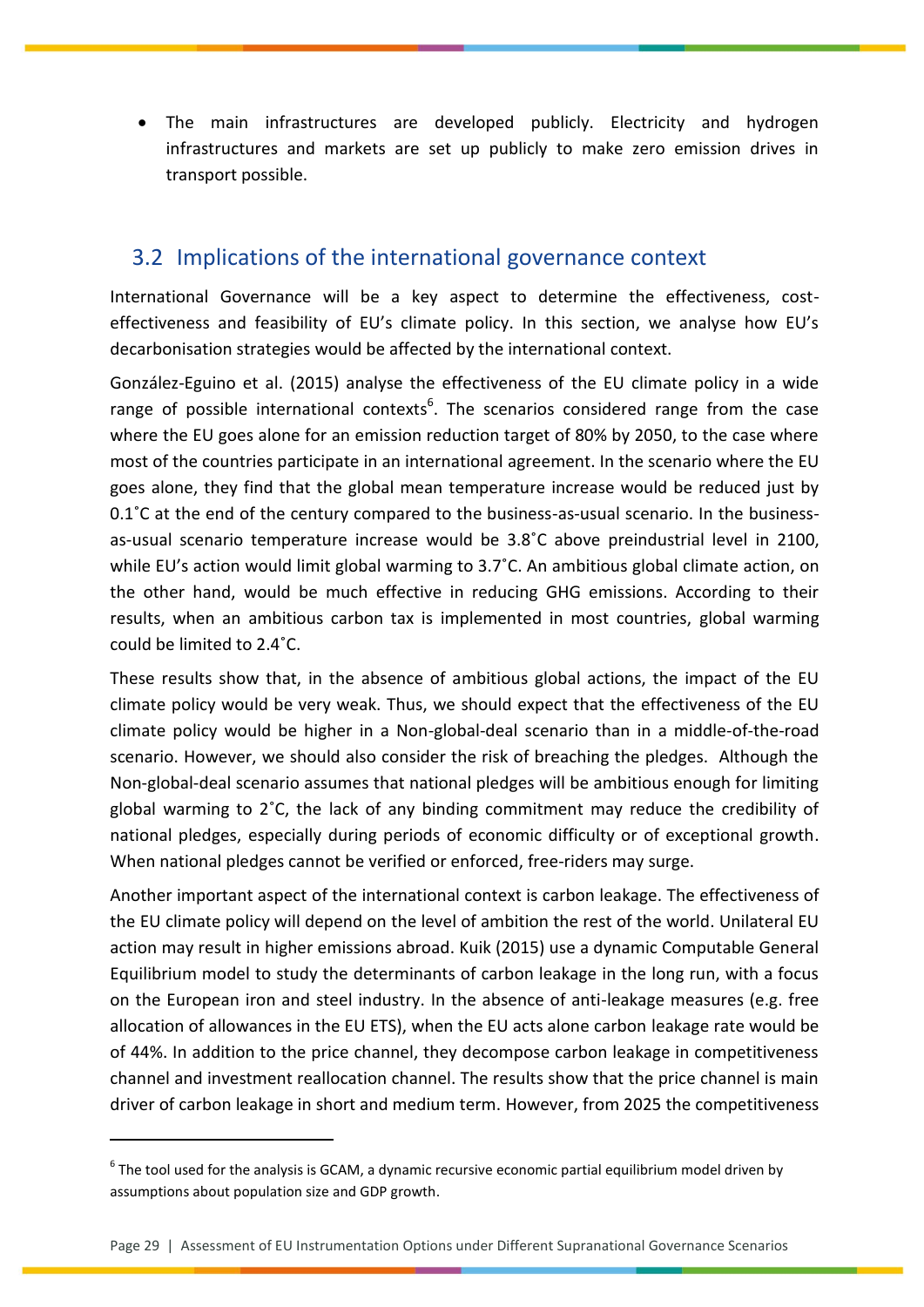- The main infrastructures are developed publicly. Electricity and hydrogen infrastructures and markets are set up publicly to make zero emission drives in transport possible.

## 3.2 Implications of the international governance context

International Governance will be a key aspect to determine the effectiveness, cost-effectiveness and feasibility of EU's climate policy. In this section, we analyse how EU's decarbonisation strategies would be affected by the international context.

González-Eguino et al. (2015) analyse the effectiveness of the EU climate policy in a wide range of possible international contexts[6]. The scenarios considered range from the case where the EU goes alone for an emission reduction target of 80% by 2050, to the case where most of the countries participate in an international agreement. In the scenario where the EU goes alone, they find that the global mean temperature increase would be reduced just by 0.1˚C at the end of the century compared to the business-as-usual scenario. In the business-as-usual scenario temperature increase would be 3.8˚C above preindustrial level in 2100, while EU's action would limit global warming to 3.7˚C. An ambitious global climate action, on the other hand, would be much effective in reducing GHG emissions. According to their results, when an ambitious carbon tax is implemented in most countries, global warming could be limited to 2.4˚C.

These results show that, in the absence of ambitious global actions, the impact of the EU climate policy would be very weak. Thus, we should expect that the effectiveness of the EU climate policy would be higher in a Non-global-deal scenario than in a middle-of-the-road scenario. However, we should also consider the risk of breaching the pledges. Although the Non-global-deal scenario assumes that national pledges will be ambitious enough for limiting global warming to 2˚C, the lack of any binding commitment may reduce the credibility of national pledges, especially during periods of economic difficulty or of exceptional growth. When national pledges cannot be verified or enforced, free-riders may surge.

Another important aspect of the international context is carbon leakage. The effectiveness of the EU climate policy will depend on the level of ambition the rest of the world. Unilateral EU action may result in higher emissions abroad. Kuik (2015) use a dynamic Computable General Equilibrium model to study the determinants of carbon leakage in the long run, with a focus on the European iron and steel industry. In the absence of anti-leakage measures (e.g. free allocation of allowances in the EU ETS), when the EU acts alone carbon leakage rate would be of 44%. In addition to the price channel, they decompose carbon leakage in competitiveness channel and investment reallocation channel. The results show that the price channel is main driver of carbon leakage in short and medium term. However, from 2025 the competitiveness

[6] The tool used for the analysis is GCAM, a dynamic recursive economic partial equilibrium model driven by assumptions about population size and GDP growth.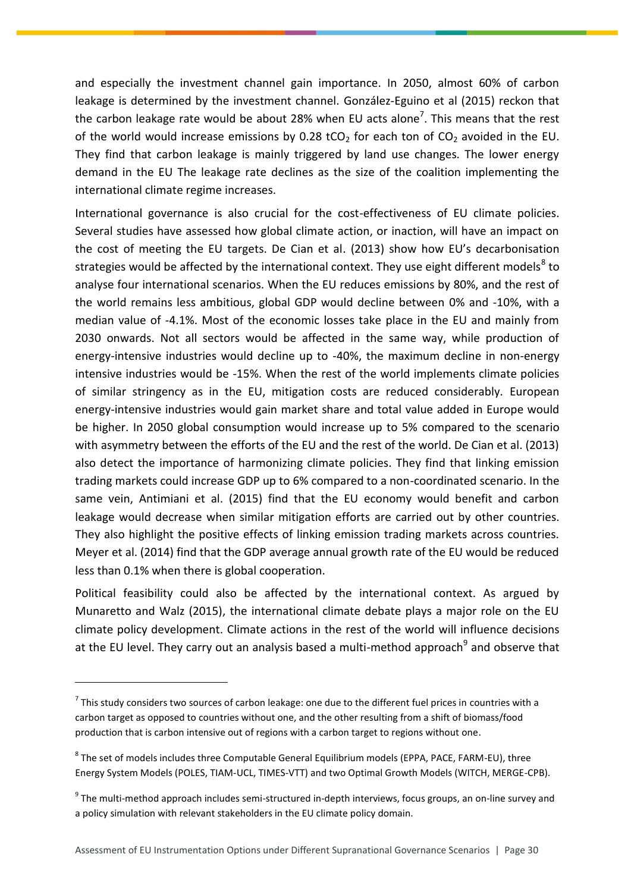and especially the investment channel gain importance. In 2050, almost 60% of carbon leakage is determined by the investment channel. González-Eguino et al (2015) reckon that the carbon leakage rate would be about 28% when EU acts alone[7]. This means that the rest of the world would increase emissions by 0.28 $tCO_2$ for each ton of $CO_2$ avoided in the EU. They find that carbon leakage is mainly triggered by land use changes. The lower energy demand in the EU The leakage rate declines as the size of the coalition implementing the international climate regime increases.

International governance is also crucial for the cost-effectiveness of EU climate policies. Several studies have assessed how global climate action, or inaction, will have an impact on the cost of meeting the EU targets. De Cian et al. (2013) show how EU's decarbonisation strategies would be affected by the international context. They use eight different models[8] to analyse four international scenarios. When the EU reduces emissions by 80%, and the rest of the world remains less ambitious, global GDP would decline between 0% and -10%, with a median value of -4.1%. Most of the economic losses take place in the EU and mainly from 2030 onwards. Not all sectors would be affected in the same way, while production of energy-intensive industries would decline up to -40%, the maximum decline in non-energy intensive industries would be -15%. When the rest of the world implements climate policies of similar stringency as in the EU, mitigation costs are reduced considerably. European energy-intensive industries would gain market share and total value added in Europe would be higher. In 2050 global consumption would increase up to 5% compared to the scenario with asymmetry between the efforts of the EU and the rest of the world. De Cian et al. (2013) also detect the importance of harmonizing climate policies. They find that linking emission trading markets could increase GDP up to 6% compared to a non-coordinated scenario. In the same vein, Antimiani et al. (2015) find that the EU economy would benefit and carbon leakage would decrease when similar mitigation efforts are carried out by other countries. They also highlight the positive effects of linking emission trading markets across countries. Meyer et al. (2014) find that the GDP average annual growth rate of the EU would be reduced less than 0.1% when there is global cooperation.

Political feasibility could also be affected by the international context. As argued by Munaretto and Walz (2015), the international climate debate plays a major role on the EU climate policy development. Climate actions in the rest of the world will influence decisions at the EU level. They carry out an analysis based a multi-method approach[9] and observe that

---

[7] This study considers two sources of carbon leakage: one due to the different fuel prices in countries with a carbon target as opposed to countries without one, and the other resulting from a shift of biomass/food production that is carbon intensive out of regions with a carbon target to regions without one.

[8] The set of models includes three Computable General Equilibrium models (EPPA, PACE, FARM-EU), three Energy System Models (POLES, TIAM-UCL, TIMES-VTT) and two Optimal Growth Models (WITCH, MERGE-CPB).

[9] The multi-method approach includes semi-structured in-depth interviews, focus groups, an on-line survey and a policy simulation with relevant stakeholders in the EU climate policy domain.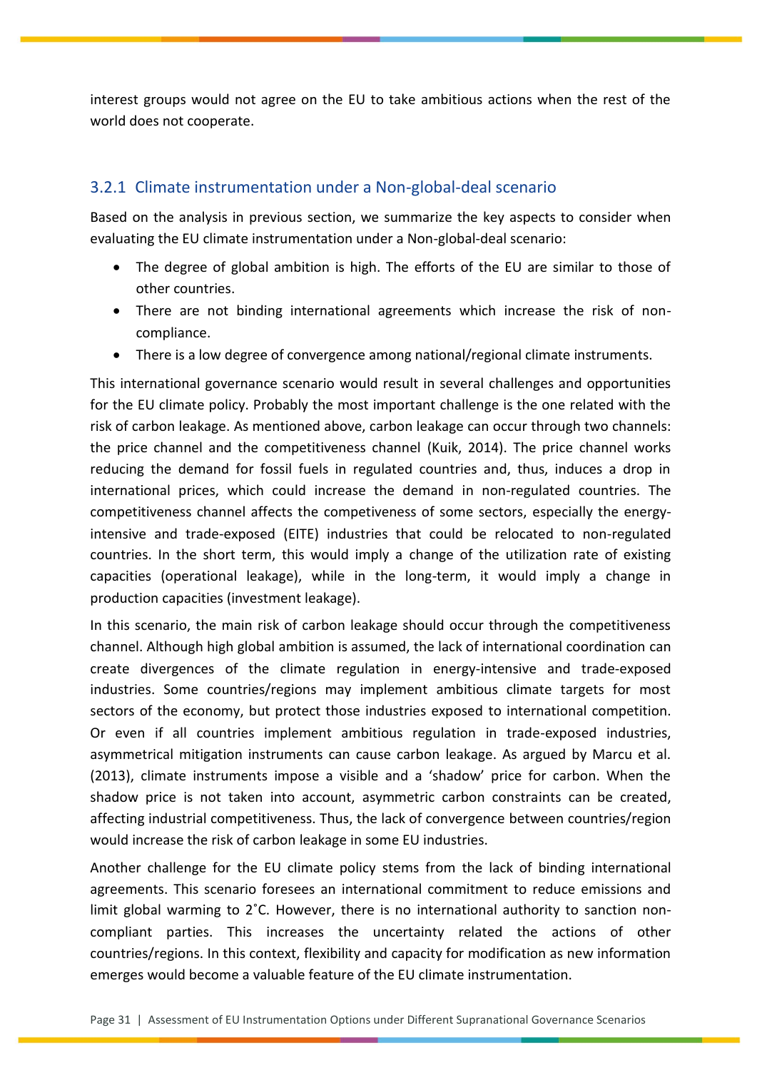interest groups would not agree on the EU to take ambitious actions when the rest of the world does not cooperate.

### 3.2.1 Climate instrumentation under a Non-global-deal scenario

Based on the analysis in previous section, we summarize the key aspects to consider when evaluating the EU climate instrumentation under a Non-global-deal scenario:

- The degree of global ambition is high. The efforts of the EU are similar to those of other countries.
- There are not binding international agreements which increase the risk of non-compliance.
- There is a low degree of convergence among national/regional climate instruments.

This international governance scenario would result in several challenges and opportunities for the EU climate policy. Probably the most important challenge is the one related with the risk of carbon leakage. As mentioned above, carbon leakage can occur through two channels: the price channel and the competitiveness channel (Kuik, 2014). The price channel works reducing the demand for fossil fuels in regulated countries and, thus, induces a drop in international prices, which could increase the demand in non-regulated countries. The competitiveness channel affects the competiveness of some sectors, especially the energy-intensive and trade-exposed (EITE) industries that could be relocated to non-regulated countries. In the short term, this would imply a change of the utilization rate of existing capacities (operational leakage), while in the long-term, it would imply a change in production capacities (investment leakage).

In this scenario, the main risk of carbon leakage should occur through the competitiveness channel. Although high global ambition is assumed, the lack of international coordination can create divergences of the climate regulation in energy-intensive and trade-exposed industries. Some countries/regions may implement ambitious climate targets for most sectors of the economy, but protect those industries exposed to international competition. Or even if all countries implement ambitious regulation in trade-exposed industries, asymmetrical mitigation instruments can cause carbon leakage. As argued by Marcu et al. (2013), climate instruments impose a visible and a 'shadow' price for carbon. When the shadow price is not taken into account, asymmetric carbon constraints can be created, affecting industrial competitiveness. Thus, the lack of convergence between countries/region would increase the risk of carbon leakage in some EU industries.

Another challenge for the EU climate policy stems from the lack of binding international agreements. This scenario foresees an international commitment to reduce emissions and limit global warming to 2˚C. However, there is no international authority to sanction non-compliant parties. This increases the uncertainty related the actions of other countries/regions. In this context, flexibility and capacity for modification as new information emerges would become a valuable feature of the EU climate instrumentation.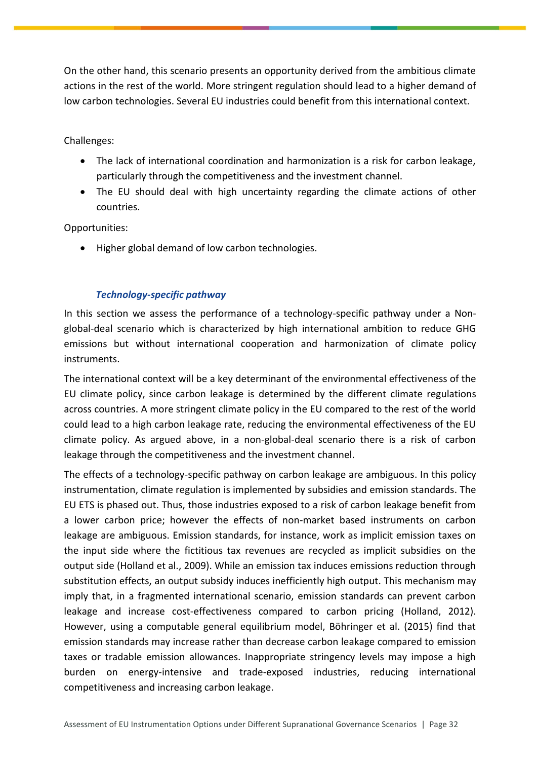On the other hand, this scenario presents an opportunity derived from the ambitious climate actions in the rest of the world. More stringent regulation should lead to a higher demand of low carbon technologies. Several EU industries could benefit from this international context.

Challenges:

- The lack of international coordination and harmonization is a risk for carbon leakage, particularly through the competitiveness and the investment channel.
- The EU should deal with high uncertainty regarding the climate actions of other countries.

Opportunities:

- Higher global demand of low carbon technologies.

### *Technology-specific pathway*

In this section we assess the performance of a technology-specific pathway under a Non-global-deal scenario which is characterized by high international ambition to reduce GHG emissions but without international cooperation and harmonization of climate policy instruments.

The international context will be a key determinant of the environmental effectiveness of the EU climate policy, since carbon leakage is determined by the different climate regulations across countries. A more stringent climate policy in the EU compared to the rest of the world could lead to a high carbon leakage rate, reducing the environmental effectiveness of the EU climate policy. As argued above, in a non-global-deal scenario there is a risk of carbon leakage through the competitiveness and the investment channel.

The effects of a technology-specific pathway on carbon leakage are ambiguous. In this policy instrumentation, climate regulation is implemented by subsidies and emission standards. The EU ETS is phased out. Thus, those industries exposed to a risk of carbon leakage benefit from a lower carbon price; however the effects of non-market based instruments on carbon leakage are ambiguous. Emission standards, for instance, work as implicit emission taxes on the input side where the fictitious tax revenues are recycled as implicit subsidies on the output side (Holland et al., 2009). While an emission tax induces emissions reduction through substitution effects, an output subsidy induces inefficiently high output. This mechanism may imply that, in a fragmented international scenario, emission standards can prevent carbon leakage and increase cost-effectiveness compared to carbon pricing (Holland, 2012). However, using a computable general equilibrium model, Böhringer et al. (2015) find that emission standards may increase rather than decrease carbon leakage compared to emission taxes or tradable emission allowances. Inappropriate stringency levels may impose a high burden on energy-intensive and trade-exposed industries, reducing international competitiveness and increasing carbon leakage.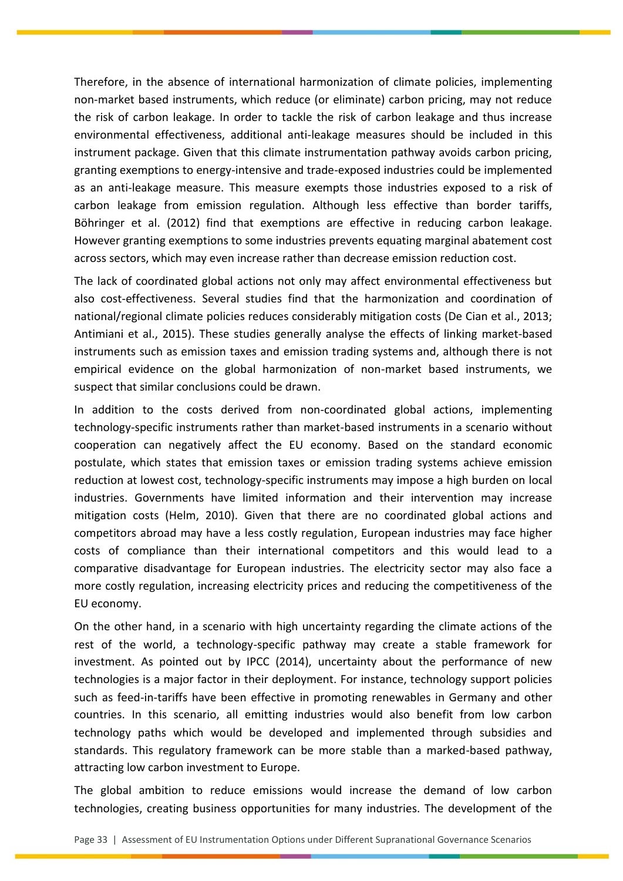Therefore, in the absence of international harmonization of climate policies, implementing non-market based instruments, which reduce (or eliminate) carbon pricing, may not reduce the risk of carbon leakage. In order to tackle the risk of carbon leakage and thus increase environmental effectiveness, additional anti-leakage measures should be included in this instrument package. Given that this climate instrumentation pathway avoids carbon pricing, granting exemptions to energy-intensive and trade-exposed industries could be implemented as an anti-leakage measure. This measure exempts those industries exposed to a risk of carbon leakage from emission regulation. Although less effective than border tariffs, Böhringer et al. (2012) find that exemptions are effective in reducing carbon leakage. However granting exemptions to some industries prevents equating marginal abatement cost across sectors, which may even increase rather than decrease emission reduction cost.

The lack of coordinated global actions not only may affect environmental effectiveness but also cost-effectiveness. Several studies find that the harmonization and coordination of national/regional climate policies reduces considerably mitigation costs (De Cian et al., 2013; Antimiani et al., 2015). These studies generally analyse the effects of linking market-based instruments such as emission taxes and emission trading systems and, although there is not empirical evidence on the global harmonization of non-market based instruments, we suspect that similar conclusions could be drawn.

In addition to the costs derived from non-coordinated global actions, implementing technology-specific instruments rather than market-based instruments in a scenario without cooperation can negatively affect the EU economy. Based on the standard economic postulate, which states that emission taxes or emission trading systems achieve emission reduction at lowest cost, technology-specific instruments may impose a high burden on local industries. Governments have limited information and their intervention may increase mitigation costs (Helm, 2010). Given that there are no coordinated global actions and competitors abroad may have a less costly regulation, European industries may face higher costs of compliance than their international competitors and this would lead to a comparative disadvantage for European industries. The electricity sector may also face a more costly regulation, increasing electricity prices and reducing the competitiveness of the EU economy.

On the other hand, in a scenario with high uncertainty regarding the climate actions of the rest of the world, a technology-specific pathway may create a stable framework for investment. As pointed out by IPCC (2014), uncertainty about the performance of new technologies is a major factor in their deployment. For instance, technology support policies such as feed-in-tariffs have been effective in promoting renewables in Germany and other countries. In this scenario, all emitting industries would also benefit from low carbon technology paths which would be developed and implemented through subsidies and standards. This regulatory framework can be more stable than a marked-based pathway, attracting low carbon investment to Europe.

The global ambition to reduce emissions would increase the demand of low carbon technologies, creating business opportunities for many industries. The development of the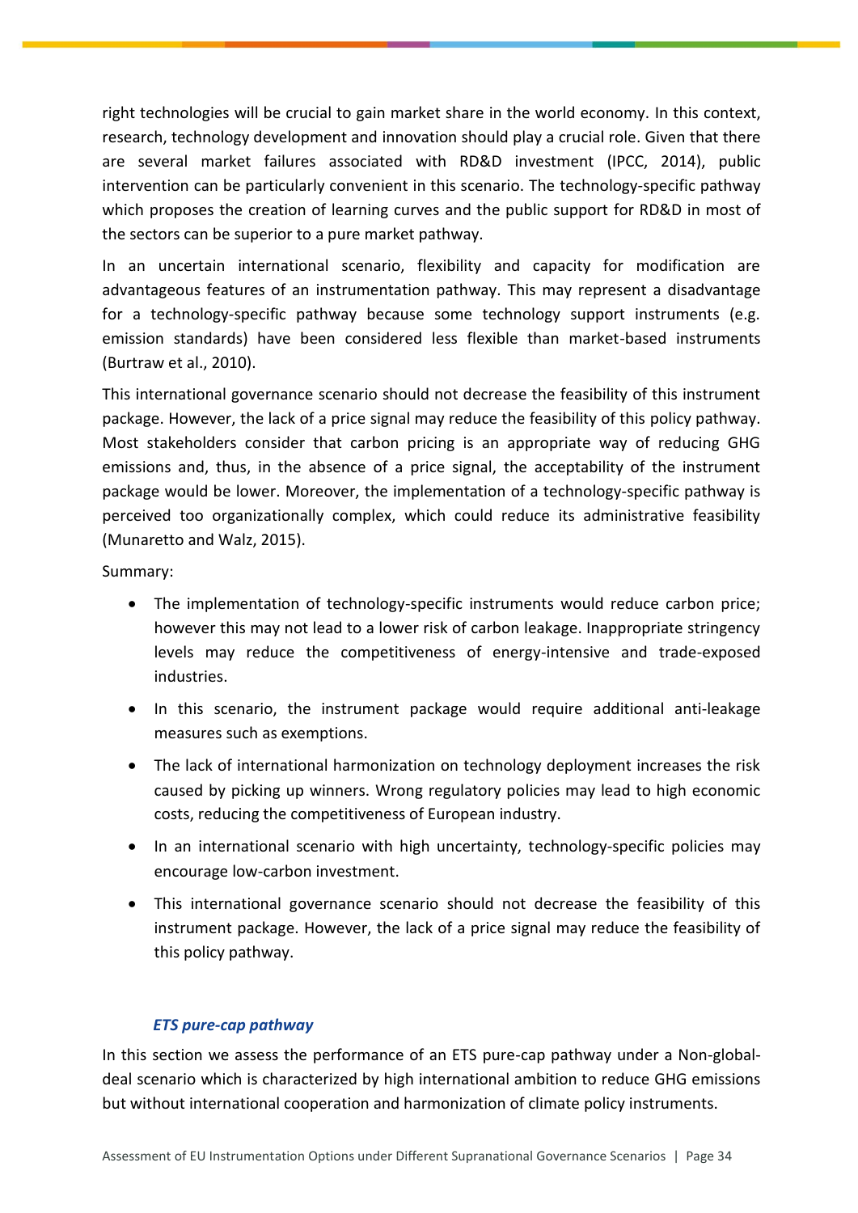right technologies will be crucial to gain market share in the world economy. In this context, research, technology development and innovation should play a crucial role. Given that there are several market failures associated with RD&D investment (IPCC, 2014), public intervention can be particularly convenient in this scenario. The technology-specific pathway which proposes the creation of learning curves and the public support for RD&D in most of the sectors can be superior to a pure market pathway.

In an uncertain international scenario, flexibility and capacity for modification are advantageous features of an instrumentation pathway. This may represent a disadvantage for a technology-specific pathway because some technology support instruments (e.g. emission standards) have been considered less flexible than market-based instruments (Burtraw et al., 2010).

This international governance scenario should not decrease the feasibility of this instrument package. However, the lack of a price signal may reduce the feasibility of this policy pathway. Most stakeholders consider that carbon pricing is an appropriate way of reducing GHG emissions and, thus, in the absence of a price signal, the acceptability of the instrument package would be lower. Moreover, the implementation of a technology-specific pathway is perceived too organizationally complex, which could reduce its administrative feasibility (Munaretto and Walz, 2015).

Summary:

- The implementation of technology-specific instruments would reduce carbon price; however this may not lead to a lower risk of carbon leakage. Inappropriate stringency levels may reduce the competitiveness of energy-intensive and trade-exposed industries.
- In this scenario, the instrument package would require additional anti-leakage measures such as exemptions.
- The lack of international harmonization on technology deployment increases the risk caused by picking up winners. Wrong regulatory policies may lead to high economic costs, reducing the competitiveness of European industry.
- In an international scenario with high uncertainty, technology-specific policies may encourage low-carbon investment.
- This international governance scenario should not decrease the feasibility of this instrument package. However, the lack of a price signal may reduce the feasibility of this policy pathway.

### *ETS pure-cap pathway*

In this section we assess the performance of an ETS pure-cap pathway under a Non-global-deal scenario which is characterized by high international ambition to reduce GHG emissions but without international cooperation and harmonization of climate policy instruments.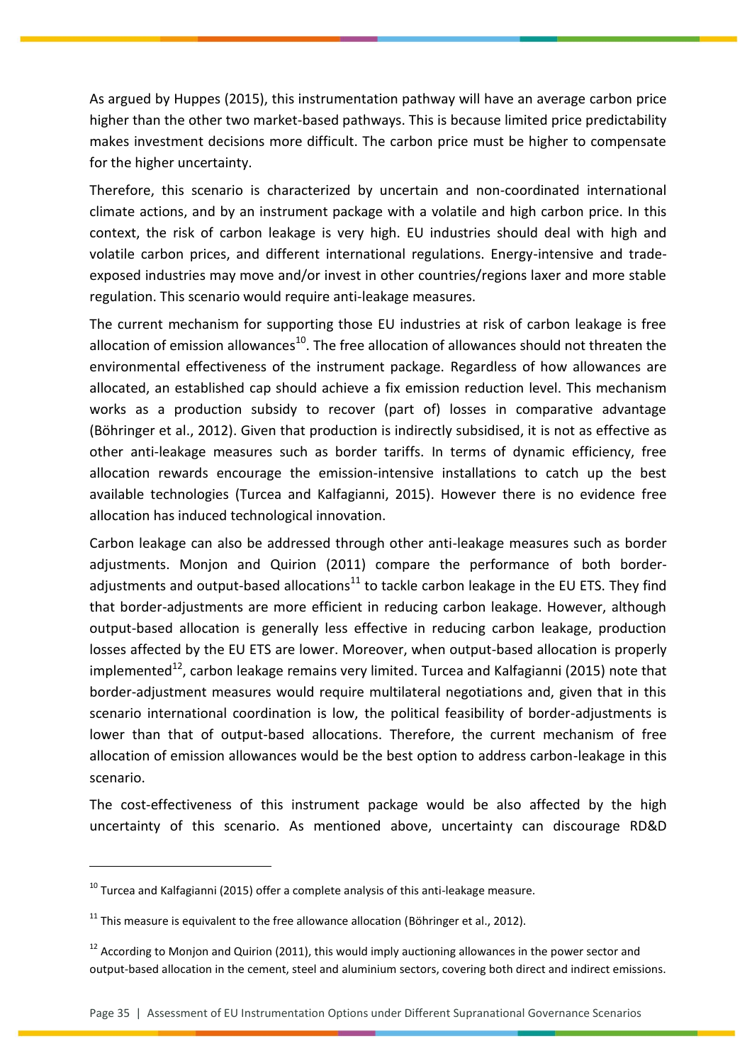As argued by Huppes (2015), this instrumentation pathway will have an average carbon price higher than the other two market-based pathways. This is because limited price predictability makes investment decisions more difficult. The carbon price must be higher to compensate for the higher uncertainty.

Therefore, this scenario is characterized by uncertain and non-coordinated international climate actions, and by an instrument package with a volatile and high carbon price. In this context, the risk of carbon leakage is very high. EU industries should deal with high and volatile carbon prices, and different international regulations. Energy-intensive and trade-exposed industries may move and/or invest in other countries/regions laxer and more stable regulation. This scenario would require anti-leakage measures.

The current mechanism for supporting those EU industries at risk of carbon leakage is free allocation of emission allowances[10]. The free allocation of allowances should not threaten the environmental effectiveness of the instrument package. Regardless of how allowances are allocated, an established cap should achieve a fix emission reduction level. This mechanism works as a production subsidy to recover (part of) losses in comparative advantage (Böhringer et al., 2012). Given that production is indirectly subsidised, it is not as effective as other anti-leakage measures such as border tariffs. In terms of dynamic efficiency, free allocation rewards encourage the emission-intensive installations to catch up the best available technologies (Turcea and Kalfagianni, 2015). However there is no evidence free allocation has induced technological innovation.

Carbon leakage can also be addressed through other anti-leakage measures such as border adjustments. Monjon and Quirion (2011) compare the performance of both border-adjustments and output-based allocations[11] to tackle carbon leakage in the EU ETS. They find that border-adjustments are more efficient in reducing carbon leakage. However, although output-based allocation is generally less effective in reducing carbon leakage, production losses affected by the EU ETS are lower. Moreover, when output-based allocation is properly implemented[12], carbon leakage remains very limited. Turcea and Kalfagianni (2015) note that border-adjustment measures would require multilateral negotiations and, given that in this scenario international coordination is low, the political feasibility of border-adjustments is lower than that of output-based allocations. Therefore, the current mechanism of free allocation of emission allowances would be the best option to address carbon-leakage in this scenario.

The cost-effectiveness of this instrument package would be also affected by the high uncertainty of this scenario. As mentioned above, uncertainty can discourage RD&D

---

[10] Turcea and Kalfagianni (2015) offer a complete analysis of this anti-leakage measure.

[11] This measure is equivalent to the free allowance allocation (Böhringer et al., 2012).

[12] According to Monjon and Quirion (2011), this would imply auctioning allowances in the power sector and output-based allocation in the cement, steel and aluminium sectors, covering both direct and indirect emissions.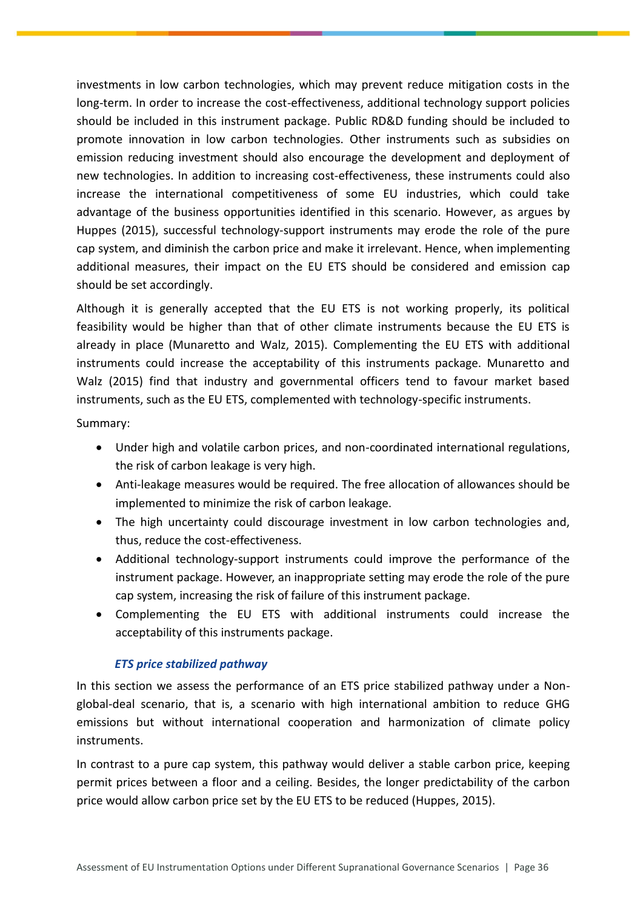investments in low carbon technologies, which may prevent reduce mitigation costs in the long-term. In order to increase the cost-effectiveness, additional technology support policies should be included in this instrument package. Public RD&D funding should be included to promote innovation in low carbon technologies. Other instruments such as subsidies on emission reducing investment should also encourage the development and deployment of new technologies. In addition to increasing cost-effectiveness, these instruments could also increase the international competitiveness of some EU industries, which could take advantage of the business opportunities identified in this scenario. However, as argues by Huppes (2015), successful technology-support instruments may erode the role of the pure cap system, and diminish the carbon price and make it irrelevant. Hence, when implementing additional measures, their impact on the EU ETS should be considered and emission cap should be set accordingly.

Although it is generally accepted that the EU ETS is not working properly, its political feasibility would be higher than that of other climate instruments because the EU ETS is already in place (Munaretto and Walz, 2015). Complementing the EU ETS with additional instruments could increase the acceptability of this instruments package. Munaretto and Walz (2015) find that industry and governmental officers tend to favour market based instruments, such as the EU ETS, complemented with technology-specific instruments.

Summary:

- Under high and volatile carbon prices, and non-coordinated international regulations, the risk of carbon leakage is very high.
- Anti-leakage measures would be required. The free allocation of allowances should be implemented to minimize the risk of carbon leakage.
- The high uncertainty could discourage investment in low carbon technologies and, thus, reduce the cost-effectiveness.
- Additional technology-support instruments could improve the performance of the instrument package. However, an inappropriate setting may erode the role of the pure cap system, increasing the risk of failure of this instrument package.
- Complementing the EU ETS with additional instruments could increase the acceptability of this instruments package.

### *ETS price stabilized pathway*

In this section we assess the performance of an ETS price stabilized pathway under a Non-global-deal scenario, that is, a scenario with high international ambition to reduce GHG emissions but without international cooperation and harmonization of climate policy instruments.

In contrast to a pure cap system, this pathway would deliver a stable carbon price, keeping permit prices between a floor and a ceiling. Besides, the longer predictability of the carbon price would allow carbon price set by the EU ETS to be reduced (Huppes, 2015).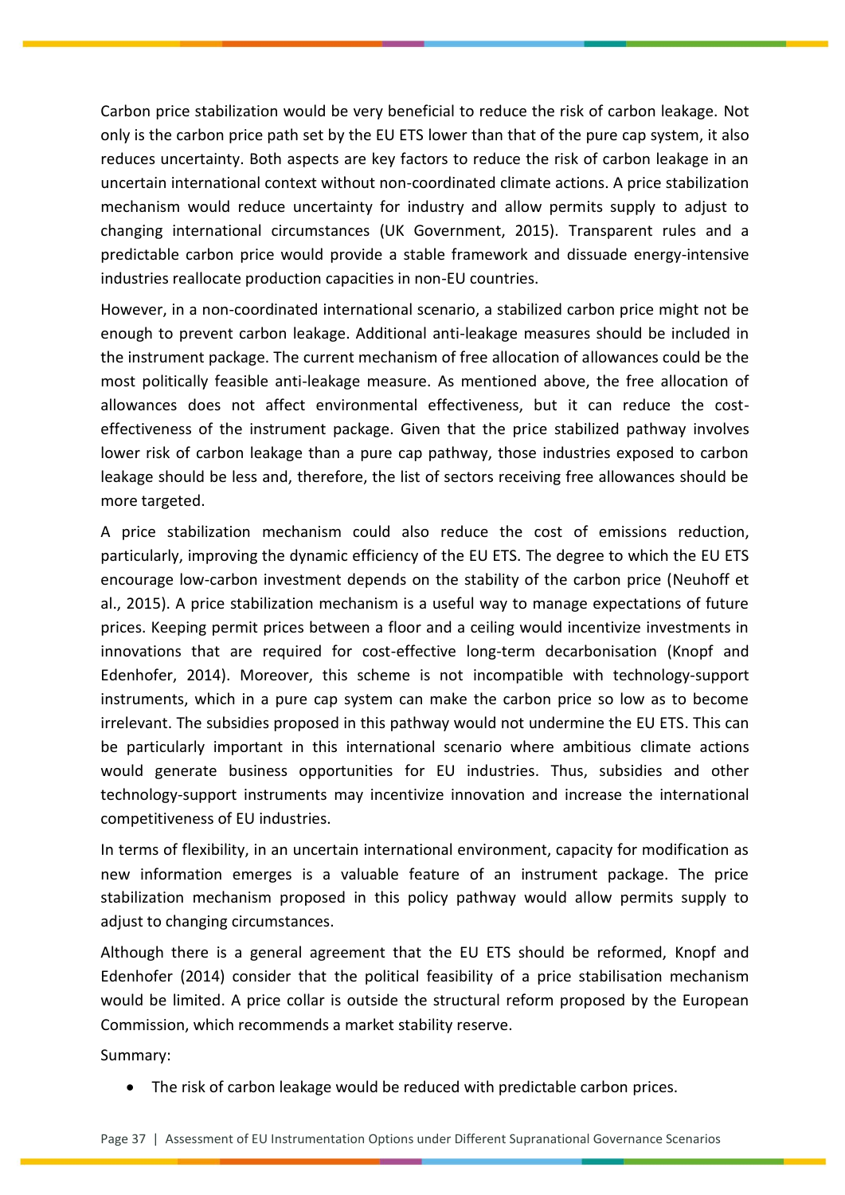Carbon price stabilization would be very beneficial to reduce the risk of carbon leakage. Not only is the carbon price path set by the EU ETS lower than that of the pure cap system, it also reduces uncertainty. Both aspects are key factors to reduce the risk of carbon leakage in an uncertain international context without non-coordinated climate actions. A price stabilization mechanism would reduce uncertainty for industry and allow permits supply to adjust to changing international circumstances (UK Government, 2015). Transparent rules and a predictable carbon price would provide a stable framework and dissuade energy-intensive industries reallocate production capacities in non-EU countries.

However, in a non-coordinated international scenario, a stabilized carbon price might not be enough to prevent carbon leakage. Additional anti-leakage measures should be included in the instrument package. The current mechanism of free allocation of allowances could be the most politically feasible anti-leakage measure. As mentioned above, the free allocation of allowances does not affect environmental effectiveness, but it can reduce the cost-effectiveness of the instrument package. Given that the price stabilized pathway involves lower risk of carbon leakage than a pure cap pathway, those industries exposed to carbon leakage should be less and, therefore, the list of sectors receiving free allowances should be more targeted.

A price stabilization mechanism could also reduce the cost of emissions reduction, particularly, improving the dynamic efficiency of the EU ETS. The degree to which the EU ETS encourage low-carbon investment depends on the stability of the carbon price (Neuhoff et al., 2015). A price stabilization mechanism is a useful way to manage expectations of future prices. Keeping permit prices between a floor and a ceiling would incentivize investments in innovations that are required for cost-effective long-term decarbonisation (Knopf and Edenhofer, 2014). Moreover, this scheme is not incompatible with technology-support instruments, which in a pure cap system can make the carbon price so low as to become irrelevant. The subsidies proposed in this pathway would not undermine the EU ETS. This can be particularly important in this international scenario where ambitious climate actions would generate business opportunities for EU industries. Thus, subsidies and other technology-support instruments may incentivize innovation and increase the international competitiveness of EU industries.

In terms of flexibility, in an uncertain international environment, capacity for modification as new information emerges is a valuable feature of an instrument package. The price stabilization mechanism proposed in this policy pathway would allow permits supply to adjust to changing circumstances.

Although there is a general agreement that the EU ETS should be reformed, Knopf and Edenhofer (2014) consider that the political feasibility of a price stabilisation mechanism would be limited. A price collar is outside the structural reform proposed by the European Commission, which recommends a market stability reserve.

Summary:

- The risk of carbon leakage would be reduced with predictable carbon prices.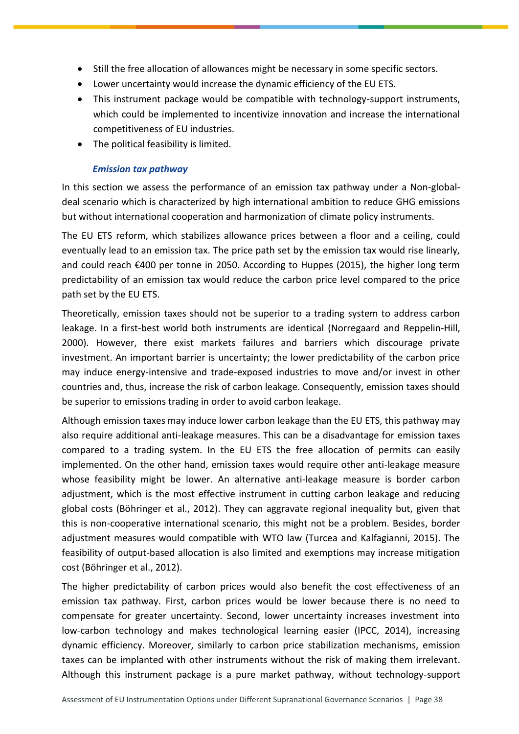- Still the free allocation of allowances might be necessary in some specific sectors.
- Lower uncertainty would increase the dynamic efficiency of the EU ETS.
- This instrument package would be compatible with technology-support instruments, which could be implemented to incentivize innovation and increase the international competitiveness of EU industries.
- The political feasibility is limited.

#### *Emission tax pathway*

In this section we assess the performance of an emission tax pathway under a Non-global-deal scenario which is characterized by high international ambition to reduce GHG emissions but without international cooperation and harmonization of climate policy instruments.

The EU ETS reform, which stabilizes allowance prices between a floor and a ceiling, could eventually lead to an emission tax. The price path set by the emission tax would rise linearly, and could reach €400 per tonne in 2050. According to Huppes (2015), the higher long term predictability of an emission tax would reduce the carbon price level compared to the price path set by the EU ETS.

Theoretically, emission taxes should not be superior to a trading system to address carbon leakage. In a first-best world both instruments are identical (Norregaard and Reppelin-Hill, 2000). However, there exist markets failures and barriers which discourage private investment. An important barrier is uncertainty; the lower predictability of the carbon price may induce energy-intensive and trade-exposed industries to move and/or invest in other countries and, thus, increase the risk of carbon leakage. Consequently, emission taxes should be superior to emissions trading in order to avoid carbon leakage.

Although emission taxes may induce lower carbon leakage than the EU ETS, this pathway may also require additional anti-leakage measures. This can be a disadvantage for emission taxes compared to a trading system. In the EU ETS the free allocation of permits can easily implemented. On the other hand, emission taxes would require other anti-leakage measure whose feasibility might be lower. An alternative anti-leakage measure is border carbon adjustment, which is the most effective instrument in cutting carbon leakage and reducing global costs (Böhringer et al., 2012). They can aggravate regional inequality but, given that this is non-cooperative international scenario, this might not be a problem. Besides, border adjustment measures would compatible with WTO law (Turcea and Kalfagianni, 2015). The feasibility of output-based allocation is also limited and exemptions may increase mitigation cost (Böhringer et al., 2012).

The higher predictability of carbon prices would also benefit the cost effectiveness of an emission tax pathway. First, carbon prices would be lower because there is no need to compensate for greater uncertainty. Second, lower uncertainty increases investment into low-carbon technology and makes technological learning easier (IPCC, 2014), increasing dynamic efficiency. Moreover, similarly to carbon price stabilization mechanisms, emission taxes can be implanted with other instruments without the risk of making them irrelevant. Although this instrument package is a pure market pathway, without technology-support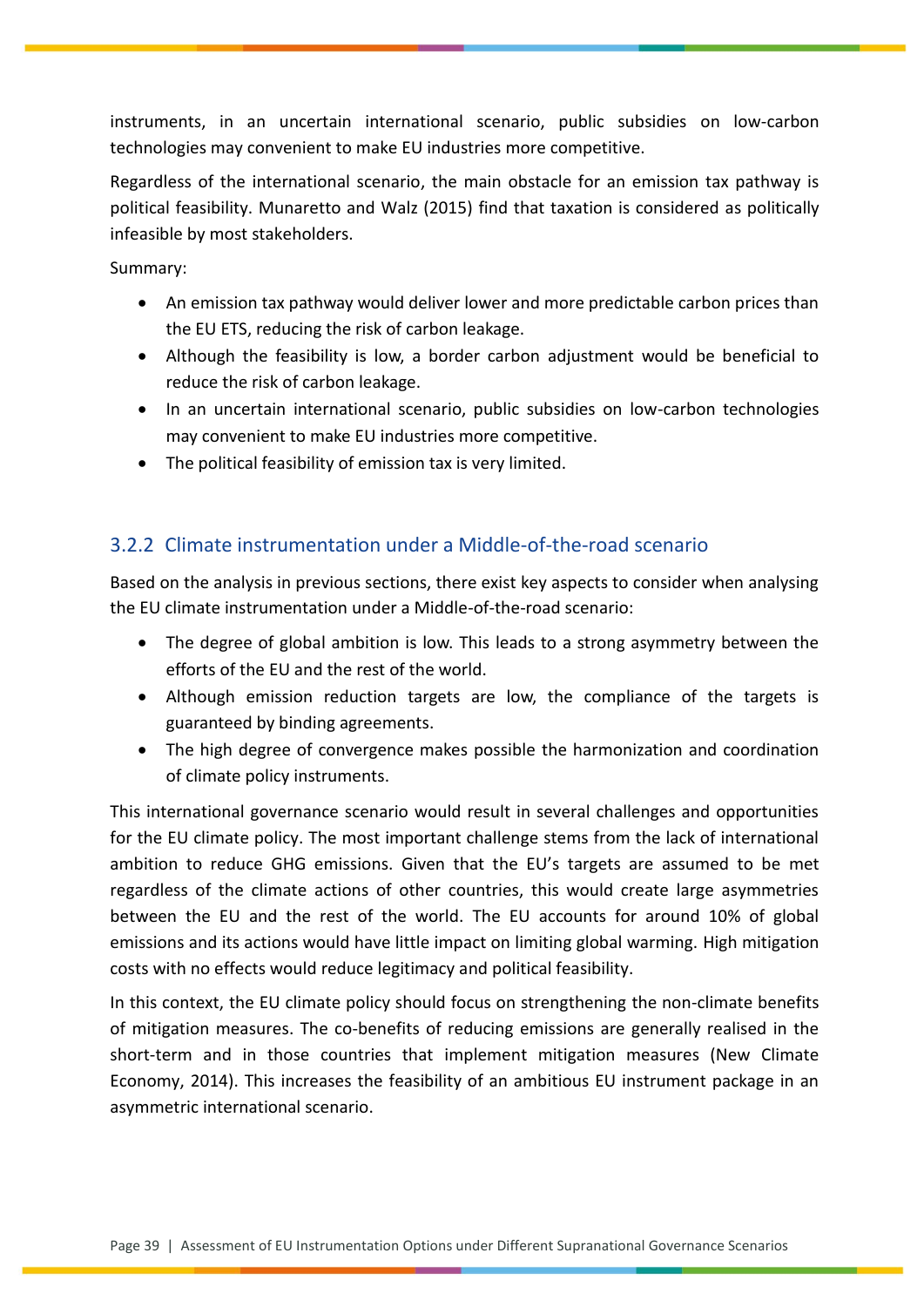instruments, in an uncertain international scenario, public subsidies on low-carbon technologies may convenient to make EU industries more competitive.

Regardless of the international scenario, the main obstacle for an emission tax pathway is political feasibility. Munaretto and Walz (2015) find that taxation is considered as politically infeasible by most stakeholders.

Summary:

- An emission tax pathway would deliver lower and more predictable carbon prices than the EU ETS, reducing the risk of carbon leakage.
- Although the feasibility is low, a border carbon adjustment would be beneficial to reduce the risk of carbon leakage.
- In an uncertain international scenario, public subsidies on low-carbon technologies may convenient to make EU industries more competitive.
- The political feasibility of emission tax is very limited.

### 3.2.2 Climate instrumentation under a Middle-of-the-road scenario

Based on the analysis in previous sections, there exist key aspects to consider when analysing the EU climate instrumentation under a Middle-of-the-road scenario:

- The degree of global ambition is low. This leads to a strong asymmetry between the efforts of the EU and the rest of the world.
- Although emission reduction targets are low, the compliance of the targets is guaranteed by binding agreements.
- The high degree of convergence makes possible the harmonization and coordination of climate policy instruments.

This international governance scenario would result in several challenges and opportunities for the EU climate policy. The most important challenge stems from the lack of international ambition to reduce GHG emissions. Given that the EU's targets are assumed to be met regardless of the climate actions of other countries, this would create large asymmetries between the EU and the rest of the world. The EU accounts for around 10% of global emissions and its actions would have little impact on limiting global warming. High mitigation costs with no effects would reduce legitimacy and political feasibility.

In this context, the EU climate policy should focus on strengthening the non-climate benefits of mitigation measures. The co-benefits of reducing emissions are generally realised in the short-term and in those countries that implement mitigation measures (New Climate Economy, 2014). This increases the feasibility of an ambitious EU instrument package in an asymmetric international scenario.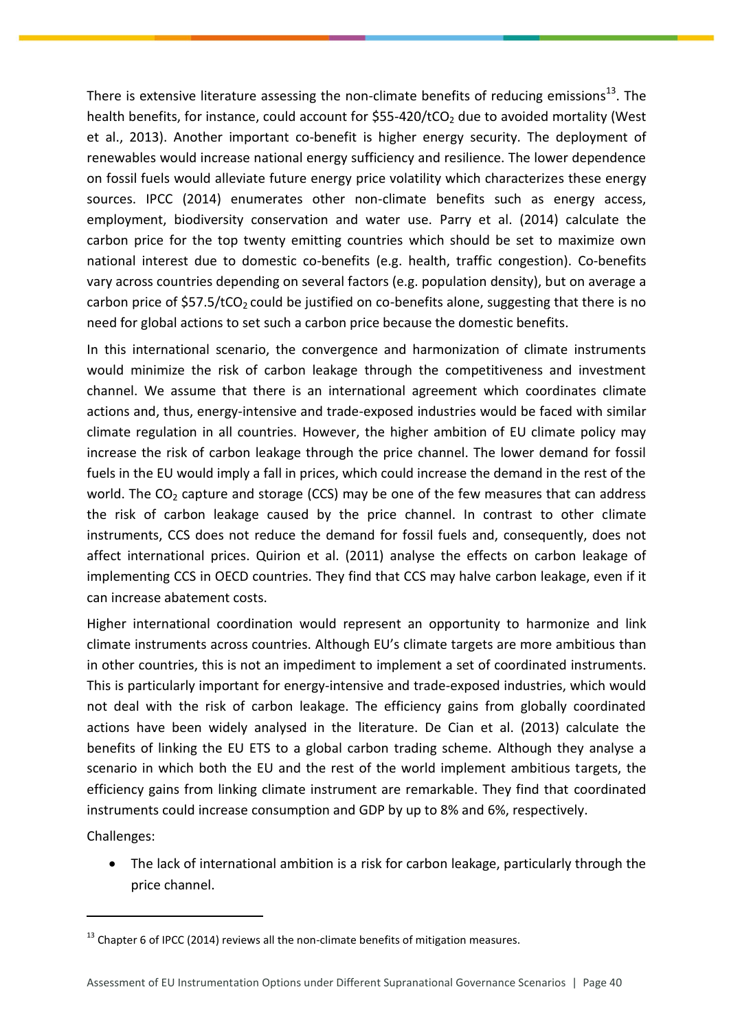There is extensive literature assessing the non-climate benefits of reducing emissions[13]. The health benefits, for instance, could account for \$55-420/t$CO_2$ due to avoided mortality (West et al., 2013). Another important co-benefit is higher energy security. The deployment of renewables would increase national energy sufficiency and resilience. The lower dependence on fossil fuels would alleviate future energy price volatility which characterizes these energy sources. IPCC (2014) enumerates other non-climate benefits such as energy access, employment, biodiversity conservation and water use. Parry et al. (2014) calculate the carbon price for the top twenty emitting countries which should be set to maximize own national interest due to domestic co-benefits (e.g. health, traffic congestion). Co-benefits vary across countries depending on several factors (e.g. population density), but on average a carbon price of \$57.5/t$CO_2$ could be justified on co-benefits alone, suggesting that there is no need for global actions to set such a carbon price because the domestic benefits.

In this international scenario, the convergence and harmonization of climate instruments would minimize the risk of carbon leakage through the competitiveness and investment channel. We assume that there is an international agreement which coordinates climate actions and, thus, energy-intensive and trade-exposed industries would be faced with similar climate regulation in all countries. However, the higher ambition of EU climate policy may increase the risk of carbon leakage through the price channel. The lower demand for fossil fuels in the EU would imply a fall in prices, which could increase the demand in the rest of the world. The $CO_2$ capture and storage (CCS) may be one of the few measures that can address the risk of carbon leakage caused by the price channel. In contrast to other climate instruments, CCS does not reduce the demand for fossil fuels and, consequently, does not affect international prices. Quirion et al. (2011) analyse the effects on carbon leakage of implementing CCS in OECD countries. They find that CCS may halve carbon leakage, even if it can increase abatement costs.

Higher international coordination would represent an opportunity to harmonize and link climate instruments across countries. Although EU's climate targets are more ambitious than in other countries, this is not an impediment to implement a set of coordinated instruments. This is particularly important for energy-intensive and trade-exposed industries, which would not deal with the risk of carbon leakage. The efficiency gains from globally coordinated actions have been widely analysed in the literature. De Cian et al. (2013) calculate the benefits of linking the EU ETS to a global carbon trading scheme. Although they analyse a scenario in which both the EU and the rest of the world implement ambitious targets, the efficiency gains from linking climate instrument are remarkable. They find that coordinated instruments could increase consumption and GDP by up to 8% and 6%, respectively.

Challenges:

- The lack of international ambition is a risk for carbon leakage, particularly through the price channel.

---

[13] Chapter 6 of IPCC (2014) reviews all the non-climate benefits of mitigation measures.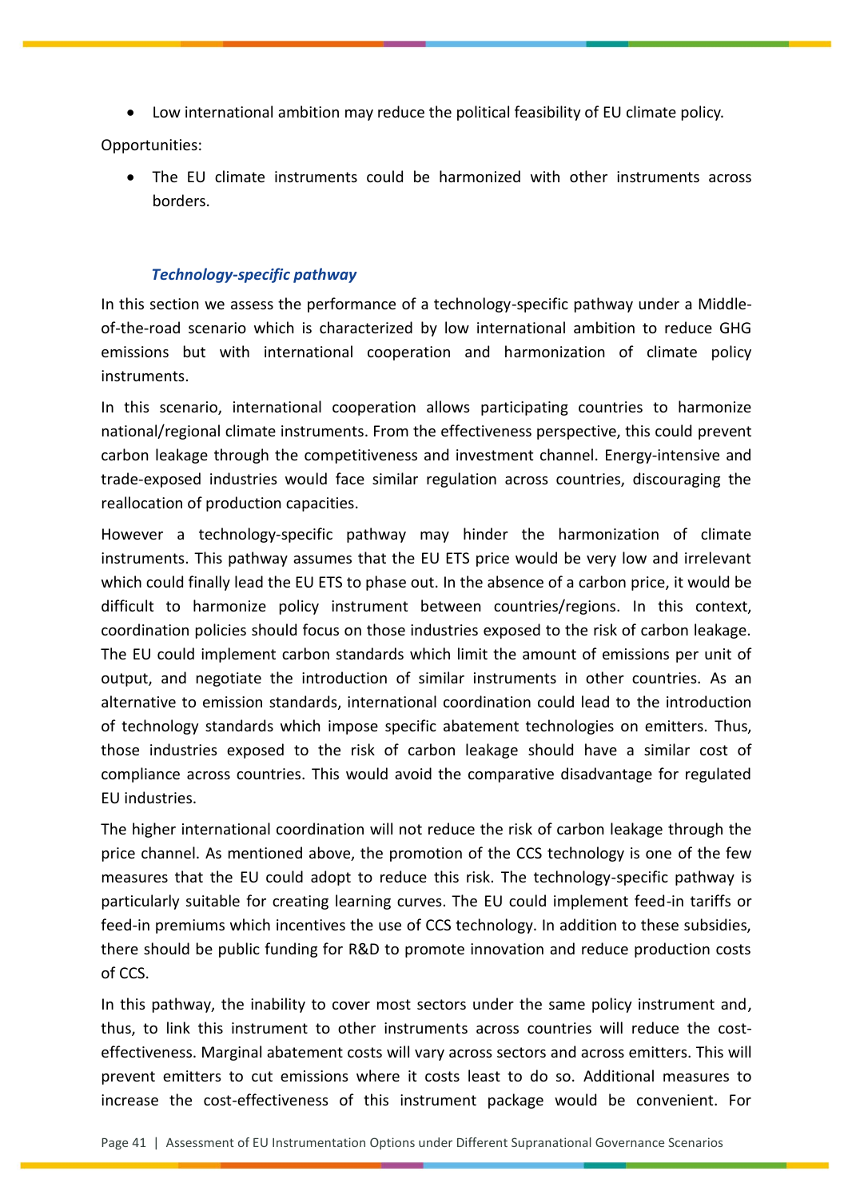- Low international ambition may reduce the political feasibility of EU climate policy.

Opportunities:

- The EU climate instruments could be harmonized with other instruments across borders.

### *Technology-specific pathway*

In this section we assess the performance of a technology-specific pathway under a Middle-of-the-road scenario which is characterized by low international ambition to reduce GHG emissions but with international cooperation and harmonization of climate policy instruments.

In this scenario, international cooperation allows participating countries to harmonize national/regional climate instruments. From the effectiveness perspective, this could prevent carbon leakage through the competitiveness and investment channel. Energy-intensive and trade-exposed industries would face similar regulation across countries, discouraging the reallocation of production capacities.

However a technology-specific pathway may hinder the harmonization of climate instruments. This pathway assumes that the EU ETS price would be very low and irrelevant which could finally lead the EU ETS to phase out. In the absence of a carbon price, it would be difficult to harmonize policy instrument between countries/regions. In this context, coordination policies should focus on those industries exposed to the risk of carbon leakage. The EU could implement carbon standards which limit the amount of emissions per unit of output, and negotiate the introduction of similar instruments in other countries. As an alternative to emission standards, international coordination could lead to the introduction of technology standards which impose specific abatement technologies on emitters. Thus, those industries exposed to the risk of carbon leakage should have a similar cost of compliance across countries. This would avoid the comparative disadvantage for regulated EU industries.

The higher international coordination will not reduce the risk of carbon leakage through the price channel. As mentioned above, the promotion of the CCS technology is one of the few measures that the EU could adopt to reduce this risk. The technology-specific pathway is particularly suitable for creating learning curves. The EU could implement feed-in tariffs or feed-in premiums which incentives the use of CCS technology. In addition to these subsidies, there should be public funding for R&D to promote innovation and reduce production costs of CCS.

In this pathway, the inability to cover most sectors under the same policy instrument and, thus, to link this instrument to other instruments across countries will reduce the cost-effectiveness. Marginal abatement costs will vary across sectors and across emitters. This will prevent emitters to cut emissions where it costs least to do so. Additional measures to increase the cost-effectiveness of this instrument package would be convenient. For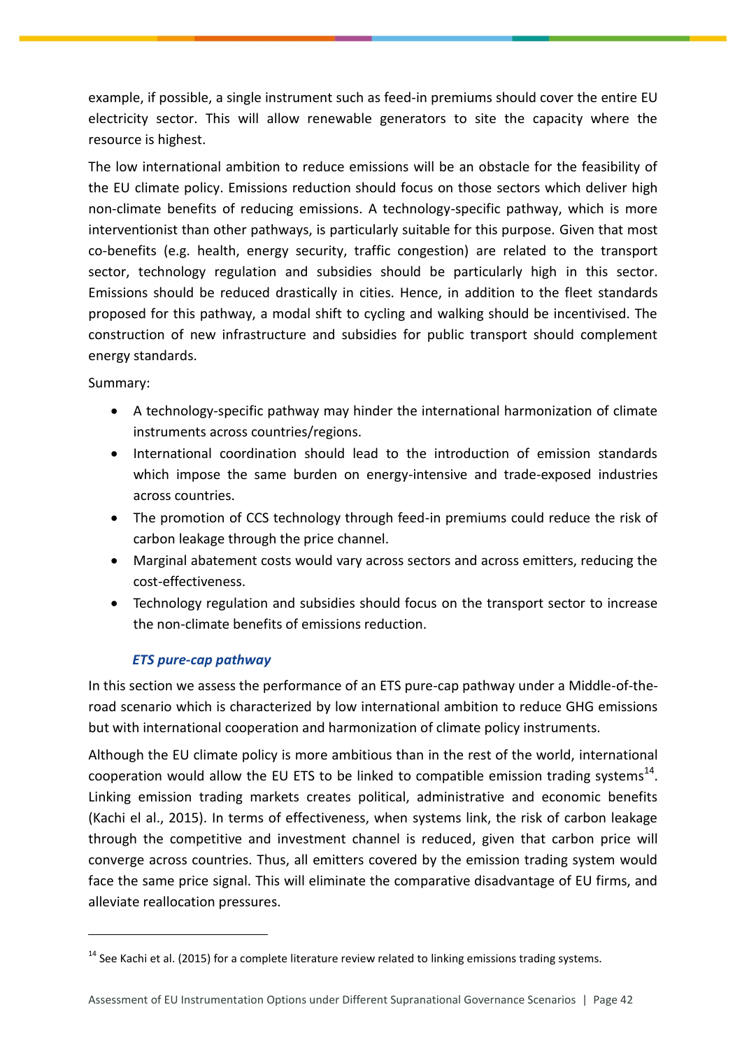example, if possible, a single instrument such as feed-in premiums should cover the entire EU electricity sector. This will allow renewable generators to site the capacity where the resource is highest.

The low international ambition to reduce emissions will be an obstacle for the feasibility of the EU climate policy. Emissions reduction should focus on those sectors which deliver high non-climate benefits of reducing emissions. A technology-specific pathway, which is more interventionist than other pathways, is particularly suitable for this purpose. Given that most co-benefits (e.g. health, energy security, traffic congestion) are related to the transport sector, technology regulation and subsidies should be particularly high in this sector. Emissions should be reduced drastically in cities. Hence, in addition to the fleet standards proposed for this pathway, a modal shift to cycling and walking should be incentivised. The construction of new infrastructure and subsidies for public transport should complement energy standards.

Summary:

- A technology-specific pathway may hinder the international harmonization of climate instruments across countries/regions.
- International coordination should lead to the introduction of emission standards which impose the same burden on energy-intensive and trade-exposed industries across countries.
- The promotion of CCS technology through feed-in premiums could reduce the risk of carbon leakage through the price channel.
- Marginal abatement costs would vary across sectors and across emitters, reducing the cost-effectiveness.
- Technology regulation and subsidies should focus on the transport sector to increase the non-climate benefits of emissions reduction.

### *ETS pure-cap pathway*

In this section we assess the performance of an ETS pure-cap pathway under a Middle-of-the-road scenario which is characterized by low international ambition to reduce GHG emissions but with international cooperation and harmonization of climate policy instruments.

Although the EU climate policy is more ambitious than in the rest of the world, international cooperation would allow the EU ETS to be linked to compatible emission trading systems[14]. Linking emission trading markets creates political, administrative and economic benefits (Kachi el al., 2015). In terms of effectiveness, when systems link, the risk of carbon leakage through the competitive and investment channel is reduced, given that carbon price will converge across countries. Thus, all emitters covered by the emission trading system would face the same price signal. This will eliminate the comparative disadvantage of EU firms, and alleviate reallocation pressures.

[14] See Kachi et al. (2015) for a complete literature review related to linking emissions trading systems.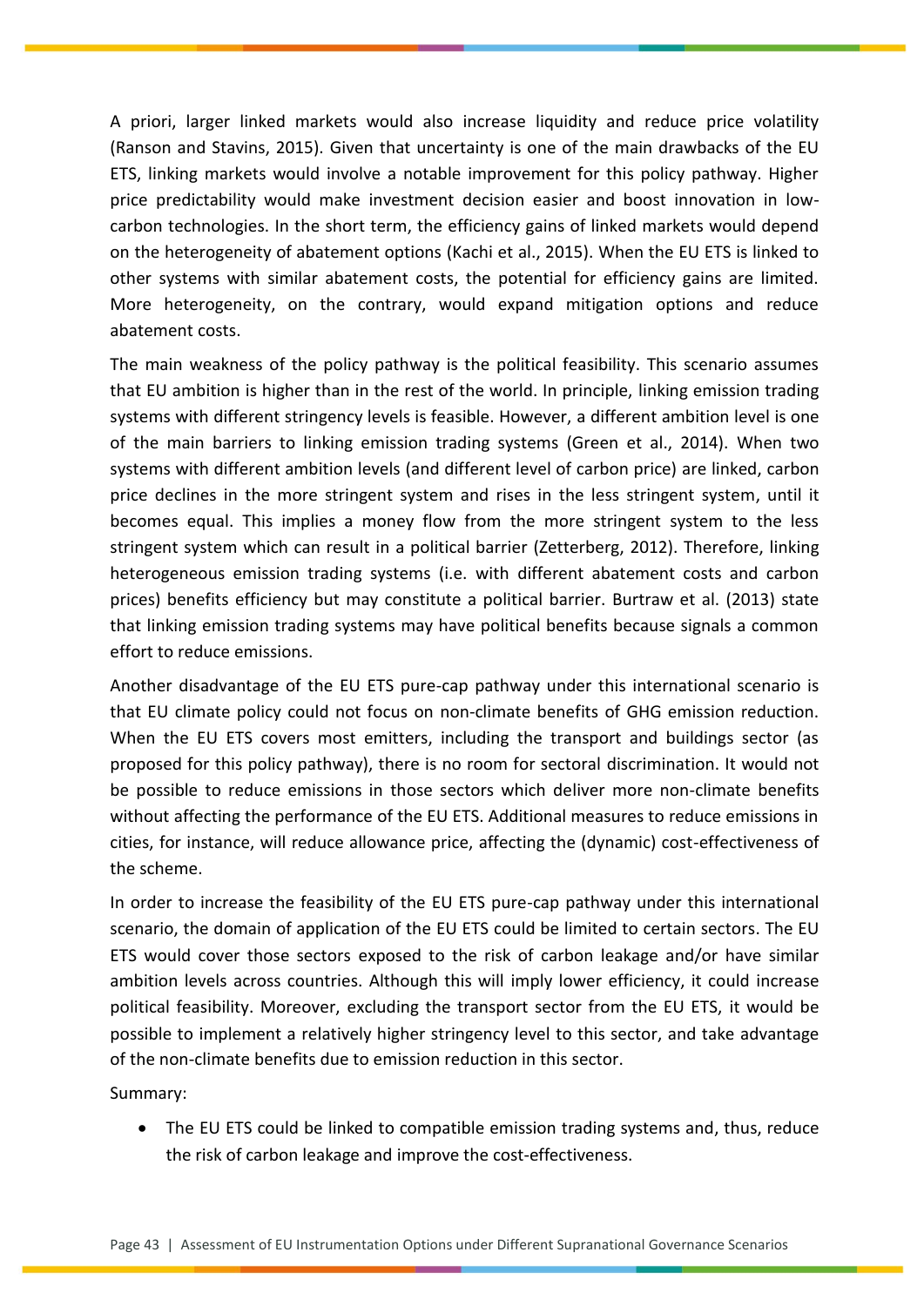A priori, larger linked markets would also increase liquidity and reduce price volatility (Ranson and Stavins, 2015). Given that uncertainty is one of the main drawbacks of the EU ETS, linking markets would involve a notable improvement for this policy pathway. Higher price predictability would make investment decision easier and boost innovation in low-carbon technologies. In the short term, the efficiency gains of linked markets would depend on the heterogeneity of abatement options (Kachi et al., 2015). When the EU ETS is linked to other systems with similar abatement costs, the potential for efficiency gains are limited. More heterogeneity, on the contrary, would expand mitigation options and reduce abatement costs.

The main weakness of the policy pathway is the political feasibility. This scenario assumes that EU ambition is higher than in the rest of the world. In principle, linking emission trading systems with different stringency levels is feasible. However, a different ambition level is one of the main barriers to linking emission trading systems (Green et al., 2014). When two systems with different ambition levels (and different level of carbon price) are linked, carbon price declines in the more stringent system and rises in the less stringent system, until it becomes equal. This implies a money flow from the more stringent system to the less stringent system which can result in a political barrier (Zetterberg, 2012). Therefore, linking heterogeneous emission trading systems (i.e. with different abatement costs and carbon prices) benefits efficiency but may constitute a political barrier. Burtraw et al. (2013) state that linking emission trading systems may have political benefits because signals a common effort to reduce emissions.

Another disadvantage of the EU ETS pure-cap pathway under this international scenario is that EU climate policy could not focus on non-climate benefits of GHG emission reduction. When the EU ETS covers most emitters, including the transport and buildings sector (as proposed for this policy pathway), there is no room for sectoral discrimination. It would not be possible to reduce emissions in those sectors which deliver more non-climate benefits without affecting the performance of the EU ETS. Additional measures to reduce emissions in cities, for instance, will reduce allowance price, affecting the (dynamic) cost-effectiveness of the scheme.

In order to increase the feasibility of the EU ETS pure-cap pathway under this international scenario, the domain of application of the EU ETS could be limited to certain sectors. The EU ETS would cover those sectors exposed to the risk of carbon leakage and/or have similar ambition levels across countries. Although this will imply lower efficiency, it could increase political feasibility. Moreover, excluding the transport sector from the EU ETS, it would be possible to implement a relatively higher stringency level to this sector, and take advantage of the non-climate benefits due to emission reduction in this sector.

Summary:

- The EU ETS could be linked to compatible emission trading systems and, thus, reduce the risk of carbon leakage and improve the cost-effectiveness.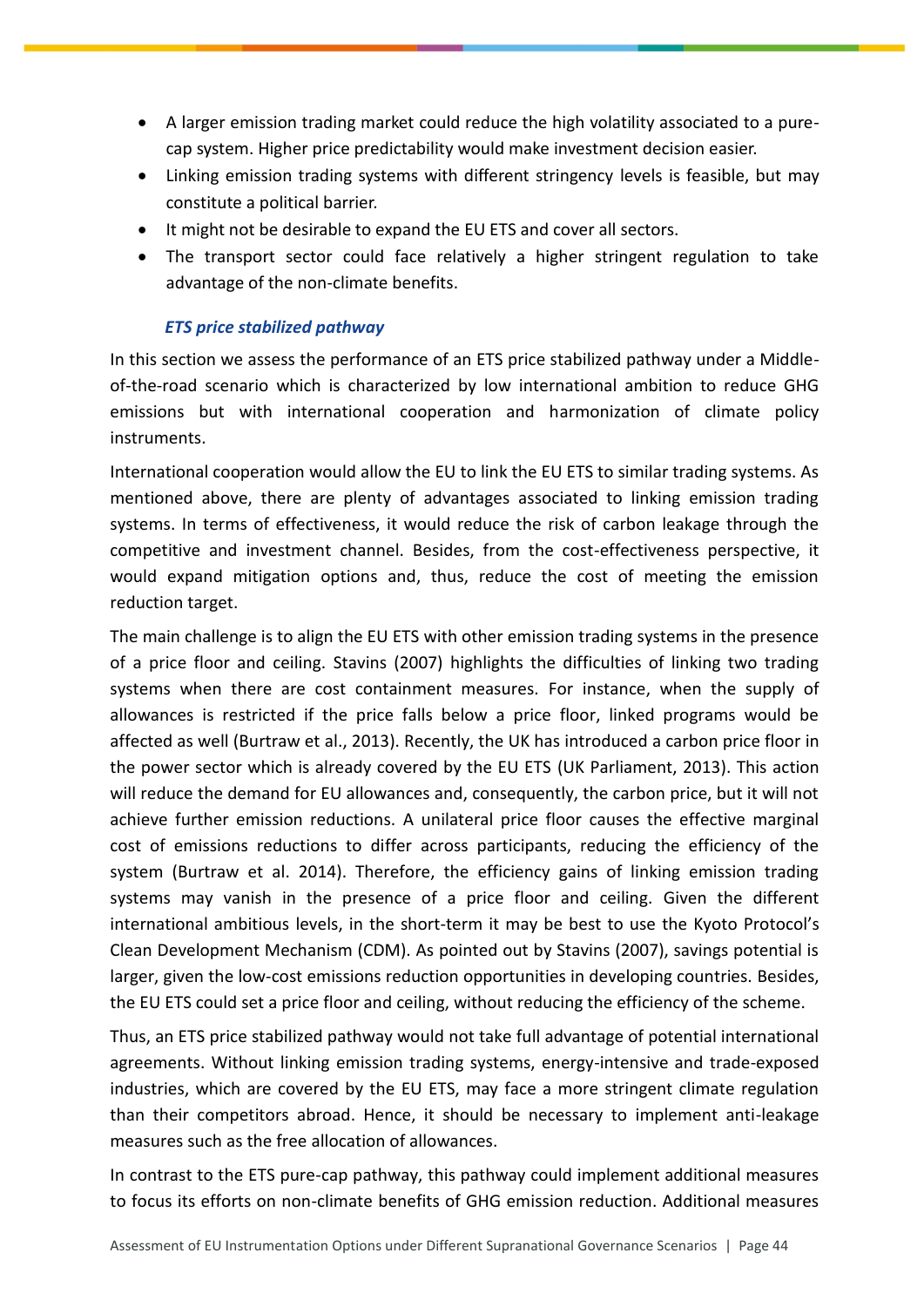- A larger emission trading market could reduce the high volatility associated to a pure-cap system. Higher price predictability would make investment decision easier.
- Linking emission trading systems with different stringency levels is feasible, but may constitute a political barrier.
- It might not be desirable to expand the EU ETS and cover all sectors.
- The transport sector could face relatively a higher stringent regulation to take advantage of the non-climate benefits.

#### *ETS price stabilized pathway*

In this section we assess the performance of an ETS price stabilized pathway under a Middle-of-the-road scenario which is characterized by low international ambition to reduce GHG emissions but with international cooperation and harmonization of climate policy instruments.

International cooperation would allow the EU to link the EU ETS to similar trading systems. As mentioned above, there are plenty of advantages associated to linking emission trading systems. In terms of effectiveness, it would reduce the risk of carbon leakage through the competitive and investment channel. Besides, from the cost-effectiveness perspective, it would expand mitigation options and, thus, reduce the cost of meeting the emission reduction target.

The main challenge is to align the EU ETS with other emission trading systems in the presence of a price floor and ceiling. Stavins (2007) highlights the difficulties of linking two trading systems when there are cost containment measures. For instance, when the supply of allowances is restricted if the price falls below a price floor, linked programs would be affected as well (Burtraw et al., 2013). Recently, the UK has introduced a carbon price floor in the power sector which is already covered by the EU ETS (UK Parliament, 2013). This action will reduce the demand for EU allowances and, consequently, the carbon price, but it will not achieve further emission reductions. A unilateral price floor causes the effective marginal cost of emissions reductions to differ across participants, reducing the efficiency of the system (Burtraw et al. 2014). Therefore, the efficiency gains of linking emission trading systems may vanish in the presence of a price floor and ceiling. Given the different international ambitious levels, in the short-term it may be best to use the Kyoto Protocol's Clean Development Mechanism (CDM). As pointed out by Stavins (2007), savings potential is larger, given the low-cost emissions reduction opportunities in developing countries. Besides, the EU ETS could set a price floor and ceiling, without reducing the efficiency of the scheme.

Thus, an ETS price stabilized pathway would not take full advantage of potential international agreements. Without linking emission trading systems, energy-intensive and trade-exposed industries, which are covered by the EU ETS, may face a more stringent climate regulation than their competitors abroad. Hence, it should be necessary to implement anti-leakage measures such as the free allocation of allowances.

In contrast to the ETS pure-cap pathway, this pathway could implement additional measures to focus its efforts on non-climate benefits of GHG emission reduction. Additional measures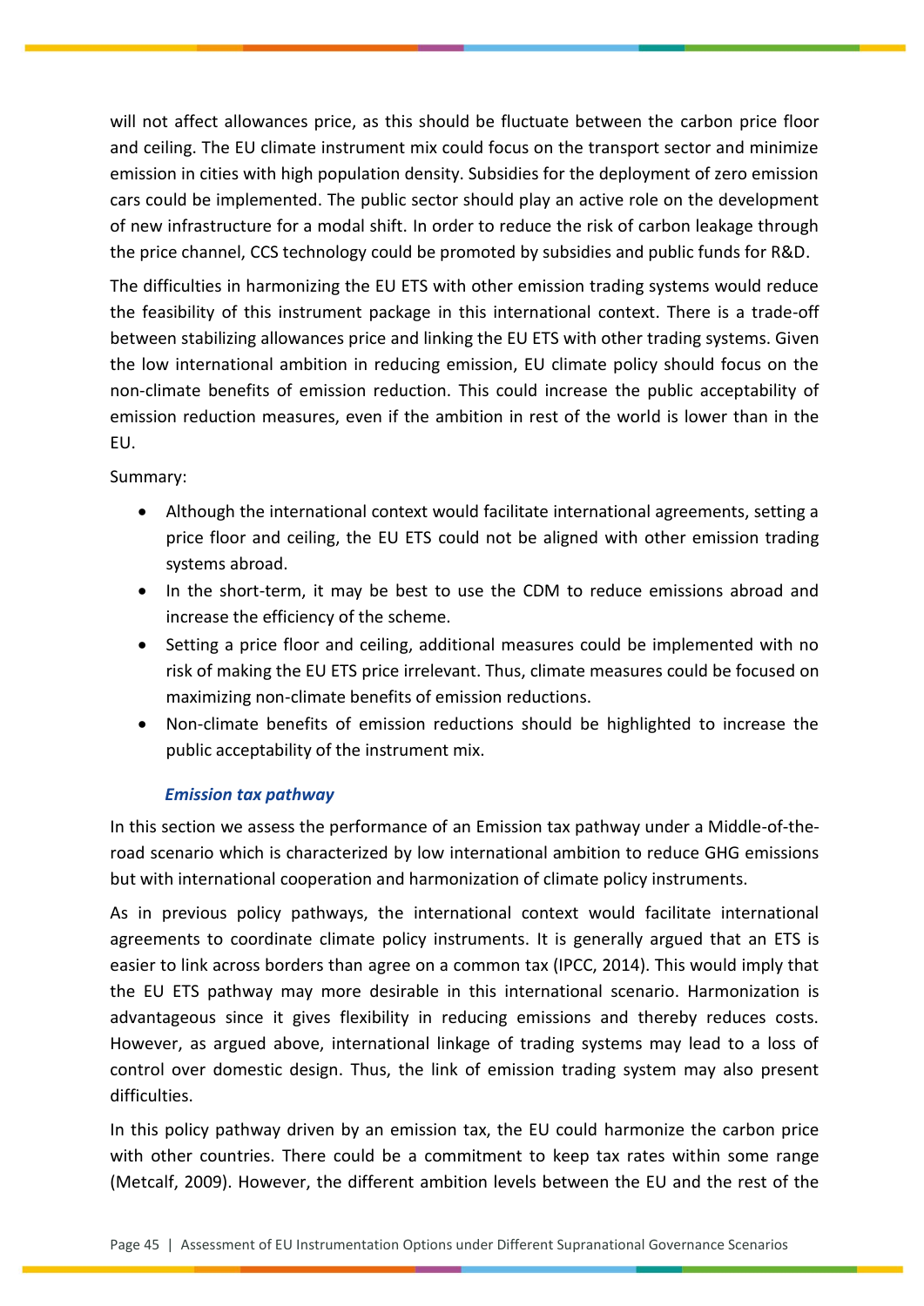will not affect allowances price, as this should be fluctuate between the carbon price floor and ceiling. The EU climate instrument mix could focus on the transport sector and minimize emission in cities with high population density. Subsidies for the deployment of zero emission cars could be implemented. The public sector should play an active role on the development of new infrastructure for a modal shift. In order to reduce the risk of carbon leakage through the price channel, CCS technology could be promoted by subsidies and public funds for R&D.

The difficulties in harmonizing the EU ETS with other emission trading systems would reduce the feasibility of this instrument package in this international context. There is a trade-off between stabilizing allowances price and linking the EU ETS with other trading systems. Given the low international ambition in reducing emission, EU climate policy should focus on the non-climate benefits of emission reduction. This could increase the public acceptability of emission reduction measures, even if the ambition in rest of the world is lower than in the EU.

Summary:

- Although the international context would facilitate international agreements, setting a price floor and ceiling, the EU ETS could not be aligned with other emission trading systems abroad.
- In the short-term, it may be best to use the CDM to reduce emissions abroad and increase the efficiency of the scheme.
- Setting a price floor and ceiling, additional measures could be implemented with no risk of making the EU ETS price irrelevant. Thus, climate measures could be focused on maximizing non-climate benefits of emission reductions.
- Non-climate benefits of emission reductions should be highlighted to increase the public acceptability of the instrument mix.

### *Emission tax pathway*

In this section we assess the performance of an Emission tax pathway under a Middle-of-the-road scenario which is characterized by low international ambition to reduce GHG emissions but with international cooperation and harmonization of climate policy instruments.

As in previous policy pathways, the international context would facilitate international agreements to coordinate climate policy instruments. It is generally argued that an ETS is easier to link across borders than agree on a common tax (IPCC, 2014). This would imply that the EU ETS pathway may more desirable in this international scenario. Harmonization is advantageous since it gives flexibility in reducing emissions and thereby reduces costs. However, as argued above, international linkage of trading systems may lead to a loss of control over domestic design. Thus, the link of emission trading system may also present difficulties.

In this policy pathway driven by an emission tax, the EU could harmonize the carbon price with other countries. There could be a commitment to keep tax rates within some range (Metcalf, 2009). However, the different ambition levels between the EU and the rest of the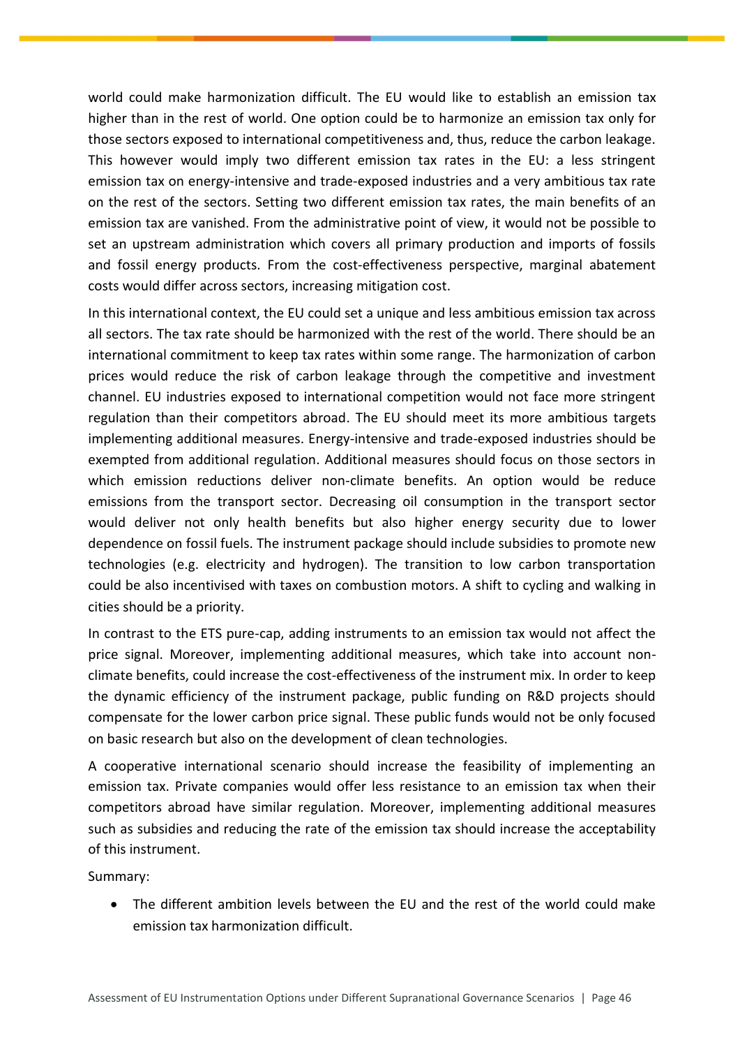world could make harmonization difficult. The EU would like to establish an emission tax higher than in the rest of world. One option could be to harmonize an emission tax only for those sectors exposed to international competitiveness and, thus, reduce the carbon leakage. This however would imply two different emission tax rates in the EU: a less stringent emission tax on energy-intensive and trade-exposed industries and a very ambitious tax rate on the rest of the sectors. Setting two different emission tax rates, the main benefits of an emission tax are vanished. From the administrative point of view, it would not be possible to set an upstream administration which covers all primary production and imports of fossils and fossil energy products. From the cost-effectiveness perspective, marginal abatement costs would differ across sectors, increasing mitigation cost.

In this international context, the EU could set a unique and less ambitious emission tax across all sectors. The tax rate should be harmonized with the rest of the world. There should be an international commitment to keep tax rates within some range. The harmonization of carbon prices would reduce the risk of carbon leakage through the competitive and investment channel. EU industries exposed to international competition would not face more stringent regulation than their competitors abroad. The EU should meet its more ambitious targets implementing additional measures. Energy-intensive and trade-exposed industries should be exempted from additional regulation. Additional measures should focus on those sectors in which emission reductions deliver non-climate benefits. An option would be reduce emissions from the transport sector. Decreasing oil consumption in the transport sector would deliver not only health benefits but also higher energy security due to lower dependence on fossil fuels. The instrument package should include subsidies to promote new technologies (e.g. electricity and hydrogen). The transition to low carbon transportation could be also incentivised with taxes on combustion motors. A shift to cycling and walking in cities should be a priority.

In contrast to the ETS pure-cap, adding instruments to an emission tax would not affect the price signal. Moreover, implementing additional measures, which take into account non-climate benefits, could increase the cost-effectiveness of the instrument mix. In order to keep the dynamic efficiency of the instrument package, public funding on R&D projects should compensate for the lower carbon price signal. These public funds would not be only focused on basic research but also on the development of clean technologies.

A cooperative international scenario should increase the feasibility of implementing an emission tax. Private companies would offer less resistance to an emission tax when their competitors abroad have similar regulation. Moreover, implementing additional measures such as subsidies and reducing the rate of the emission tax should increase the acceptability of this instrument.

Summary:

- The different ambition levels between the EU and the rest of the world could make emission tax harmonization difficult.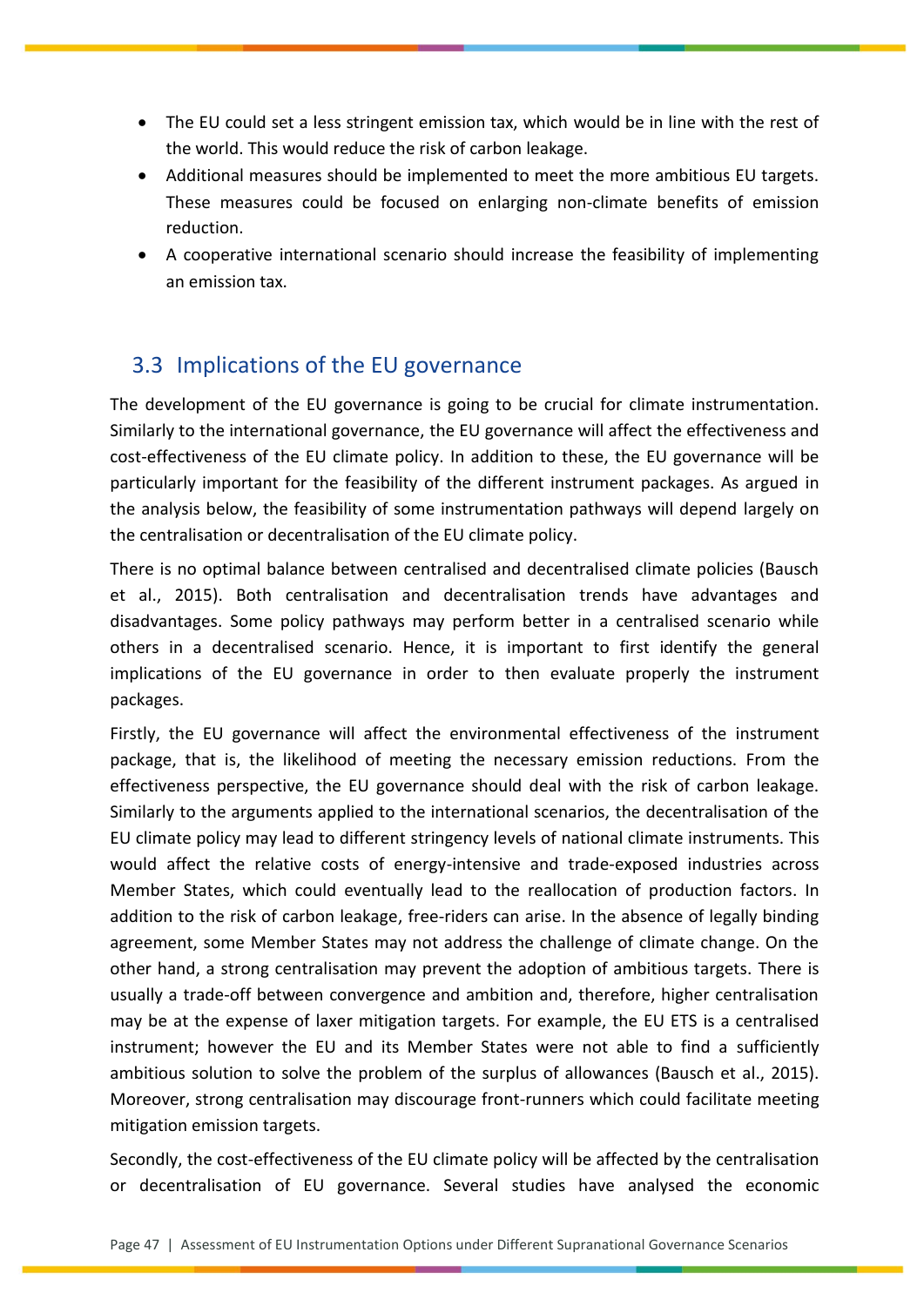- The EU could set a less stringent emission tax, which would be in line with the rest of the world. This would reduce the risk of carbon leakage.
- Additional measures should be implemented to meet the more ambitious EU targets. These measures could be focused on enlarging non-climate benefits of emission reduction.
- A cooperative international scenario should increase the feasibility of implementing an emission tax.

## 3.3 Implications of the EU governance

The development of the EU governance is going to be crucial for climate instrumentation. Similarly to the international governance, the EU governance will affect the effectiveness and cost-effectiveness of the EU climate policy. In addition to these, the EU governance will be particularly important for the feasibility of the different instrument packages. As argued in the analysis below, the feasibility of some instrumentation pathways will depend largely on the centralisation or decentralisation of the EU climate policy.

There is no optimal balance between centralised and decentralised climate policies (Bausch et al., 2015). Both centralisation and decentralisation trends have advantages and disadvantages. Some policy pathways may perform better in a centralised scenario while others in a decentralised scenario. Hence, it is important to first identify the general implications of the EU governance in order to then evaluate properly the instrument packages.

Firstly, the EU governance will affect the environmental effectiveness of the instrument package, that is, the likelihood of meeting the necessary emission reductions. From the effectiveness perspective, the EU governance should deal with the risk of carbon leakage. Similarly to the arguments applied to the international scenarios, the decentralisation of the EU climate policy may lead to different stringency levels of national climate instruments. This would affect the relative costs of energy-intensive and trade-exposed industries across Member States, which could eventually lead to the reallocation of production factors. In addition to the risk of carbon leakage, free-riders can arise. In the absence of legally binding agreement, some Member States may not address the challenge of climate change. On the other hand, a strong centralisation may prevent the adoption of ambitious targets. There is usually a trade-off between convergence and ambition and, therefore, higher centralisation may be at the expense of laxer mitigation targets. For example, the EU ETS is a centralised instrument; however the EU and its Member States were not able to find a sufficiently ambitious solution to solve the problem of the surplus of allowances (Bausch et al., 2015). Moreover, strong centralisation may discourage front-runners which could facilitate meeting mitigation emission targets.

Secondly, the cost-effectiveness of the EU climate policy will be affected by the centralisation or decentralisation of EU governance. Several studies have analysed the economic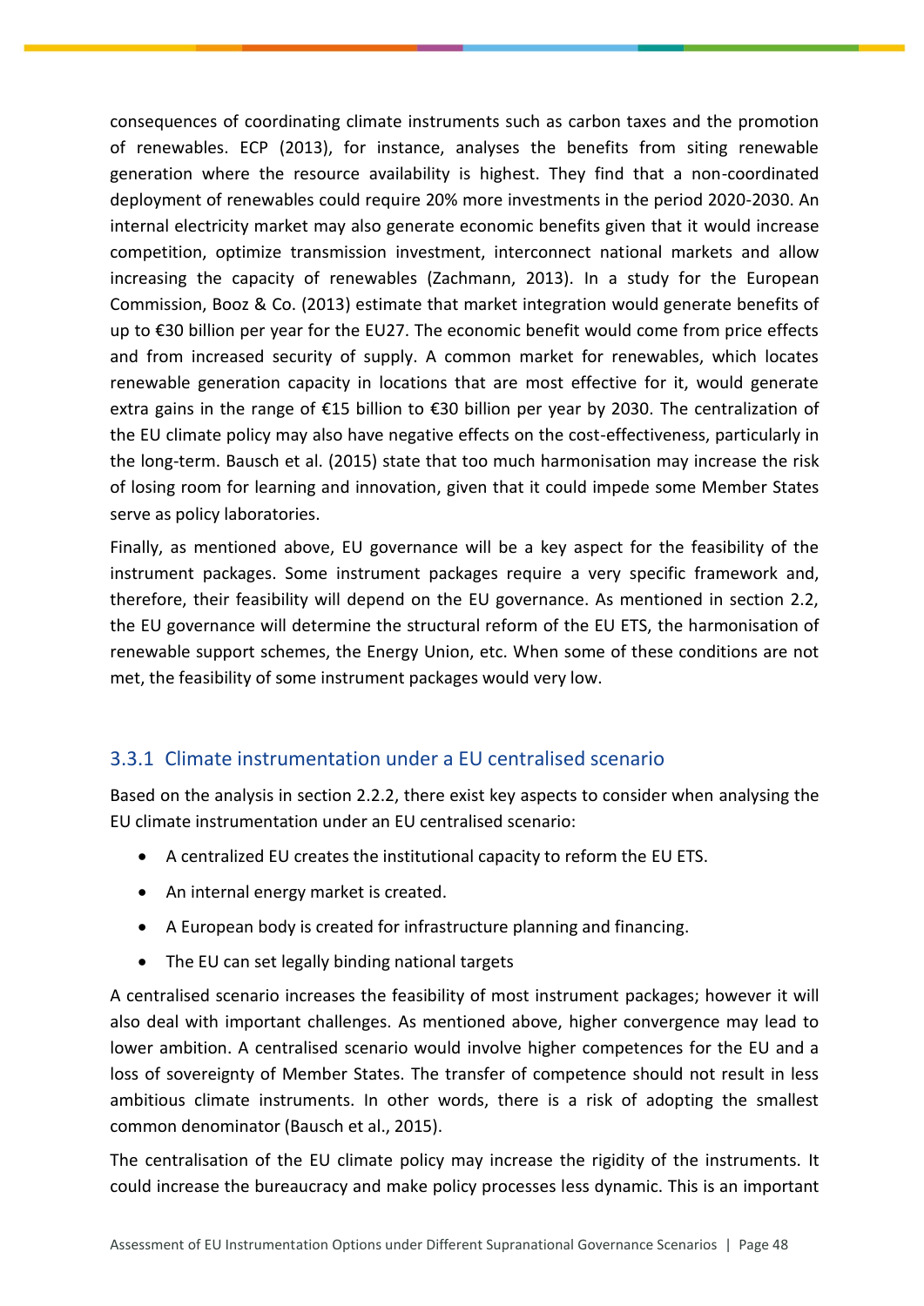consequences of coordinating climate instruments such as carbon taxes and the promotion of renewables. ECP (2013), for instance, analyses the benefits from siting renewable generation where the resource availability is highest. They find that a non-coordinated deployment of renewables could require 20% more investments in the period 2020-2030. An internal electricity market may also generate economic benefits given that it would increase competition, optimize transmission investment, interconnect national markets and allow increasing the capacity of renewables (Zachmann, 2013). In a study for the European Commission, Booz & Co. (2013) estimate that market integration would generate benefits of up to €30 billion per year for the EU27. The economic benefit would come from price effects and from increased security of supply. A common market for renewables, which locates renewable generation capacity in locations that are most effective for it, would generate extra gains in the range of €15 billion to €30 billion per year by 2030. The centralization of the EU climate policy may also have negative effects on the cost-effectiveness, particularly in the long-term. Bausch et al. (2015) state that too much harmonisation may increase the risk of losing room for learning and innovation, given that it could impede some Member States serve as policy laboratories.

Finally, as mentioned above, EU governance will be a key aspect for the feasibility of the instrument packages. Some instrument packages require a very specific framework and, therefore, their feasibility will depend on the EU governance. As mentioned in section 2.2, the EU governance will determine the structural reform of the EU ETS, the harmonisation of renewable support schemes, the Energy Union, etc. When some of these conditions are not met, the feasibility of some instrument packages would very low.

### 3.3.1 Climate instrumentation under a EU centralised scenario

Based on the analysis in section 2.2.2, there exist key aspects to consider when analysing the EU climate instrumentation under an EU centralised scenario:

- A centralized EU creates the institutional capacity to reform the EU ETS.
- An internal energy market is created.
- A European body is created for infrastructure planning and financing.
- The EU can set legally binding national targets

A centralised scenario increases the feasibility of most instrument packages; however it will also deal with important challenges. As mentioned above, higher convergence may lead to lower ambition. A centralised scenario would involve higher competences for the EU and a loss of sovereignty of Member States. The transfer of competence should not result in less ambitious climate instruments. In other words, there is a risk of adopting the smallest common denominator (Bausch et al., 2015).

The centralisation of the EU climate policy may increase the rigidity of the instruments. It could increase the bureaucracy and make policy processes less dynamic. This is an important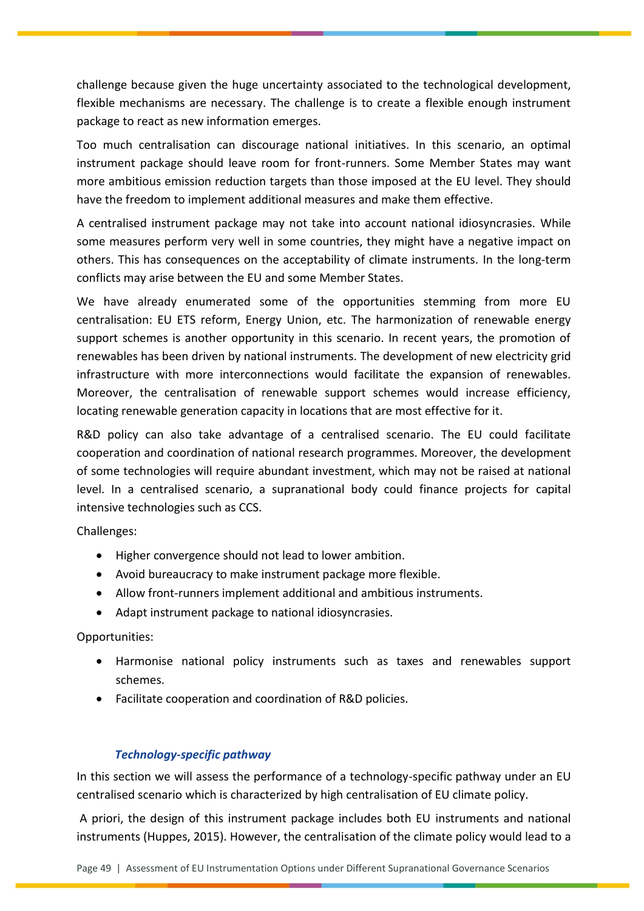challenge because given the huge uncertainty associated to the technological development, flexible mechanisms are necessary. The challenge is to create a flexible enough instrument package to react as new information emerges.

Too much centralisation can discourage national initiatives. In this scenario, an optimal instrument package should leave room for front-runners. Some Member States may want more ambitious emission reduction targets than those imposed at the EU level. They should have the freedom to implement additional measures and make them effective.

A centralised instrument package may not take into account national idiosyncrasies. While some measures perform very well in some countries, they might have a negative impact on others. This has consequences on the acceptability of climate instruments. In the long-term conflicts may arise between the EU and some Member States.

We have already enumerated some of the opportunities stemming from more EU centralisation: EU ETS reform, Energy Union, etc. The harmonization of renewable energy support schemes is another opportunity in this scenario. In recent years, the promotion of renewables has been driven by national instruments. The development of new electricity grid infrastructure with more interconnections would facilitate the expansion of renewables. Moreover, the centralisation of renewable support schemes would increase efficiency, locating renewable generation capacity in locations that are most effective for it.

R&D policy can also take advantage of a centralised scenario. The EU could facilitate cooperation and coordination of national research programmes. Moreover, the development of some technologies will require abundant investment, which may not be raised at national level. In a centralised scenario, a supranational body could finance projects for capital intensive technologies such as CCS.

Challenges:

- Higher convergence should not lead to lower ambition.
- Avoid bureaucracy to make instrument package more flexible.
- Allow front-runners implement additional and ambitious instruments.
- Adapt instrument package to national idiosyncrasies.

Opportunities:

- Harmonise national policy instruments such as taxes and renewables support schemes.
- Facilitate cooperation and coordination of R&D policies.

### *Technology-specific pathway*

In this section we will assess the performance of a technology-specific pathway under an EU centralised scenario which is characterized by high centralisation of EU climate policy.

A priori, the design of this instrument package includes both EU instruments and national instruments (Huppes, 2015). However, the centralisation of the climate policy would lead to a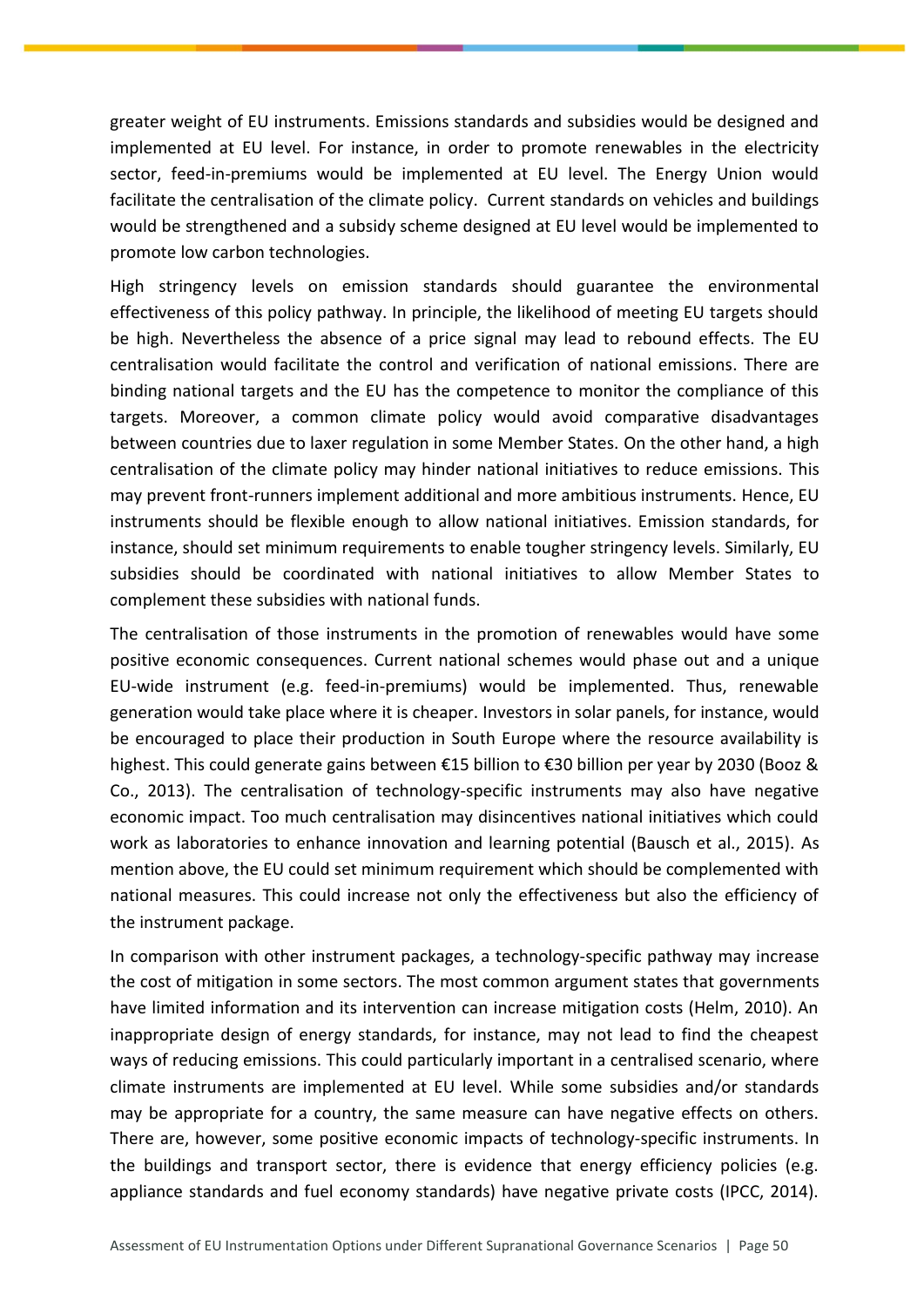greater weight of EU instruments. Emissions standards and subsidies would be designed and implemented at EU level. For instance, in order to promote renewables in the electricity sector, feed-in-premiums would be implemented at EU level. The Energy Union would facilitate the centralisation of the climate policy. Current standards on vehicles and buildings would be strengthened and a subsidy scheme designed at EU level would be implemented to promote low carbon technologies.

High stringency levels on emission standards should guarantee the environmental effectiveness of this policy pathway. In principle, the likelihood of meeting EU targets should be high. Nevertheless the absence of a price signal may lead to rebound effects. The EU centralisation would facilitate the control and verification of national emissions. There are binding national targets and the EU has the competence to monitor the compliance of this targets. Moreover, a common climate policy would avoid comparative disadvantages between countries due to laxer regulation in some Member States. On the other hand, a high centralisation of the climate policy may hinder national initiatives to reduce emissions. This may prevent front-runners implement additional and more ambitious instruments. Hence, EU instruments should be flexible enough to allow national initiatives. Emission standards, for instance, should set minimum requirements to enable tougher stringency levels. Similarly, EU subsidies should be coordinated with national initiatives to allow Member States to complement these subsidies with national funds.

The centralisation of those instruments in the promotion of renewables would have some positive economic consequences. Current national schemes would phase out and a unique EU-wide instrument (e.g. feed-in-premiums) would be implemented. Thus, renewable generation would take place where it is cheaper. Investors in solar panels, for instance, would be encouraged to place their production in South Europe where the resource availability is highest. This could generate gains between €15 billion to €30 billion per year by 2030 (Booz & Co., 2013). The centralisation of technology-specific instruments may also have negative economic impact. Too much centralisation may disincentives national initiatives which could work as laboratories to enhance innovation and learning potential (Bausch et al., 2015). As mention above, the EU could set minimum requirement which should be complemented with national measures. This could increase not only the effectiveness but also the efficiency of the instrument package.

In comparison with other instrument packages, a technology-specific pathway may increase the cost of mitigation in some sectors. The most common argument states that governments have limited information and its intervention can increase mitigation costs (Helm, 2010). An inappropriate design of energy standards, for instance, may not lead to find the cheapest ways of reducing emissions. This could particularly important in a centralised scenario, where climate instruments are implemented at EU level. While some subsidies and/or standards may be appropriate for a country, the same measure can have negative effects on others. There are, however, some positive economic impacts of technology-specific instruments. In the buildings and transport sector, there is evidence that energy efficiency policies (e.g. appliance standards and fuel economy standards) have negative private costs (IPCC, 2014).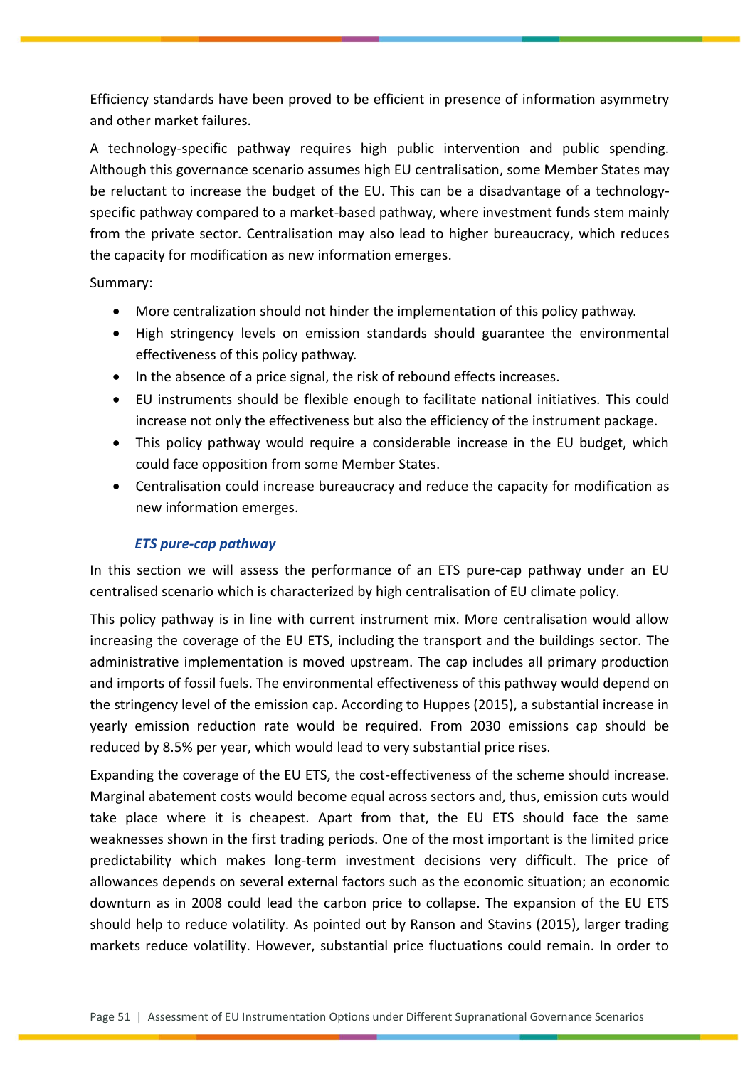Efficiency standards have been proved to be efficient in presence of information asymmetry and other market failures.

A technology-specific pathway requires high public intervention and public spending. Although this governance scenario assumes high EU centralisation, some Member States may be reluctant to increase the budget of the EU. This can be a disadvantage of a technology-specific pathway compared to a market-based pathway, where investment funds stem mainly from the private sector. Centralisation may also lead to higher bureaucracy, which reduces the capacity for modification as new information emerges.

Summary:

- More centralization should not hinder the implementation of this policy pathway.
- High stringency levels on emission standards should guarantee the environmental effectiveness of this policy pathway.
- In the absence of a price signal, the risk of rebound effects increases.
- EU instruments should be flexible enough to facilitate national initiatives. This could increase not only the effectiveness but also the efficiency of the instrument package.
- This policy pathway would require a considerable increase in the EU budget, which could face opposition from some Member States.
- Centralisation could increase bureaucracy and reduce the capacity for modification as new information emerges.

#### *ETS pure-cap pathway*

In this section we will assess the performance of an ETS pure-cap pathway under an EU centralised scenario which is characterized by high centralisation of EU climate policy.

This policy pathway is in line with current instrument mix. More centralisation would allow increasing the coverage of the EU ETS, including the transport and the buildings sector. The administrative implementation is moved upstream. The cap includes all primary production and imports of fossil fuels. The environmental effectiveness of this pathway would depend on the stringency level of the emission cap. According to Huppes (2015), a substantial increase in yearly emission reduction rate would be required. From 2030 emissions cap should be reduced by 8.5% per year, which would lead to very substantial price rises.

Expanding the coverage of the EU ETS, the cost-effectiveness of the scheme should increase. Marginal abatement costs would become equal across sectors and, thus, emission cuts would take place where it is cheapest. Apart from that, the EU ETS should face the same weaknesses shown in the first trading periods. One of the most important is the limited price predictability which makes long-term investment decisions very difficult. The price of allowances depends on several external factors such as the economic situation; an economic downturn as in 2008 could lead the carbon price to collapse. The expansion of the EU ETS should help to reduce volatility. As pointed out by Ranson and Stavins (2015), larger trading markets reduce volatility. However, substantial price fluctuations could remain. In order to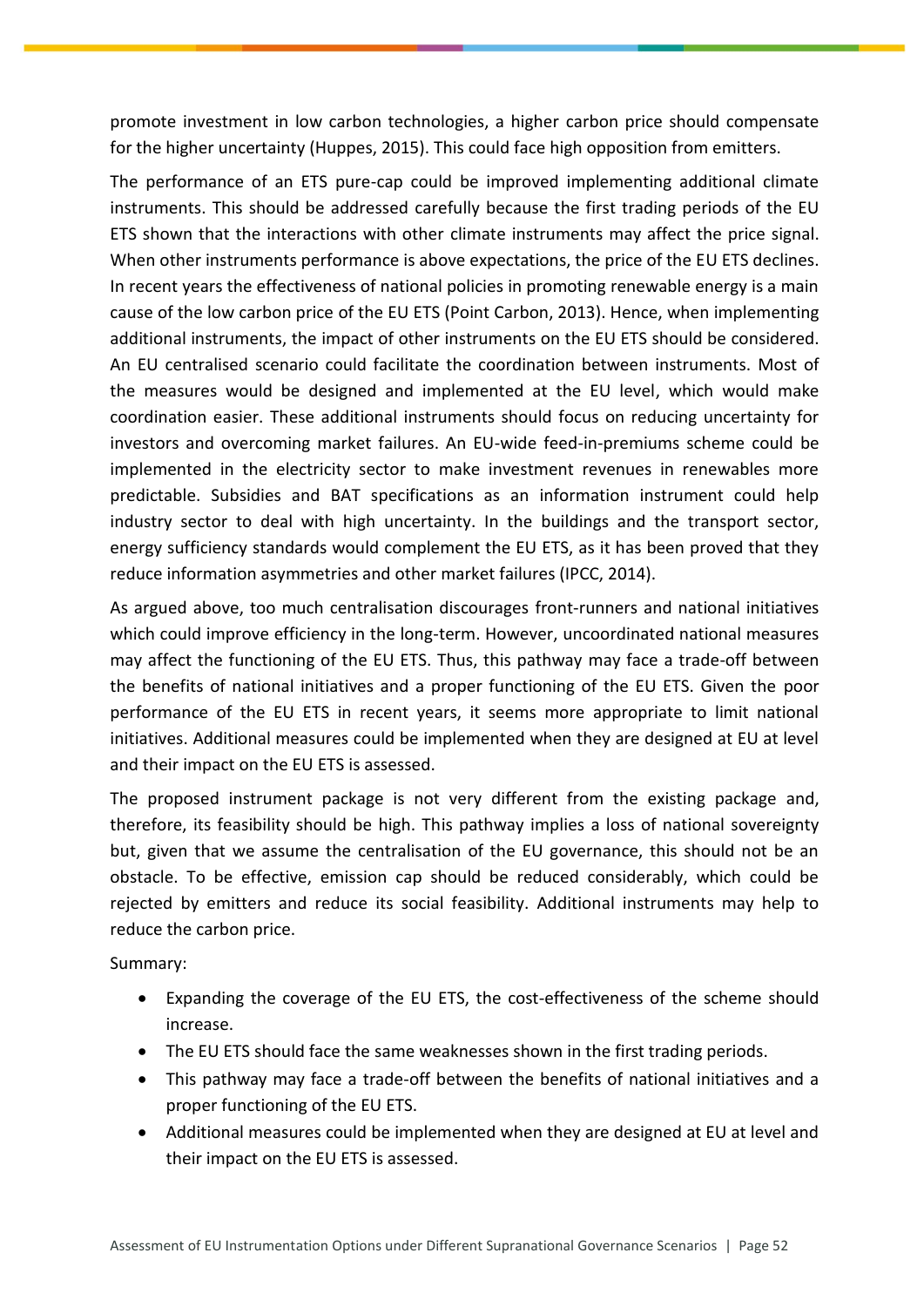promote investment in low carbon technologies, a higher carbon price should compensate for the higher uncertainty (Huppes, 2015). This could face high opposition from emitters.

The performance of an ETS pure-cap could be improved implementing additional climate instruments. This should be addressed carefully because the first trading periods of the EU ETS shown that the interactions with other climate instruments may affect the price signal. When other instruments performance is above expectations, the price of the EU ETS declines. In recent years the effectiveness of national policies in promoting renewable energy is a main cause of the low carbon price of the EU ETS (Point Carbon, 2013). Hence, when implementing additional instruments, the impact of other instruments on the EU ETS should be considered. An EU centralised scenario could facilitate the coordination between instruments. Most of the measures would be designed and implemented at the EU level, which would make coordination easier. These additional instruments should focus on reducing uncertainty for investors and overcoming market failures. An EU-wide feed-in-premiums scheme could be implemented in the electricity sector to make investment revenues in renewables more predictable. Subsidies and BAT specifications as an information instrument could help industry sector to deal with high uncertainty. In the buildings and the transport sector, energy sufficiency standards would complement the EU ETS, as it has been proved that they reduce information asymmetries and other market failures (IPCC, 2014).

As argued above, too much centralisation discourages front-runners and national initiatives which could improve efficiency in the long-term. However, uncoordinated national measures may affect the functioning of the EU ETS. Thus, this pathway may face a trade-off between the benefits of national initiatives and a proper functioning of the EU ETS. Given the poor performance of the EU ETS in recent years, it seems more appropriate to limit national initiatives. Additional measures could be implemented when they are designed at EU at level and their impact on the EU ETS is assessed.

The proposed instrument package is not very different from the existing package and, therefore, its feasibility should be high. This pathway implies a loss of national sovereignty but, given that we assume the centralisation of the EU governance, this should not be an obstacle. To be effective, emission cap should be reduced considerably, which could be rejected by emitters and reduce its social feasibility. Additional instruments may help to reduce the carbon price.

Summary:

- Expanding the coverage of the EU ETS, the cost-effectiveness of the scheme should increase.
- The EU ETS should face the same weaknesses shown in the first trading periods.
- This pathway may face a trade-off between the benefits of national initiatives and a proper functioning of the EU ETS.
- Additional measures could be implemented when they are designed at EU at level and their impact on the EU ETS is assessed.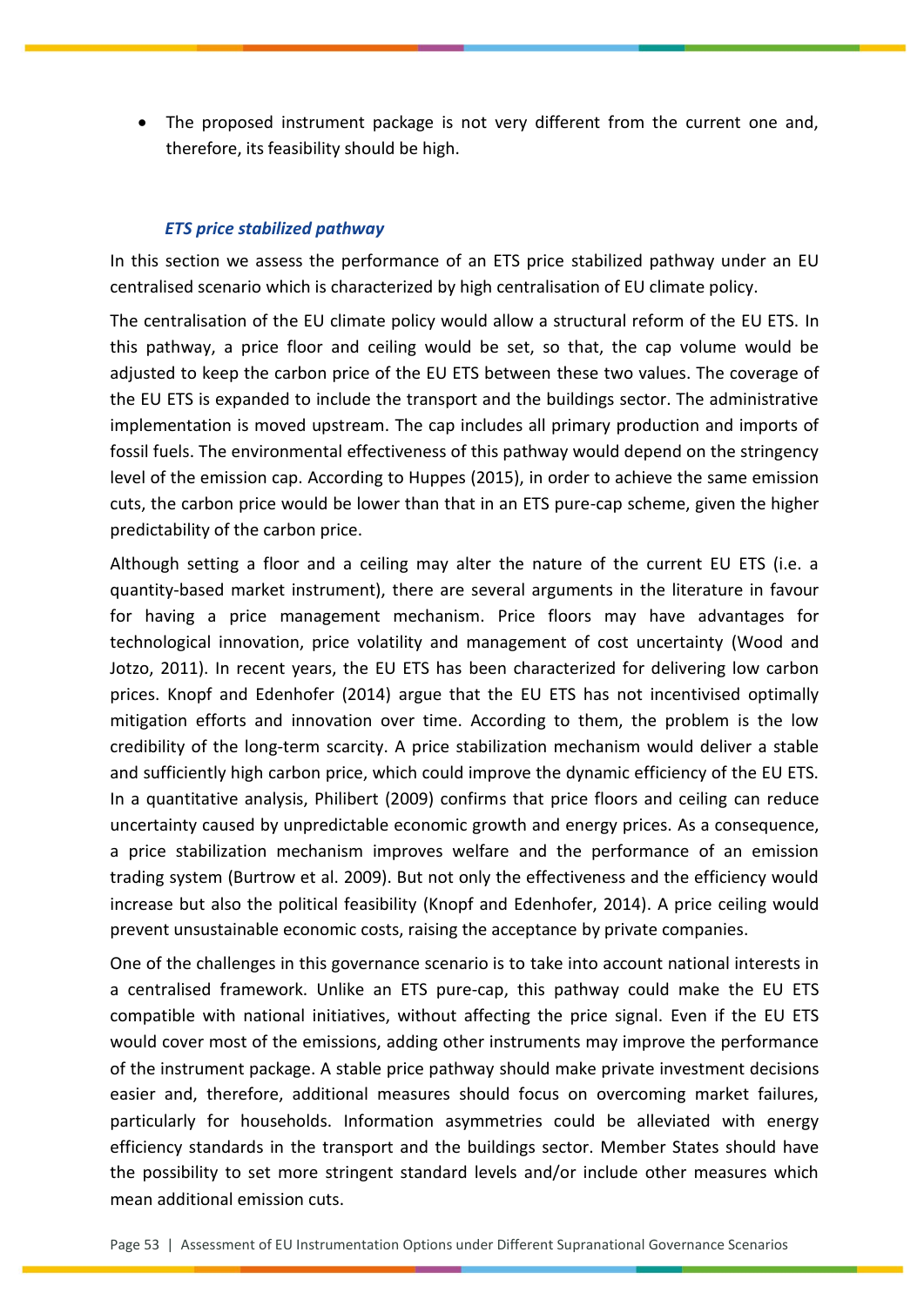- The proposed instrument package is not very different from the current one and, therefore, its feasibility should be high.

### *ETS price stabilized pathway*

In this section we assess the performance of an ETS price stabilized pathway under an EU centralised scenario which is characterized by high centralisation of EU climate policy.

The centralisation of the EU climate policy would allow a structural reform of the EU ETS. In this pathway, a price floor and ceiling would be set, so that, the cap volume would be adjusted to keep the carbon price of the EU ETS between these two values. The coverage of the EU ETS is expanded to include the transport and the buildings sector. The administrative implementation is moved upstream. The cap includes all primary production and imports of fossil fuels. The environmental effectiveness of this pathway would depend on the stringency level of the emission cap. According to Huppes (2015), in order to achieve the same emission cuts, the carbon price would be lower than that in an ETS pure-cap scheme, given the higher predictability of the carbon price.

Although setting a floor and a ceiling may alter the nature of the current EU ETS (i.e. a quantity-based market instrument), there are several arguments in the literature in favour for having a price management mechanism. Price floors may have advantages for technological innovation, price volatility and management of cost uncertainty (Wood and Jotzo, 2011). In recent years, the EU ETS has been characterized for delivering low carbon prices. Knopf and Edenhofer (2014) argue that the EU ETS has not incentivised optimally mitigation efforts and innovation over time. According to them, the problem is the low credibility of the long-term scarcity. A price stabilization mechanism would deliver a stable and sufficiently high carbon price, which could improve the dynamic efficiency of the EU ETS. In a quantitative analysis, Philibert (2009) confirms that price floors and ceiling can reduce uncertainty caused by unpredictable economic growth and energy prices. As a consequence, a price stabilization mechanism improves welfare and the performance of an emission trading system (Burtrow et al. 2009). But not only the effectiveness and the efficiency would increase but also the political feasibility (Knopf and Edenhofer, 2014). A price ceiling would prevent unsustainable economic costs, raising the acceptance by private companies.

One of the challenges in this governance scenario is to take into account national interests in a centralised framework. Unlike an ETS pure-cap, this pathway could make the EU ETS compatible with national initiatives, without affecting the price signal. Even if the EU ETS would cover most of the emissions, adding other instruments may improve the performance of the instrument package. A stable price pathway should make private investment decisions easier and, therefore, additional measures should focus on overcoming market failures, particularly for households. Information asymmetries could be alleviated with energy efficiency standards in the transport and the buildings sector. Member States should have the possibility to set more stringent standard levels and/or include other measures which mean additional emission cuts.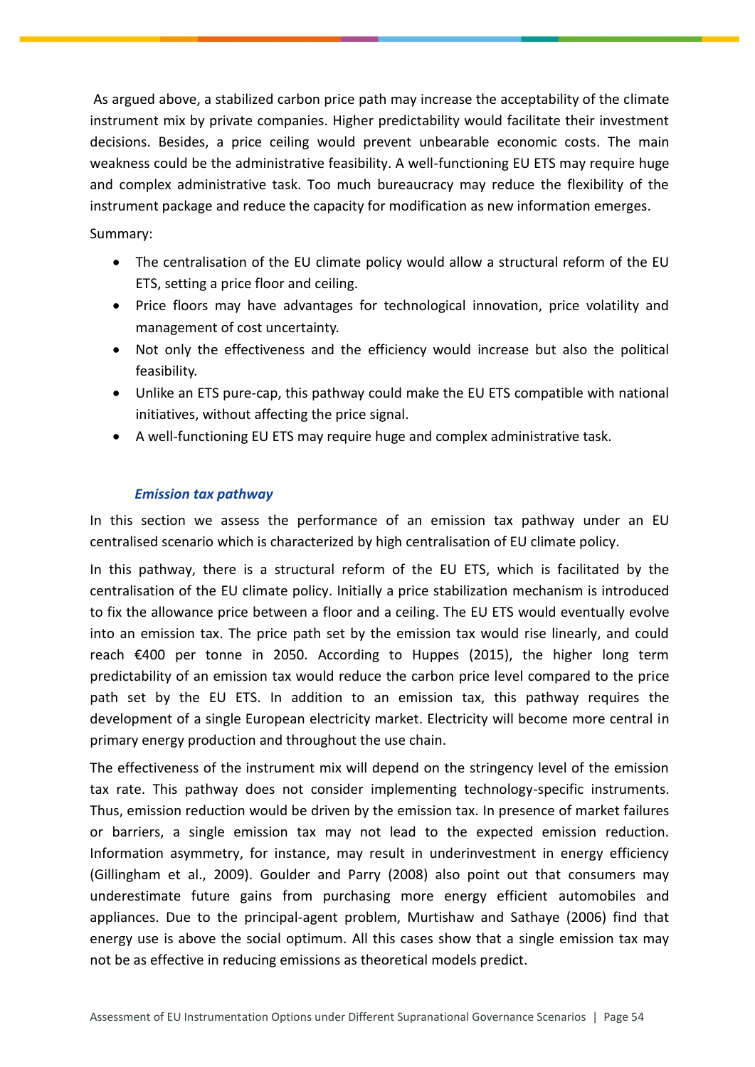As argued above, a stabilized carbon price path may increase the acceptability of the climate instrument mix by private companies. Higher predictability would facilitate their investment decisions. Besides, a price ceiling would prevent unbearable economic costs. The main weakness could be the administrative feasibility. A well-functioning EU ETS may require huge and complex administrative task. Too much bureaucracy may reduce the flexibility of the instrument package and reduce the capacity for modification as new information emerges.

Summary:

- The centralisation of the EU climate policy would allow a structural reform of the EU ETS, setting a price floor and ceiling.
- Price floors may have advantages for technological innovation, price volatility and management of cost uncertainty.
- Not only the effectiveness and the efficiency would increase but also the political feasibility.
- Unlike an ETS pure-cap, this pathway could make the EU ETS compatible with national initiatives, without affecting the price signal.
- A well-functioning EU ETS may require huge and complex administrative task.

### *Emission tax pathway*

In this section we assess the performance of an emission tax pathway under an EU centralised scenario which is characterized by high centralisation of EU climate policy.

In this pathway, there is a structural reform of the EU ETS, which is facilitated by the centralisation of the EU climate policy. Initially a price stabilization mechanism is introduced to fix the allowance price between a floor and a ceiling. The EU ETS would eventually evolve into an emission tax. The price path set by the emission tax would rise linearly, and could reach €400 per tonne in 2050. According to Huppes (2015), the higher long term predictability of an emission tax would reduce the carbon price level compared to the price path set by the EU ETS. In addition to an emission tax, this pathway requires the development of a single European electricity market. Electricity will become more central in primary energy production and throughout the use chain.

The effectiveness of the instrument mix will depend on the stringency level of the emission tax rate. This pathway does not consider implementing technology-specific instruments. Thus, emission reduction would be driven by the emission tax. In presence of market failures or barriers, a single emission tax may not lead to the expected emission reduction. Information asymmetry, for instance, may result in underinvestment in energy efficiency (Gillingham et al., 2009). Goulder and Parry (2008) also point out that consumers may underestimate future gains from purchasing more energy efficient automobiles and appliances. Due to the principal-agent problem, Murtishaw and Sathaye (2006) find that energy use is above the social optimum. All this cases show that a single emission tax may not be as effective in reducing emissions as theoretical models predict.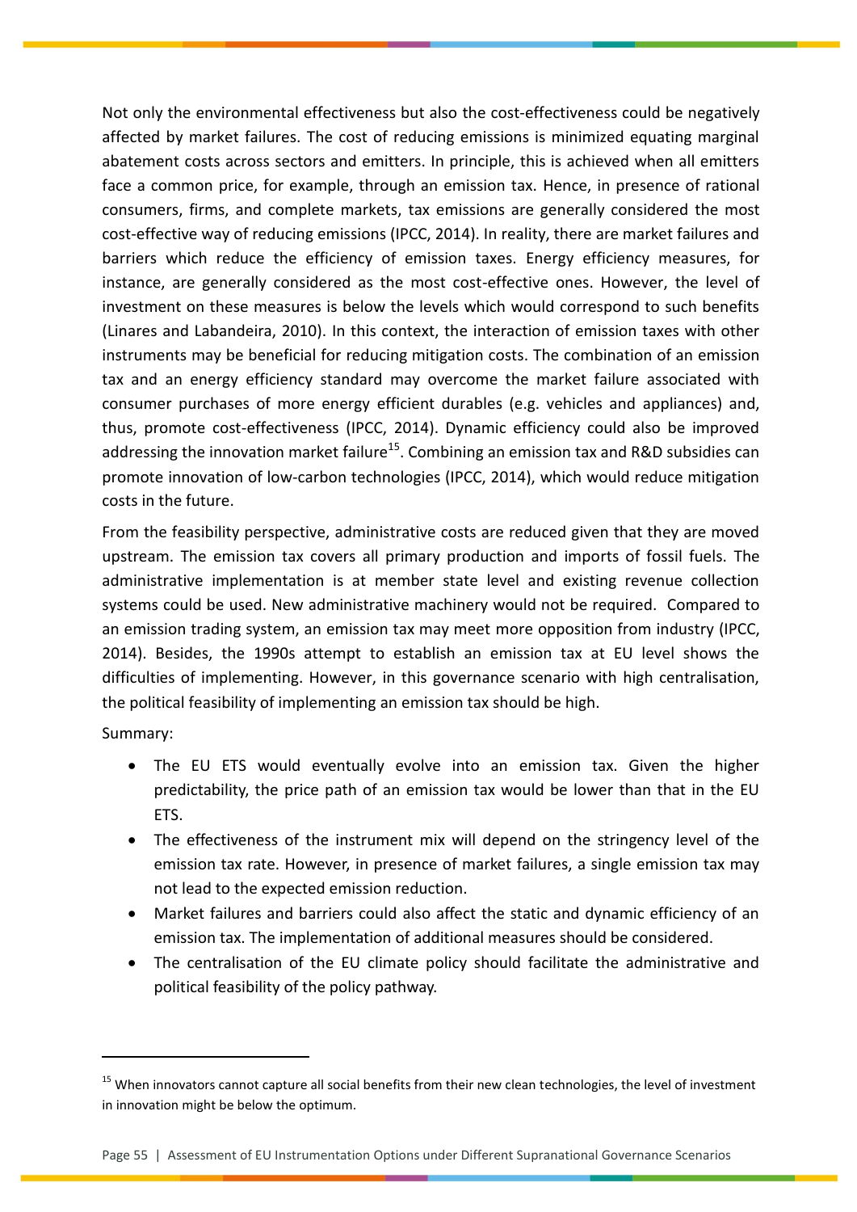Not only the environmental effectiveness but also the cost-effectiveness could be negatively affected by market failures. The cost of reducing emissions is minimized equating marginal abatement costs across sectors and emitters. In principle, this is achieved when all emitters face a common price, for example, through an emission tax. Hence, in presence of rational consumers, firms, and complete markets, tax emissions are generally considered the most cost-effective way of reducing emissions (IPCC, 2014). In reality, there are market failures and barriers which reduce the efficiency of emission taxes. Energy efficiency measures, for instance, are generally considered as the most cost-effective ones. However, the level of investment on these measures is below the levels which would correspond to such benefits (Linares and Labandeira, 2010). In this context, the interaction of emission taxes with other instruments may be beneficial for reducing mitigation costs. The combination of an emission tax and an energy efficiency standard may overcome the market failure associated with consumer purchases of more energy efficient durables (e.g. vehicles and appliances) and, thus, promote cost-effectiveness (IPCC, 2014). Dynamic efficiency could also be improved addressing the innovation market failure[15]. Combining an emission tax and R&D subsidies can promote innovation of low-carbon technologies (IPCC, 2014), which would reduce mitigation costs in the future.

From the feasibility perspective, administrative costs are reduced given that they are moved upstream. The emission tax covers all primary production and imports of fossil fuels. The administrative implementation is at member state level and existing revenue collection systems could be used. New administrative machinery would not be required. Compared to an emission trading system, an emission tax may meet more opposition from industry (IPCC, 2014). Besides, the 1990s attempt to establish an emission tax at EU level shows the difficulties of implementing. However, in this governance scenario with high centralisation, the political feasibility of implementing an emission tax should be high.

Summary:

- The EU ETS would eventually evolve into an emission tax. Given the higher predictability, the price path of an emission tax would be lower than that in the EU ETS.
- The effectiveness of the instrument mix will depend on the stringency level of the emission tax rate. However, in presence of market failures, a single emission tax may not lead to the expected emission reduction.
- Market failures and barriers could also affect the static and dynamic efficiency of an emission tax. The implementation of additional measures should be considered.
- The centralisation of the EU climate policy should facilitate the administrative and political feasibility of the policy pathway.

---

[15] When innovators cannot capture all social benefits from their new clean technologies, the level of investment in innovation might be below the optimum.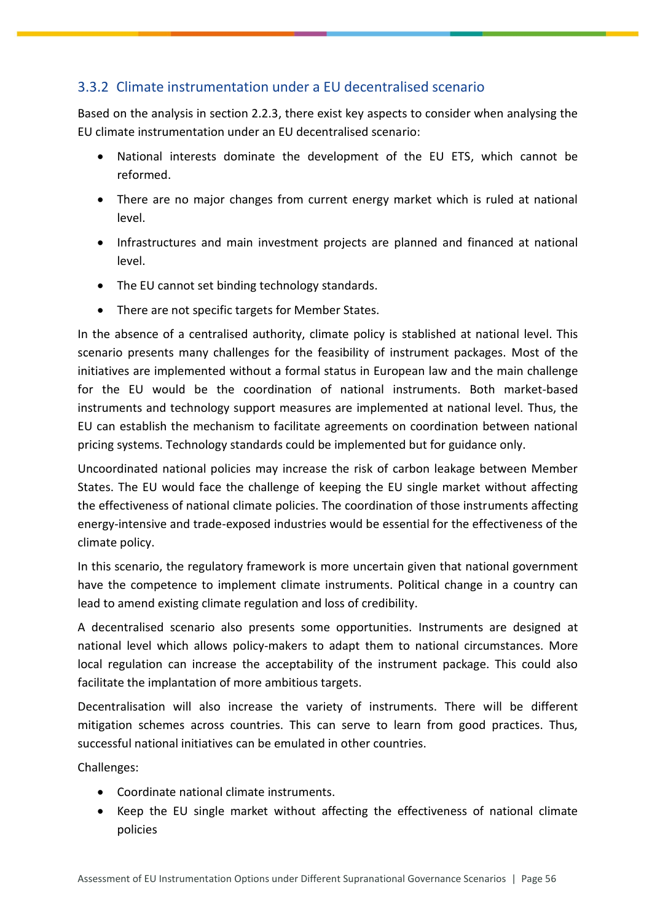### 3.3.2 Climate instrumentation under a EU decentralised scenario

Based on the analysis in section 2.2.3, there exist key aspects to consider when analysing the EU climate instrumentation under an EU decentralised scenario:

- National interests dominate the development of the EU ETS, which cannot be reformed.
- There are no major changes from current energy market which is ruled at national level.
- Infrastructures and main investment projects are planned and financed at national level.
- The EU cannot set binding technology standards.
- There are not specific targets for Member States.

In the absence of a centralised authority, climate policy is stablished at national level. This scenario presents many challenges for the feasibility of instrument packages. Most of the initiatives are implemented without a formal status in European law and the main challenge for the EU would be the coordination of national instruments. Both market-based instruments and technology support measures are implemented at national level. Thus, the EU can establish the mechanism to facilitate agreements on coordination between national pricing systems. Technology standards could be implemented but for guidance only.

Uncoordinated national policies may increase the risk of carbon leakage between Member States. The EU would face the challenge of keeping the EU single market without affecting the effectiveness of national climate policies. The coordination of those instruments affecting energy-intensive and trade-exposed industries would be essential for the effectiveness of the climate policy.

In this scenario, the regulatory framework is more uncertain given that national government have the competence to implement climate instruments. Political change in a country can lead to amend existing climate regulation and loss of credibility.

A decentralised scenario also presents some opportunities. Instruments are designed at national level which allows policy-makers to adapt them to national circumstances. More local regulation can increase the acceptability of the instrument package. This could also facilitate the implantation of more ambitious targets.

Decentralisation will also increase the variety of instruments. There will be different mitigation schemes across countries. This can serve to learn from good practices. Thus, successful national initiatives can be emulated in other countries.

Challenges:

- Coordinate national climate instruments.
- Keep the EU single market without affecting the effectiveness of national climate policies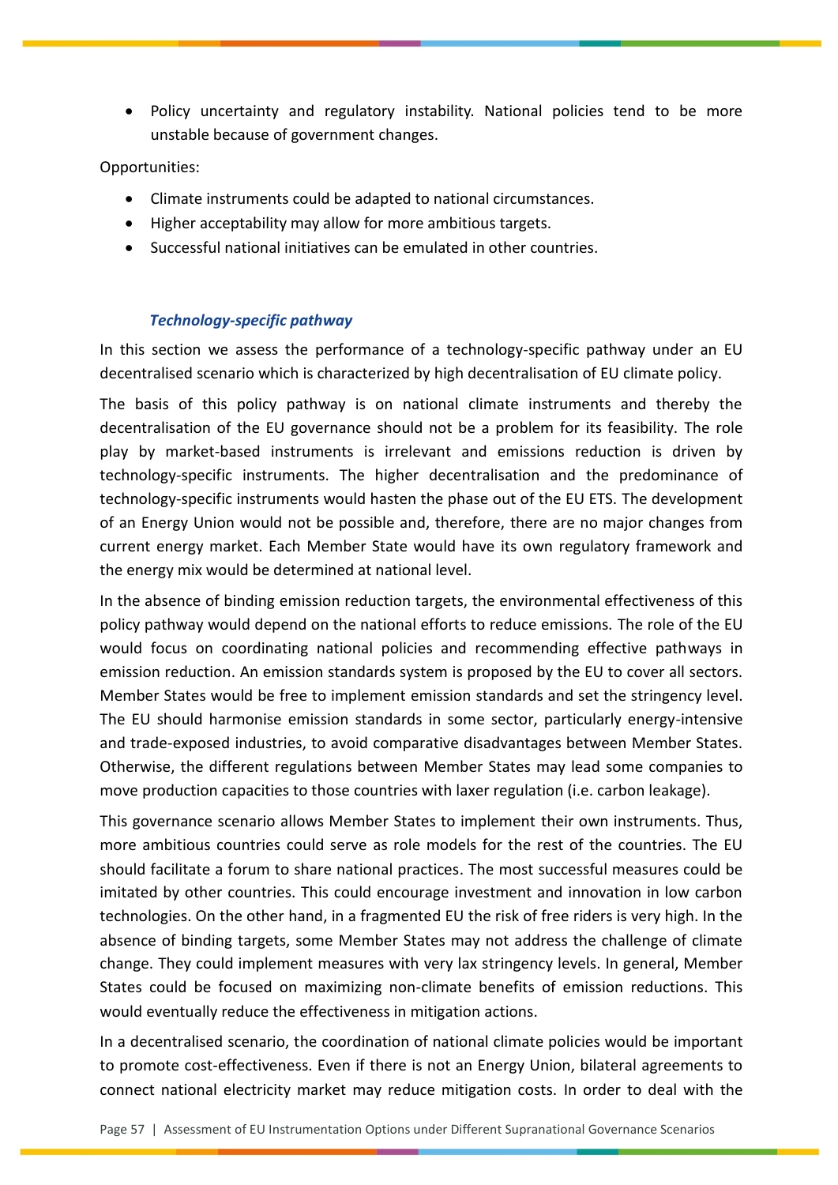- Policy uncertainty and regulatory instability. National policies tend to be more unstable because of government changes.

Opportunities:

- Climate instruments could be adapted to national circumstances.
- Higher acceptability may allow for more ambitious targets.
- Successful national initiatives can be emulated in other countries.

### *Technology-specific pathway*

In this section we assess the performance of a technology-specific pathway under an EU decentralised scenario which is characterized by high decentralisation of EU climate policy.

The basis of this policy pathway is on national climate instruments and thereby the decentralisation of the EU governance should not be a problem for its feasibility. The role play by market-based instruments is irrelevant and emissions reduction is driven by technology-specific instruments. The higher decentralisation and the predominance of technology-specific instruments would hasten the phase out of the EU ETS. The development of an Energy Union would not be possible and, therefore, there are no major changes from current energy market. Each Member State would have its own regulatory framework and the energy mix would be determined at national level.

In the absence of binding emission reduction targets, the environmental effectiveness of this policy pathway would depend on the national efforts to reduce emissions. The role of the EU would focus on coordinating national policies and recommending effective pathways in emission reduction. An emission standards system is proposed by the EU to cover all sectors. Member States would be free to implement emission standards and set the stringency level. The EU should harmonise emission standards in some sector, particularly energy-intensive and trade-exposed industries, to avoid comparative disadvantages between Member States. Otherwise, the different regulations between Member States may lead some companies to move production capacities to those countries with laxer regulation (i.e. carbon leakage).

This governance scenario allows Member States to implement their own instruments. Thus, more ambitious countries could serve as role models for the rest of the countries. The EU should facilitate a forum to share national practices. The most successful measures could be imitated by other countries. This could encourage investment and innovation in low carbon technologies. On the other hand, in a fragmented EU the risk of free riders is very high. In the absence of binding targets, some Member States may not address the challenge of climate change. They could implement measures with very lax stringency levels. In general, Member States could be focused on maximizing non-climate benefits of emission reductions. This would eventually reduce the effectiveness in mitigation actions.

In a decentralised scenario, the coordination of national climate policies would be important to promote cost-effectiveness. Even if there is not an Energy Union, bilateral agreements to connect national electricity market may reduce mitigation costs. In order to deal with the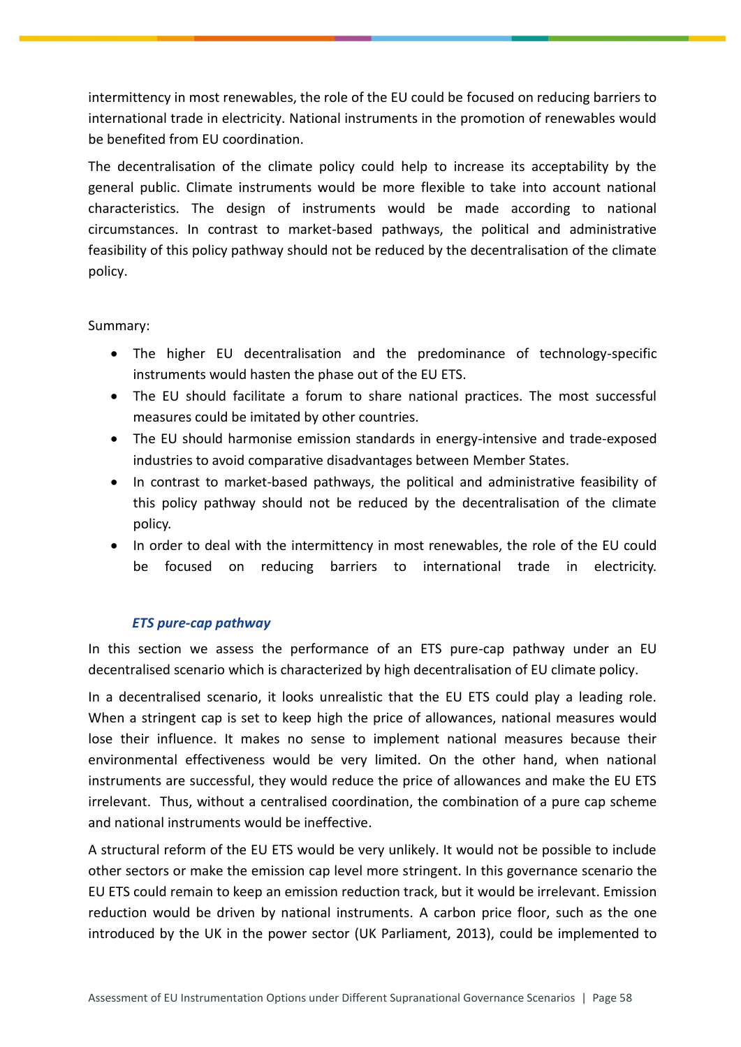intermittency in most renewables, the role of the EU could be focused on reducing barriers to international trade in electricity. National instruments in the promotion of renewables would be benefited from EU coordination.

The decentralisation of the climate policy could help to increase its acceptability by the general public. Climate instruments would be more flexible to take into account national characteristics. The design of instruments would be made according to national circumstances. In contrast to market-based pathways, the political and administrative feasibility of this policy pathway should not be reduced by the decentralisation of the climate policy.

Summary:

- The higher EU decentralisation and the predominance of technology-specific instruments would hasten the phase out of the EU ETS.
- The EU should facilitate a forum to share national practices. The most successful measures could be imitated by other countries.
- The EU should harmonise emission standards in energy-intensive and trade-exposed industries to avoid comparative disadvantages between Member States.
- In contrast to market-based pathways, the political and administrative feasibility of this policy pathway should not be reduced by the decentralisation of the climate policy.
- In order to deal with the intermittency in most renewables, the role of the EU could be focused on reducing barriers to international trade in electricity.

#### *ETS pure-cap pathway*

In this section we assess the performance of an ETS pure-cap pathway under an EU decentralised scenario which is characterized by high decentralisation of EU climate policy.

In a decentralised scenario, it looks unrealistic that the EU ETS could play a leading role. When a stringent cap is set to keep high the price of allowances, national measures would lose their influence. It makes no sense to implement national measures because their environmental effectiveness would be very limited. On the other hand, when national instruments are successful, they would reduce the price of allowances and make the EU ETS irrelevant. Thus, without a centralised coordination, the combination of a pure cap scheme and national instruments would be ineffective.

A structural reform of the EU ETS would be very unlikely. It would not be possible to include other sectors or make the emission cap level more stringent. In this governance scenario the EU ETS could remain to keep an emission reduction track, but it would be irrelevant. Emission reduction would be driven by national instruments. A carbon price floor, such as the one introduced by the UK in the power sector (UK Parliament, 2013), could be implemented to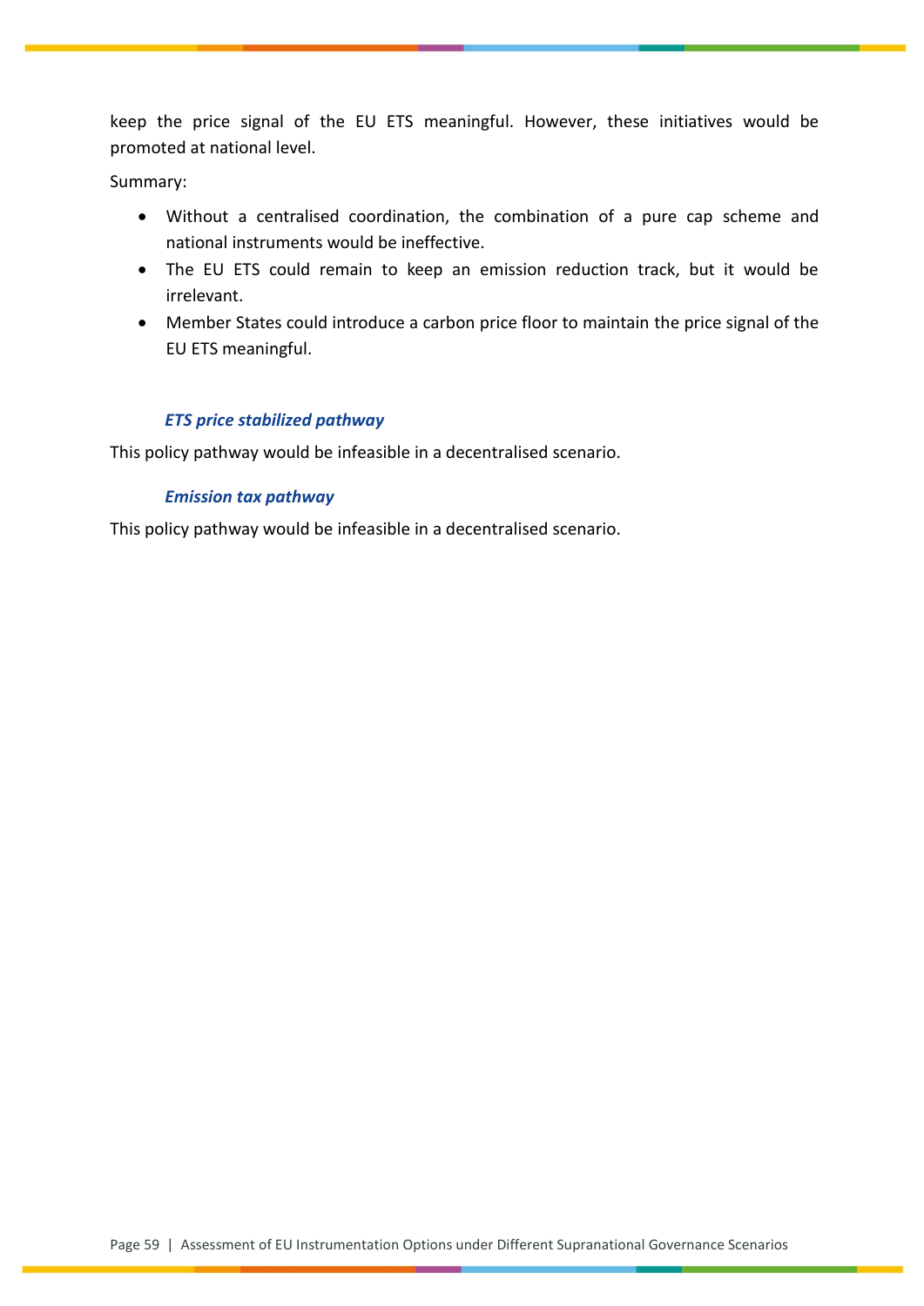keep the price signal of the EU ETS meaningful. However, these initiatives would be promoted at national level.

Summary:

- Without a centralised coordination, the combination of a pure cap scheme and national instruments would be ineffective.
- The EU ETS could remain to keep an emission reduction track, but it would be irrelevant.
- Member States could introduce a carbon price floor to maintain the price signal of the EU ETS meaningful.

#### *ETS price stabilized pathway*

This policy pathway would be infeasible in a decentralised scenario.

#### *Emission tax pathway*

This policy pathway would be infeasible in a decentralised scenario.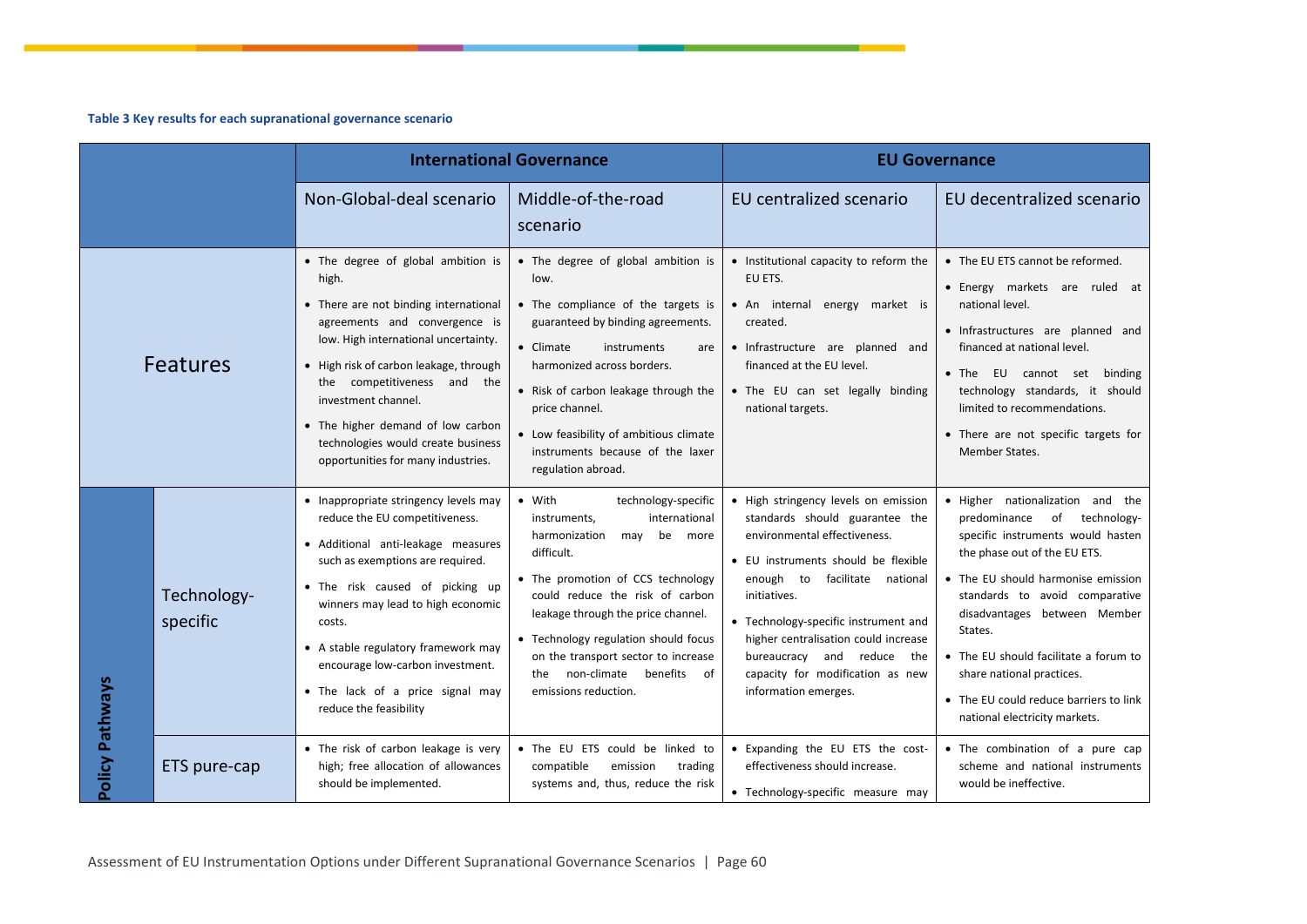**Table 3 Key results for each supranational governance scenario**

| | | International Governance | | EU Governance | |
|---|---|---|---|---|---|
| | | Non-Global-deal scenario | Middle-of-the-road scenario | EU centralized scenario | EU decentralized scenario |
| Features | | • The degree of global ambition is high.<br>• There are not binding international agreements and convergence is low. High international uncertainty.<br>• High risk of carbon leakage, through the competitiveness and the investment channel.<br>• The higher demand of low carbon technologies would create business opportunities for many industries. | • The degree of global ambition is low.<br>• The compliance of the targets is guaranteed by binding agreements.<br>• Climate instruments are harmonized across borders.<br>• Risk of carbon leakage through the price channel.<br>• Low feasibility of ambitious climate instruments because of the laxer regulation abroad. | • Institutional capacity to reform the EU ETS.<br>• An internal energy market is created.<br>• Infrastructure are planned and financed at the EU level.<br>• The EU can set legally binding national targets. | • The EU ETS cannot be reformed.<br>• Energy markets are ruled at national level.<br>• Infrastructures are planned and financed at national level.<br>• The EU cannot set binding technology standards, it should limited to recommendations.<br>• There are not specific targets for Member States. |
| Policy Pathways | Technology-specific | • Inappropriate stringency levels may reduce the EU competitiveness.<br>• Additional anti-leakage measures such as exemptions are required.<br>• The risk caused of picking up winners may lead to high economic costs.<br>• A stable regulatory framework may encourage low-carbon investment.<br>• The lack of a price signal may reduce the feasibility | • With technology-specific instruments, international harmonization may be more difficult.<br>• The promotion of CCS technology could reduce the risk of carbon leakage through the price channel.<br>• Technology regulation should focus on the transport sector to increase the non-climate benefits of emissions reduction. | • High stringency levels on emission standards should guarantee the environmental effectiveness.<br>• EU instruments should be flexible enough to facilitate national initiatives.<br>• Technology-specific instrument and higher centralisation could increase bureaucracy and reduce the capacity for modification as new information emerges. | • Higher nationalization and the predominance of technology-specific instruments would hasten the phase out of the EU ETS.<br>• The EU should harmonise emission standards to avoid comparative disadvantages between Member States.<br>• The EU should facilitate a forum to share national practices.<br>• The EU could reduce barriers to link national electricity markets. |
| | ETS pure-cap | • The risk of carbon leakage is very high; free allocation of allowances should be implemented. | • The EU ETS could be linked to compatible emission trading systems and, thus, reduce the risk | • Expanding the EU ETS the cost-effectiveness should increase.<br>• Technology-specific measure may | • The combination of a pure cap scheme and national instruments would be ineffective. |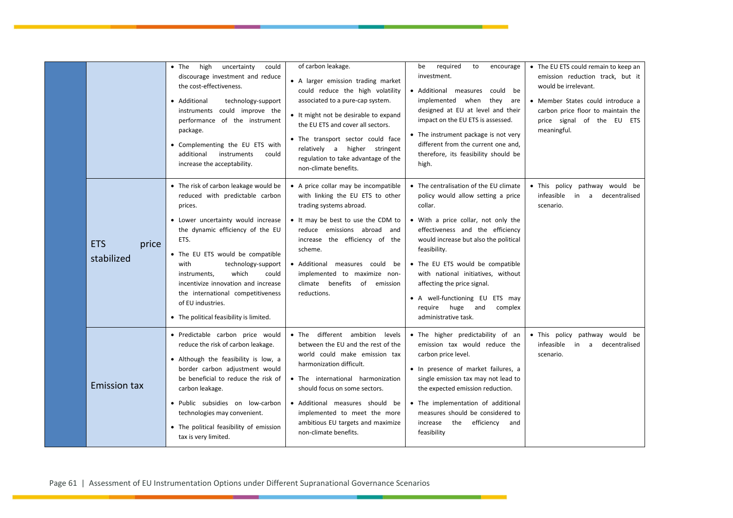| | | | | | |
|---|---|---|---|---|---|
| | | • The high uncertainty could discourage investment and reduce the cost-effectiveness.<br>• Additional technology-support instruments could improve the performance of the instrument package.<br>• Complementing the EU ETS with additional instruments could increase the acceptability. | of carbon leakage.<br>• A larger emission trading market could reduce the high volatility associated to a pure-cap system.<br>• It might not be desirable to expand the EU ETS and cover all sectors.<br>• The transport sector could face relatively a higher stringent regulation to take advantage of the non-climate benefits. | be required to encourage investment.<br>• Additional measures could be implemented when they are designed at EU at level and their impact on the EU ETS is assessed.<br>• The instrument package is not very different from the current one and, therefore, its feasibility should be high. | • The EU ETS could remain to keep an emission reduction track, but it would be irrelevant.<br>• Member States could introduce a carbon price floor to maintain the price signal of the EU ETS meaningful. |
| | ETS price stabilized | • The risk of carbon leakage would be reduced with predictable carbon prices.<br>• Lower uncertainty would increase the dynamic efficiency of the EU ETS.<br>• The EU ETS would be compatible with technology-support instruments, which could incentivize innovation and increase the international competitiveness of EU industries.<br>• The political feasibility is limited. | • A price collar may be incompatible with linking the EU ETS to other trading systems abroad.<br>• It may be best to use the CDM to reduce emissions abroad and increase the efficiency of the scheme.<br>• Additional measures could be implemented to maximize non-climate benefits of emission reductions. | • The centralisation of the EU climate policy would allow setting a price collar.<br>• With a price collar, not only the effectiveness and the efficiency would increase but also the political feasibility.<br>• The EU ETS would be compatible with national initiatives, without affecting the price signal.<br>• A well-functioning EU ETS may require huge and complex administrative task. | • This policy pathway would be infeasible in a decentralised scenario. |
| | Emission tax | • Predictable carbon price would reduce the risk of carbon leakage.<br>• Although the feasibility is low, a border carbon adjustment would be beneficial to reduce the risk of carbon leakage.<br>• Public subsidies on low-carbon technologies may convenient.<br>• The political feasibility of emission tax is very limited. | • The different ambition levels between the EU and the rest of the world could make emission tax harmonization difficult.<br>• The international harmonization should focus on some sectors.<br>• Additional measures should be implemented to meet the more ambitious EU targets and maximize non-climate benefits. | • The higher predictability of an emission tax would reduce the carbon price level.<br>• In presence of market failures, a single emission tax may not lead to the expected emission reduction.<br>• The implementation of additional measures should be considered to increase the efficiency and feasibility | • This policy pathway would be infeasible in a decentralised scenario. |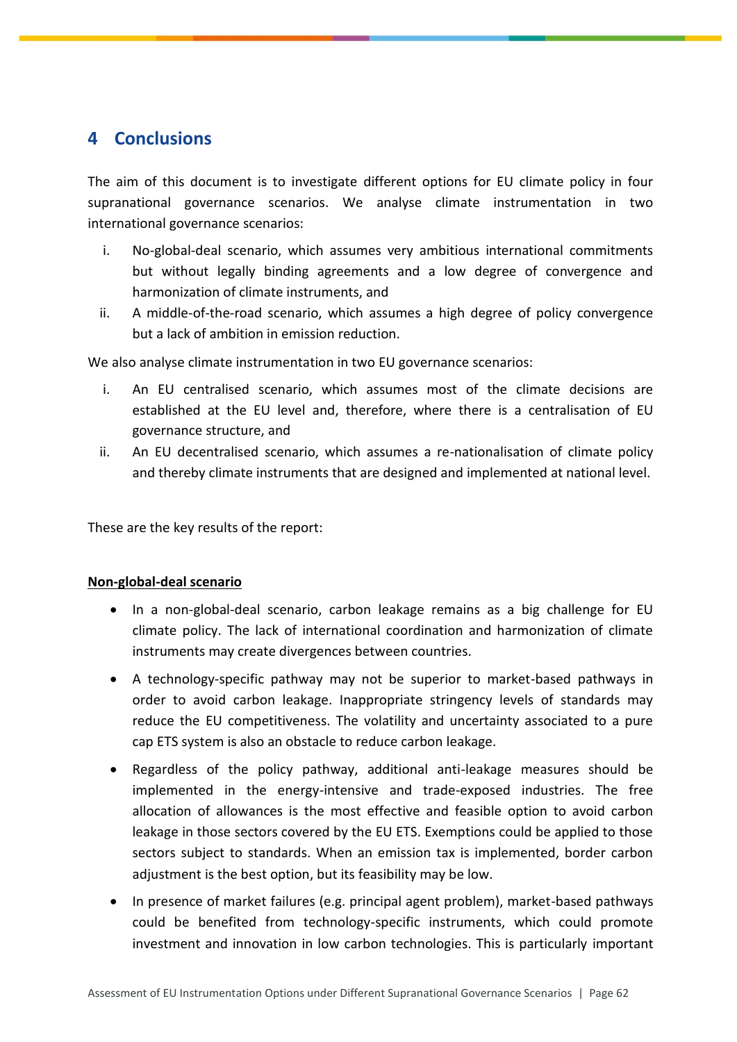# 4 Conclusions

The aim of this document is to investigate different options for EU climate policy in four supranational governance scenarios. We analyse climate instrumentation in two international governance scenarios:

i. No-global-deal scenario, which assumes very ambitious international commitments but without legally binding agreements and a low degree of convergence and harmonization of climate instruments, and
ii. A middle-of-the-road scenario, which assumes a high degree of policy convergence but a lack of ambition in emission reduction.

We also analyse climate instrumentation in two EU governance scenarios:

i. An EU centralised scenario, which assumes most of the climate decisions are established at the EU level and, therefore, where there is a centralisation of EU governance structure, and
ii. An EU decentralised scenario, which assumes a re-nationalisation of climate policy and thereby climate instruments that are designed and implemented at national level.

These are the key results of the report:

**Non-global-deal scenario**

- In a non-global-deal scenario, carbon leakage remains as a big challenge for EU climate policy. The lack of international coordination and harmonization of climate instruments may create divergences between countries.
- A technology-specific pathway may not be superior to market-based pathways in order to avoid carbon leakage. Inappropriate stringency levels of standards may reduce the EU competitiveness. The volatility and uncertainty associated to a pure cap ETS system is also an obstacle to reduce carbon leakage.
- Regardless of the policy pathway, additional anti-leakage measures should be implemented in the energy-intensive and trade-exposed industries. The free allocation of allowances is the most effective and feasible option to avoid carbon leakage in those sectors covered by the EU ETS. Exemptions could be applied to those sectors subject to standards. When an emission tax is implemented, border carbon adjustment is the best option, but its feasibility may be low.
- In presence of market failures (e.g. principal agent problem), market-based pathways could be benefited from technology-specific instruments, which could promote investment and innovation in low carbon technologies. This is particularly important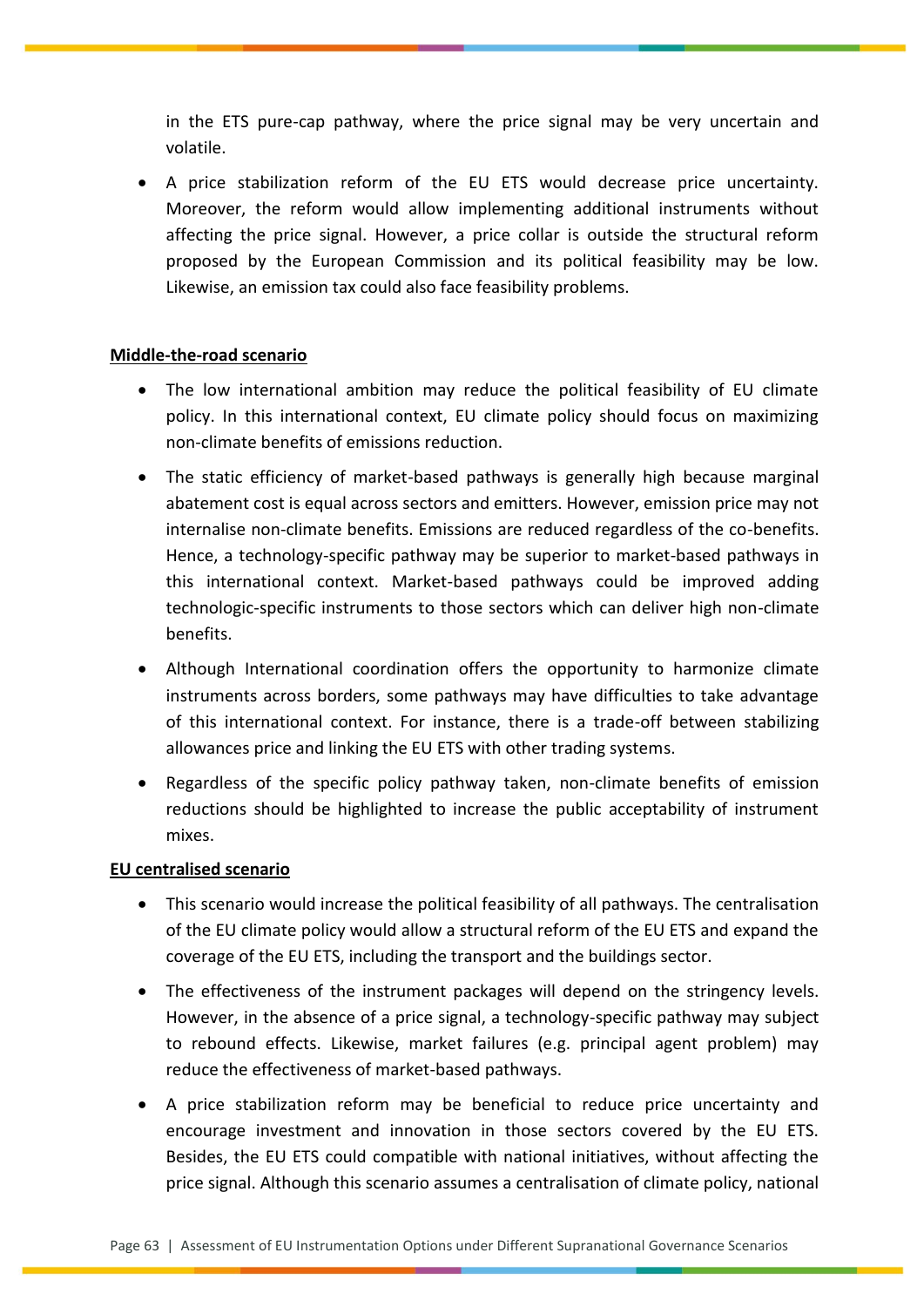in the ETS pure-cap pathway, where the price signal may be very uncertain and volatile.

- A price stabilization reform of the EU ETS would decrease price uncertainty. Moreover, the reform would allow implementing additional instruments without affecting the price signal. However, a price collar is outside the structural reform proposed by the European Commission and its political feasibility may be low. Likewise, an emission tax could also face feasibility problems.

**Middle-the-road scenario**

- The low international ambition may reduce the political feasibility of EU climate policy. In this international context, EU climate policy should focus on maximizing non-climate benefits of emissions reduction.
- The static efficiency of market-based pathways is generally high because marginal abatement cost is equal across sectors and emitters. However, emission price may not internalise non-climate benefits. Emissions are reduced regardless of the co-benefits. Hence, a technology-specific pathway may be superior to market-based pathways in this international context. Market-based pathways could be improved adding technologic-specific instruments to those sectors which can deliver high non-climate benefits.
- Although International coordination offers the opportunity to harmonize climate instruments across borders, some pathways may have difficulties to take advantage of this international context. For instance, there is a trade-off between stabilizing allowances price and linking the EU ETS with other trading systems.
- Regardless of the specific policy pathway taken, non-climate benefits of emission reductions should be highlighted to increase the public acceptability of instrument mixes.

**EU centralised scenario**

- This scenario would increase the political feasibility of all pathways. The centralisation of the EU climate policy would allow a structural reform of the EU ETS and expand the coverage of the EU ETS, including the transport and the buildings sector.
- The effectiveness of the instrument packages will depend on the stringency levels. However, in the absence of a price signal, a technology-specific pathway may subject to rebound effects. Likewise, market failures (e.g. principal agent problem) may reduce the effectiveness of market-based pathways.
- A price stabilization reform may be beneficial to reduce price uncertainty and encourage investment and innovation in those sectors covered by the EU ETS. Besides, the EU ETS could compatible with national initiatives, without affecting the price signal. Although this scenario assumes a centralisation of climate policy, national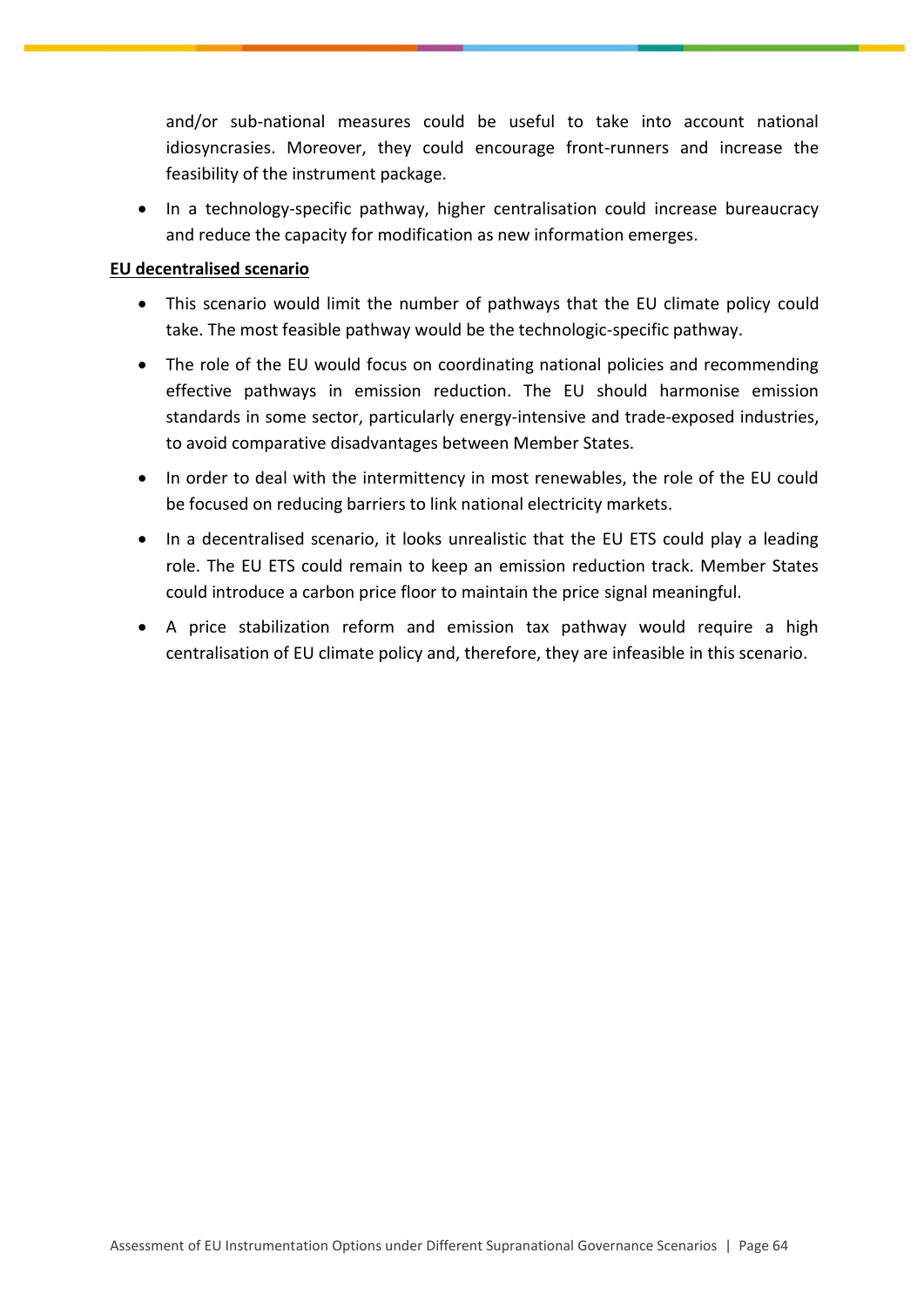and/or sub-national measures could be useful to take into account national idiosyncrasies. Moreover, they could encourage front-runners and increase the feasibility of the instrument package.

- In a technology-specific pathway, higher centralisation could increase bureaucracy and reduce the capacity for modification as new information emerges.

**EU decentralised scenario**

- This scenario would limit the number of pathways that the EU climate policy could take. The most feasible pathway would be the technologic-specific pathway.
- The role of the EU would focus on coordinating national policies and recommending effective pathways in emission reduction. The EU should harmonise emission standards in some sector, particularly energy-intensive and trade-exposed industries, to avoid comparative disadvantages between Member States.
- In order to deal with the intermittency in most renewables, the role of the EU could be focused on reducing barriers to link national electricity markets.
- In a decentralised scenario, it looks unrealistic that the EU ETS could play a leading role. The EU ETS could remain to keep an emission reduction track. Member States could introduce a carbon price floor to maintain the price signal meaningful.
- A price stabilization reform and emission tax pathway would require a high centralisation of EU climate policy and, therefore, they are infeasible in this scenario.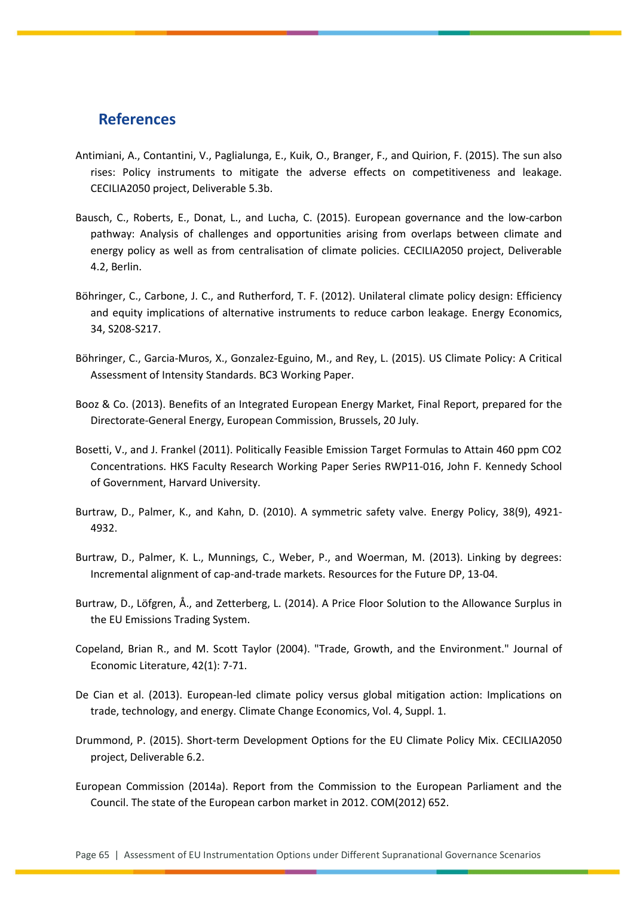## References

Antimiani, A., Contantini, V., Paglialunga, E., Kuik, O., Branger, F., and Quirion, F. (2015). The sun also rises: Policy instruments to mitigate the adverse effects on competitiveness and leakage. CECILIA2050 project, Deliverable 5.3b.

Bausch, C., Roberts, E., Donat, L., and Lucha, C. (2015). European governance and the low-carbon pathway: Analysis of challenges and opportunities arising from overlaps between climate and energy policy as well as from centralisation of climate policies. CECILIA2050 project, Deliverable 4.2, Berlin.

Böhringer, C., Carbone, J. C., and Rutherford, T. F. (2012). Unilateral climate policy design: Efficiency and equity implications of alternative instruments to reduce carbon leakage. Energy Economics, 34, S208-S217.

Böhringer, C., Garcia-Muros, X., Gonzalez-Eguino, M., and Rey, L. (2015). US Climate Policy: A Critical Assessment of Intensity Standards. BC3 Working Paper.

Booz & Co. (2013). Benefits of an Integrated European Energy Market, Final Report, prepared for the Directorate-General Energy, European Commission, Brussels, 20 July.

Bosetti, V., and J. Frankel (2011). Politically Feasible Emission Target Formulas to Attain 460 ppm CO2 Concentrations. HKS Faculty Research Working Paper Series RWP11-016, John F. Kennedy School of Government, Harvard University.

Burtraw, D., Palmer, K., and Kahn, D. (2010). A symmetric safety valve. Energy Policy, 38(9), 4921-4932.

Burtraw, D., Palmer, K. L., Munnings, C., Weber, P., and Woerman, M. (2013). Linking by degrees: Incremental alignment of cap-and-trade markets. Resources for the Future DP, 13-04.

Burtraw, D., Löfgren, Å., and Zetterberg, L. (2014). A Price Floor Solution to the Allowance Surplus in the EU Emissions Trading System.

Copeland, Brian R., and M. Scott Taylor (2004). "Trade, Growth, and the Environment." Journal of Economic Literature, 42(1): 7-71.

De Cian et al. (2013). European-led climate policy versus global mitigation action: Implications on trade, technology, and energy. Climate Change Economics, Vol. 4, Suppl. 1.

Drummond, P. (2015). Short-term Development Options for the EU Climate Policy Mix. CECILIA2050 project, Deliverable 6.2.

European Commission (2014a). Report from the Commission to the European Parliament and the Council. The state of the European carbon market in 2012. COM(2012) 652.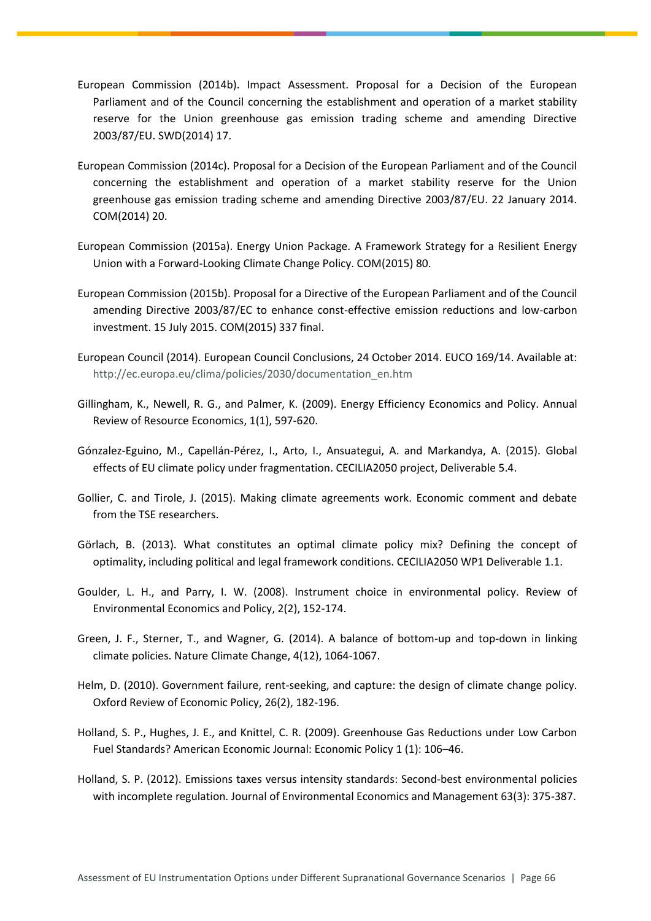European Commission (2014b). Impact Assessment. Proposal for a Decision of the European Parliament and of the Council concerning the establishment and operation of a market stability reserve for the Union greenhouse gas emission trading scheme and amending Directive 2003/87/EU. SWD(2014) 17.

European Commission (2014c). Proposal for a Decision of the European Parliament and of the Council concerning the establishment and operation of a market stability reserve for the Union greenhouse gas emission trading scheme and amending Directive 2003/87/EU. 22 January 2014. COM(2014) 20.

European Commission (2015a). Energy Union Package. A Framework Strategy for a Resilient Energy Union with a Forward-Looking Climate Change Policy. COM(2015) 80.

European Commission (2015b). Proposal for a Directive of the European Parliament and of the Council amending Directive 2003/87/EC to enhance const-effective emission reductions and low-carbon investment. 15 July 2015. COM(2015) 337 final.

European Council (2014). European Council Conclusions, 24 October 2014. EUCO 169/14. Available at: http://ec.europa.eu/clima/policies/2030/documentation_en.htm

Gillingham, K., Newell, R. G., and Palmer, K. (2009). Energy Efficiency Economics and Policy. Annual Review of Resource Economics, 1(1), 597-620.

Górnzalez-Eguino, M., Capellán-Pérez, I., Arto, I., Ansuategui, A. and Markandya, A. (2015). Global effects of EU climate policy under fragmentation. CECILIA2050 project, Deliverable 5.4.

Gollier, C. and Tirole, J. (2015). Making climate agreements work. Economic comment and debate from the TSE researchers.

Görlach, B. (2013). What constitutes an optimal climate policy mix? Defining the concept of optimality, including political and legal framework conditions. CECILIA2050 WP1 Deliverable 1.1.

Goulder, L. H., and Parry, I. W. (2008). Instrument choice in environmental policy. Review of Environmental Economics and Policy, 2(2), 152-174.

Green, J. F., Sterner, T., and Wagner, G. (2014). A balance of bottom-up and top-down in linking climate policies. Nature Climate Change, 4(12), 1064-1067.

Helm, D. (2010). Government failure, rent-seeking, and capture: the design of climate change policy. Oxford Review of Economic Policy, 26(2), 182-196.

Holland, S. P., Hughes, J. E., and Knittel, C. R. (2009). Greenhouse Gas Reductions under Low Carbon Fuel Standards? American Economic Journal: Economic Policy 1 (1): 106–46.

Holland, S. P. (2012). Emissions taxes versus intensity standards: Second-best environmental policies with incomplete regulation. Journal of Environmental Economics and Management 63(3): 375-387.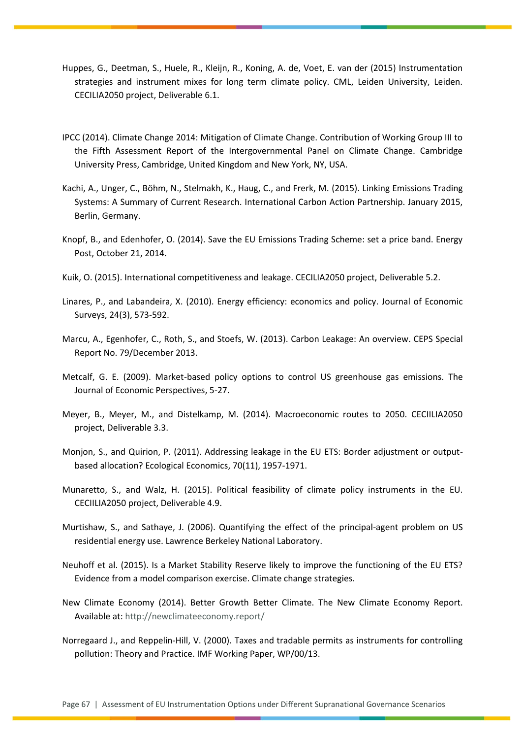Huppes, G., Deetman, S., Huele, R., Kleijn, R., Koning, A. de, Voet, E. van der (2015) Instrumentation strategies and instrument mixes for long term climate policy. CML, Leiden University, Leiden. CECILIA2050 project, Deliverable 6.1.

IPCC (2014). Climate Change 2014: Mitigation of Climate Change. Contribution of Working Group III to the Fifth Assessment Report of the Intergovernmental Panel on Climate Change. Cambridge University Press, Cambridge, United Kingdom and New York, NY, USA.

Kachi, A., Unger, C., Böhm, N., Stelmakh, K., Haug, C., and Frerk, M. (2015). Linking Emissions Trading Systems: A Summary of Current Research. International Carbon Action Partnership. January 2015, Berlin, Germany.

Knopf, B., and Edenhofer, O. (2014). Save the EU Emissions Trading Scheme: set a price band. Energy Post, October 21, 2014.

Kuik, O. (2015). International competitiveness and leakage. CECILIA2050 project, Deliverable 5.2.

Linares, P., and Labandeira, X. (2010). Energy efficiency: economics and policy. Journal of Economic Surveys, 24(3), 573-592.

Marcu, A., Egenhofer, C., Roth, S., and Stoefs, W. (2013). Carbon Leakage: An overview. CEPS Special Report No. 79/December 2013.

Metcalf, G. E. (2009). Market-based policy options to control US greenhouse gas emissions. The Journal of Economic Perspectives, 5-27.

Meyer, B., Meyer, M., and Distelkamp, M. (2014). Macroeconomic routes to 2050. CECIILIA2050 project, Deliverable 3.3.

Monjon, S., and Quirion, P. (2011). Addressing leakage in the EU ETS: Border adjustment or output-based allocation? Ecological Economics, 70(11), 1957-1971.

Munaretto, S., and Walz, H. (2015). Political feasibility of climate policy instruments in the EU. CECIILIA2050 project, Deliverable 4.9.

Murtishaw, S., and Sathaye, J. (2006). Quantifying the effect of the principal-agent problem on US residential energy use. Lawrence Berkeley National Laboratory.

Neuhoff et al. (2015). Is a Market Stability Reserve likely to improve the functioning of the EU ETS? Evidence from a model comparison exercise. Climate change strategies.

New Climate Economy (2014). Better Growth Better Climate. The New Climate Economy Report. Available at: http://newclimateeconomy.report/

Norregaard J., and Reppelin-Hill, V. (2000). Taxes and tradable permits as instruments for controlling pollution: Theory and Practice. IMF Working Paper, WP/00/13.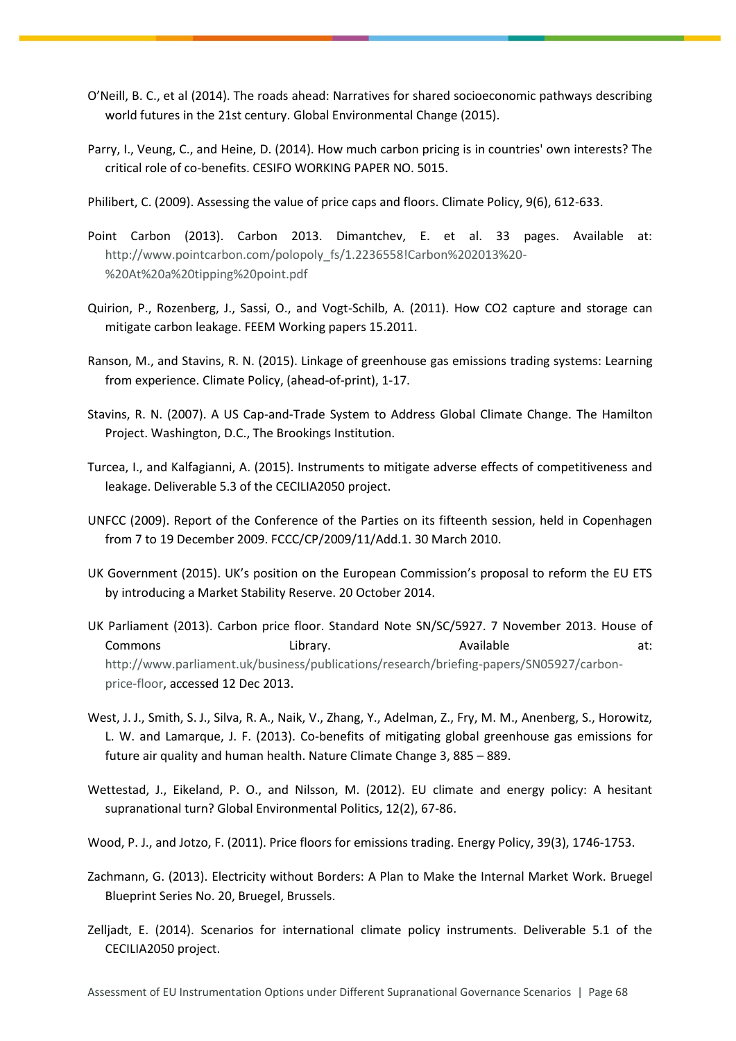O'Neill, B. C., et al (2014). The roads ahead: Narratives for shared socioeconomic pathways describing world futures in the 21st century. Global Environmental Change (2015).

Parry, I., Veung, C., and Heine, D. (2014). How much carbon pricing is in countries' own interests? The critical role of co-benefits. CESIFO WORKING PAPER NO. 5015.

Philibert, C. (2009). Assessing the value of price caps and floors. Climate Policy, 9(6), 612-633.

Point Carbon (2013). Carbon 2013. Dimantchev, E. et al. 33 pages. Available at: http://www.pointcarbon.com/polopoly_fs/1.2236558!Carbon%202013%20-%20At%20a%20tipping%20point.pdf

Quirion, P., Rozenberg, J., Sassi, O., and Vogt-Schilb, A. (2011). How CO2 capture and storage can mitigate carbon leakage. FEEM Working papers 15.2011.

Ranson, M., and Stavins, R. N. (2015). Linkage of greenhouse gas emissions trading systems: Learning from experience. Climate Policy, (ahead-of-print), 1-17.

Stavins, R. N. (2007). A US Cap-and-Trade System to Address Global Climate Change. The Hamilton Project. Washington, D.C., The Brookings Institution.

Turcea, I., and Kalfagianni, A. (2015). Instruments to mitigate adverse effects of competitiveness and leakage. Deliverable 5.3 of the CECILIA2050 project.

UNFCC (2009). Report of the Conference of the Parties on its fifteenth session, held in Copenhagen from 7 to 19 December 2009. FCCC/CP/2009/11/Add.1. 30 March 2010.

UK Government (2015). UK's position on the European Commission's proposal to reform the EU ETS by introducing a Market Stability Reserve. 20 October 2014.

UK Parliament (2013). Carbon price floor. Standard Note SN/SC/5927. 7 November 2013. House of Commons Library. Available at: http://www.parliament.uk/business/publications/research/briefing-papers/SN05927/carbon-price-floor, accessed 12 Dec 2013.

West, J. J., Smith, S. J., Silva, R. A., Naik, V., Zhang, Y., Adelman, Z., Fry, M. M., Anenberg, S., Horowitz, L. W. and Lamarque, J. F. (2013). Co-benefits of mitigating global greenhouse gas emissions for future air quality and human health. Nature Climate Change 3, 885 – 889.

Wettestad, J., Eikeland, P. O., and Nilsson, M. (2012). EU climate and energy policy: A hesitant supranational turn? Global Environmental Politics, 12(2), 67-86.

Wood, P. J., and Jotzo, F. (2011). Price floors for emissions trading. Energy Policy, 39(3), 1746-1753.

Zachmann, G. (2013). Electricity without Borders: A Plan to Make the Internal Market Work. Bruegel Blueprint Series No. 20, Bruegel, Brussels.

Zelljadt, E. (2014). Scenarios for international climate policy instruments. Deliverable 5.1 of the CECILIA2050 project.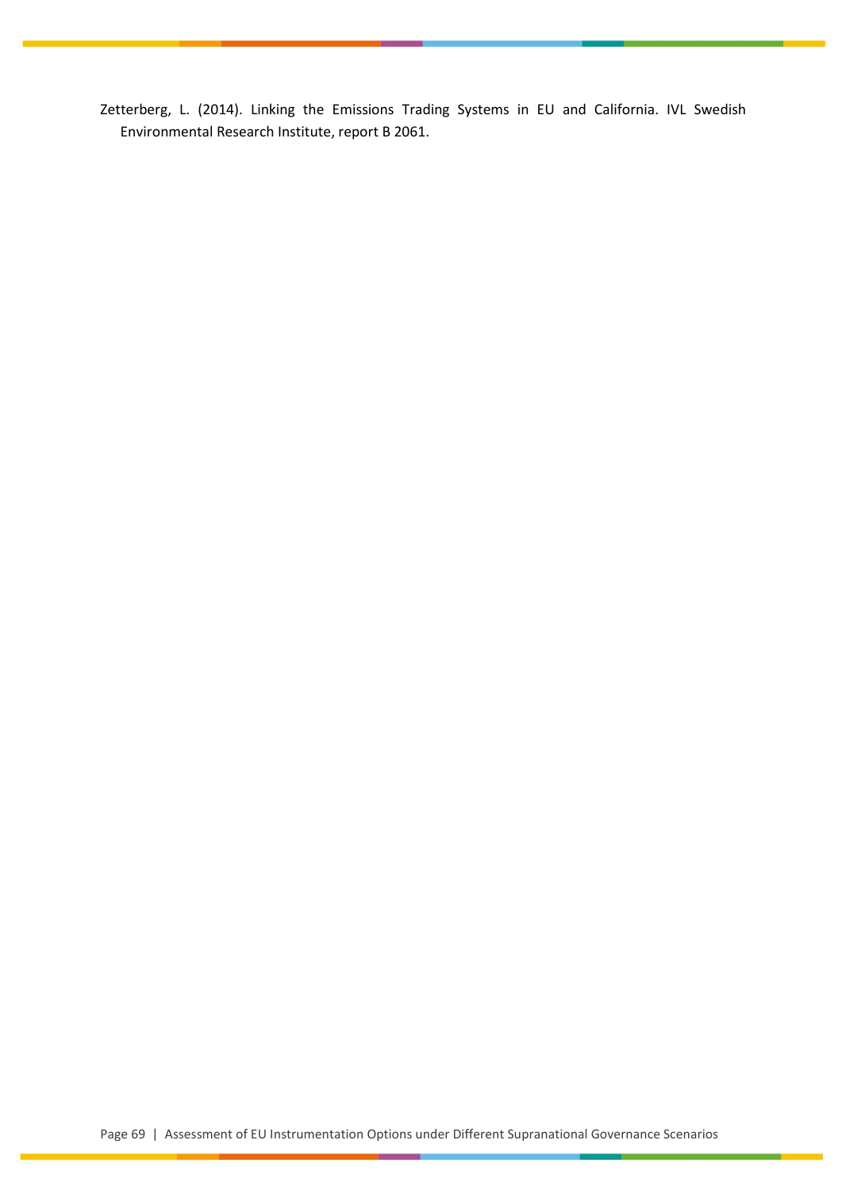Zetterberg, L. (2014). Linking the Emissions Trading Systems in EU and California. IVL Swedish Environmental Research Institute, report B 2061.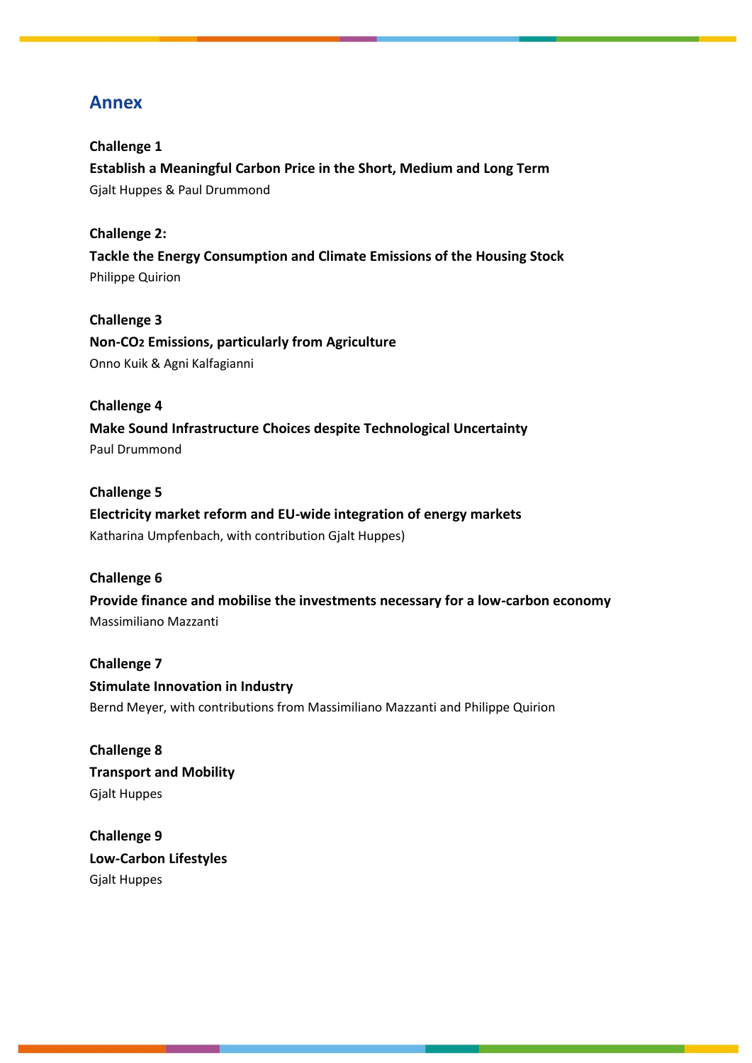## Annex

**Challenge 1**
**Establish a Meaningful Carbon Price in the Short, Medium and Long Term**
Gjalt Huppes & Paul Drummond

**Challenge 2:**
**Tackle the Energy Consumption and Climate Emissions of the Housing Stock**
Philippe Quirion

**Challenge 3**
**Non-$CO_2$ Emissions, particularly from Agriculture**
Onno Kuik & Agni Kalfagianni

**Challenge 4**
**Make Sound Infrastructure Choices despite Technological Uncertainty**
Paul Drummond

**Challenge 5**
**Electricity market reform and EU-wide integration of energy markets**
Katharina Umpfenbach, with contribution Gjalt Huppes)

**Challenge 6**
**Provide finance and mobilise the investments necessary for a low-carbon economy**
Massimiliano Mazzanti

**Challenge 7**
**Stimulate Innovation in Industry**
Bernd Meyer, with contributions from Massimiliano Mazzanti and Philippe Quirion

**Challenge 8**
**Transport and Mobility**
Gjalt Huppes

**Challenge 9**
**Low-Carbon Lifestyles**
Gjalt Huppes